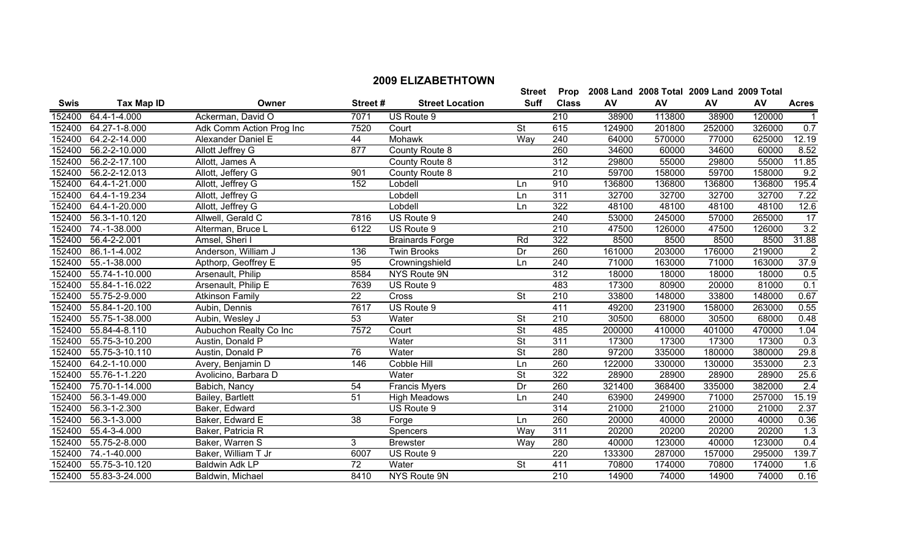# 2009 ELIZABETHTOWN

| Swis | Tax Map ID | Owner | Street # | Street Location | Street Suff | Prop Class | 2008 Land AV | 2008 Total AV | 2009 Land AV | 2009 Total AV | Acres |
|---|---|---|---|---|---|---|---|---|---|---|---|
| 152400 | 64.4-1-4.000 | Ackerman, David O | 7071 | US Route 9 | | 210 | 38900 | 113800 | 38900 | 120000 | 1 |
| 152400 | 64.27-1-8.000 | Adk Comm Action Prog Inc | 7520 | Court | St | 615 | 124900 | 201800 | 252000 | 326000 | 0.7 |
| 152400 | 64.2-2-14.000 | Alexander Daniel E | 44 | Mohawk | Way | 240 | 64000 | 570000 | 77000 | 625000 | 12.19 |
| 152400 | 56.2-2-10.000 | Allott Jeffrey G | 877 | County Route 8 | | 260 | 34600 | 60000 | 34600 | 60000 | 8.52 |
| 152400 | 56.2-2-17.100 | Allott, James A | | County Route 8 | | 312 | 29800 | 55000 | 29800 | 55000 | 11.85 |
| 152400 | 56.2-2-12.013 | Allott, Jeffrey G | 901 | County Route 8 | | 210 | 59700 | 158000 | 59700 | 158000 | 9.2 |
| 152400 | 64.4-1-21.000 | Allott, Jeffrey G | 152 | Lobdell | Ln | 910 | 136800 | 136800 | 136800 | 136800 | 195.4 |
| 152400 | 64.4-1-19.234 | Allott, Jeffrey G | | Lobdell | Ln | 311 | 32700 | 32700 | 32700 | 32700 | 7.22 |
| 152400 | 64.4-1-20.000 | Allott, Jeffrey G | | Lobdell | Ln | 322 | 48100 | 48100 | 48100 | 48100 | 12.6 |
| 152400 | 56.3-1-10.120 | Allwell, Gerald C | 7816 | US Route 9 | | 240 | 53000 | 245000 | 57000 | 265000 | 17 |
| 152400 | 74.-1-38.000 | Alterman, Bruce L | 6122 | US Route 9 | | 210 | 47500 | 126000 | 47500 | 126000 | 3.2 |
| 152400 | 56.4-2-2.001 | Amsel, Sheri I | | Brainards Forge | Rd | 322 | 8500 | 8500 | 8500 | 8500 | 31.88 |
| 152400 | 86.1-1-4.002 | Anderson, William J | 136 | Twin Brooks | Dr | 260 | 161000 | 203000 | 176000 | 219000 | 2 |
| 152400 | 55.-1-38.000 | Apthorp, Geoffrey E | 95 | Crowningshield | Ln | 240 | 71000 | 163000 | 71000 | 163000 | 37.9 |
| 152400 | 55.74-1-10.000 | Arsenault, Philip | 8584 | NYS Route 9N | | 312 | 18000 | 18000 | 18000 | 18000 | 0.5 |
| 152400 | 55.84-1-16.022 | Arsenault, Philip E | 7639 | US Route 9 | | 483 | 17300 | 80900 | 20000 | 81000 | 0.1 |
| 152400 | 55.75-2-9.000 | Atkinson Family | 22 | Cross | St | 210 | 33800 | 148000 | 33800 | 148000 | 0.67 |
| 152400 | 55.84-1-20.100 | Aubin, Dennis | 7617 | US Route 9 | | 411 | 49200 | 231900 | 158000 | 263000 | 0.55 |
| 152400 | 55.75-1-38.000 | Aubin, Wesley J | 53 | Water | St | 210 | 30500 | 68000 | 30500 | 68000 | 0.48 |
| 152400 | 55.84-4-8.110 | Aubuchon Realty Co Inc | 7572 | Court | St | 485 | 200000 | 410000 | 401000 | 470000 | 1.04 |
| 152400 | 55.75-3-10.200 | Austin, Donald P | | Water | St | 311 | 17300 | 17300 | 17300 | 17300 | 0.3 |
| 152400 | 55.75-3-10.110 | Austin, Donald P | 76 | Water | St | 280 | 97200 | 335000 | 180000 | 380000 | 29.8 |
| 152400 | 64.2-1-10.000 | Avery, Benjamin D | 146 | Cobble Hill | Ln | 260 | 122000 | 330000 | 130000 | 353000 | 2.3 |
| 152400 | 55.76-1-1.220 | Avolicino, Barbara D | | Water | St | 322 | 28900 | 28900 | 28900 | 28900 | 25.6 |
| 152400 | 75.70-1-14.000 | Babich, Nancy | 54 | Francis Myers | Dr | 260 | 321400 | 368400 | 335000 | 382000 | 2.4 |
| 152400 | 56.3-1-49.000 | Bailey, Bartlett | 51 | High Meadows | Ln | 240 | 63900 | 249900 | 71000 | 257000 | 15.19 |
| 152400 | 56.3-1-2.300 | Baker, Edward | | US Route 9 | | 314 | 21000 | 21000 | 21000 | 21000 | 2.37 |
| 152400 | 56.3-1-3.000 | Baker, Edward E | 38 | Forge | Ln | 260 | 20000 | 40000 | 20000 | 40000 | 0.36 |
| 152400 | 55.4-3-4.000 | Baker, Patricia R | | Spencers | Way | 311 | 20200 | 20200 | 20200 | 20200 | 1.3 |
| 152400 | 55.75-2-8.000 | Baker, Warren S | 3 | Brewster | Way | 280 | 40000 | 123000 | 40000 | 123000 | 0.4 |
| 152400 | 74.-1-40.000 | Baker, William T Jr | 6007 | US Route 9 | | 220 | 133300 | 287000 | 157000 | 295000 | 139.7 |
| 152400 | 55.75-3-10.120 | Baldwin Adk LP | 72 | Water | St | 411 | 70800 | 174000 | 70800 | 174000 | 1.6 |
| 152400 | 55.83-3-24.000 | Baldwin, Michael | 8410 | NYS Route 9N | | 210 | 14900 | 74000 | 14900 | 74000 | 0.16 |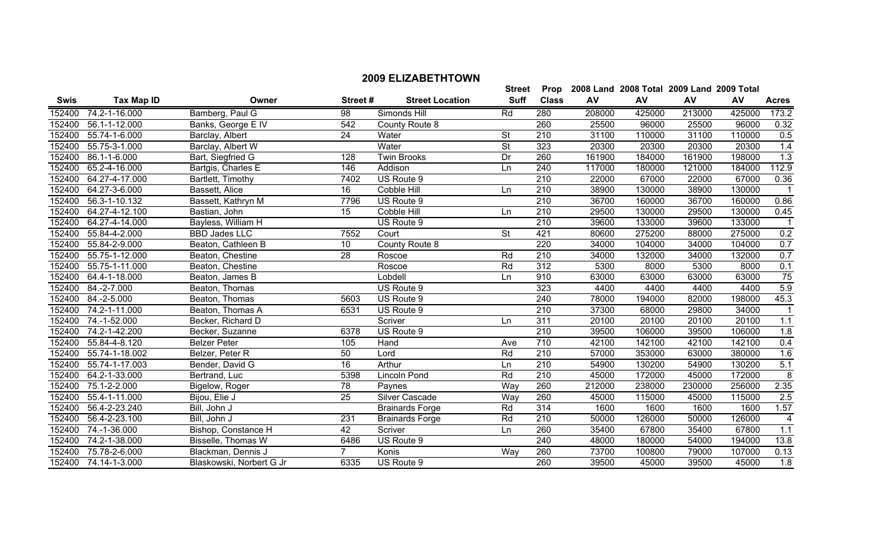# 2009 ELIZABETHTOWN

| Swis | Tax Map ID | Owner | Street # | Street Location | Street Suff | Prop Class | 2008 Land AV | 2008 Total AV | 2009 Land AV | 2009 Total AV | Acres |
|---|---|---|---|---|---|---|---|---|---|---|---|
| 152400 | 74.2-1-16.000 | Bamberg, Paul G | 98 | Simonds Hill | Rd | 280 | 208000 | 425000 | 213000 | 425000 | 173.2 |
| 152400 | 56.1-1-12.000 | Banks, George E IV | 542 | County Route 8 | | 260 | 25500 | 96000 | 25500 | 96000 | 0.32 |
| 152400 | 55.74-1-6.000 | Barclay, Albert | 24 | Water | St | 210 | 31100 | 110000 | 31100 | 110000 | 0.5 |
| 152400 | 55.75-3-1.000 | Barclay, Albert W | | Water | St | 323 | 20300 | 20300 | 20300 | 20300 | 1.4 |
| 152400 | 86.1-1-6.000 | Bart, Siegfried G | 128 | Twin Brooks | Dr | 260 | 161900 | 184000 | 161900 | 198000 | 1.3 |
| 152400 | 65.2-4-16.000 | Bartgis, Charles E | 146 | Addison | Ln | 240 | 117000 | 180000 | 121000 | 184000 | 112.9 |
| 152400 | 64.27-4-17.000 | Bartlett, Timothy | 7402 | US Route 9 | | 210 | 22000 | 67000 | 22000 | 67000 | 0.36 |
| 152400 | 64.27-3-6.000 | Bassett, Alice | 16 | Cobble Hill | Ln | 210 | 38900 | 130000 | 38900 | 130000 | 1 |
| 152400 | 56.3-1-10.132 | Bassett, Kathryn M | 7796 | US Route 9 | | 210 | 36700 | 160000 | 36700 | 160000 | 0.86 |
| 152400 | 64.27-4-12.100 | Bastian, John | 15 | Cobble Hill | Ln | 210 | 29500 | 130000 | 29500 | 130000 | 0.45 |
| 152400 | 64.27-4-14.000 | Bayless, William H | | US Route 9 | | 210 | 39600 | 133000 | 39600 | 133000 | 1 |
| 152400 | 55.84-4-2.000 | BBD Jades LLC | 7552 | Court | St | 421 | 80600 | 275200 | 88000 | 275000 | 0.2 |
| 152400 | 55.84-2-9.000 | Beaton, Cathleen B | 10 | County Route 8 | | 220 | 34000 | 104000 | 34000 | 104000 | 0.7 |
| 152400 | 55.75-1-12.000 | Beaton, Chestine | 28 | Roscoe | Rd | 210 | 34000 | 132000 | 34000 | 132000 | 0.7 |
| 152400 | 55.75-1-11.000 | Beaton, Chestine | | Roscoe | Rd | 312 | 5300 | 8000 | 5300 | 8000 | 0.1 |
| 152400 | 64.4-1-18.000 | Beaton, James B | | Lobdell | Ln | 910 | 63000 | 63000 | 63000 | 63000 | 75 |
| 152400 | 84.-2-7.000 | Beaton, Thomas | | US Route 9 | | 323 | 4400 | 4400 | 4400 | 4400 | 5.9 |
| 152400 | 84.-2-5.000 | Beaton, Thomas | 5603 | US Route 9 | | 240 | 78000 | 194000 | 82000 | 198000 | 45.3 |
| 152400 | 74.2-1-11.000 | Beaton, Thomas A | 6531 | US Route 9 | | 210 | 37300 | 68000 | 29800 | 34000 | 1 |
| 152400 | 74.-1-52.000 | Becker, Richard D | | Scriver | Ln | 311 | 20100 | 20100 | 20100 | 20100 | 1.1 |
| 152400 | 74.2-1-42.200 | Becker, Suzanne | 6378 | US Route 9 | | 210 | 39500 | 106000 | 39500 | 106000 | 1.8 |
| 152400 | 55.84-4-8.120 | Belzer Peter | 105 | Hand | Ave | 710 | 42100 | 142100 | 42100 | 142100 | 0.4 |
| 152400 | 55.74-1-18.002 | Belzer, Peter R | 50 | Lord | Rd | 210 | 57000 | 353000 | 63000 | 380000 | 1.6 |
| 152400 | 55.74-1-17.003 | Bender, David G | 16 | Arthur | Ln | 210 | 54900 | 130200 | 54900 | 130200 | 5.1 |
| 152400 | 64.2-1-33.000 | Bertrand, Luc | 5398 | Lincoln Pond | Rd | 210 | 45000 | 172000 | 45000 | 172000 | 8 |
| 152400 | 75.1-2-2.000 | Bigelow, Roger | 78 | Paynes | Way | 260 | 212000 | 238000 | 230000 | 256000 | 2.35 |
| 152400 | 55.4-1-11.000 | Bijou, Elie J | 25 | Silver Cascade | Way | 260 | 45000 | 115000 | 45000 | 115000 | 2.5 |
| 152400 | 56.4-2-23.240 | Bill, John J | | Brainards Forge | Rd | 314 | 1600 | 1600 | 1600 | 1600 | 1.57 |
| 152400 | 56.4-2-23.100 | Bill, John J | 231 | Brainards Forge | Rd | 210 | 50000 | 126000 | 50000 | 126000 | 4 |
| 152400 | 74.-1-36.000 | Bishop, Constance H | 42 | Scriver | Ln | 260 | 35400 | 67800 | 35400 | 67800 | 1.1 |
| 152400 | 74.2-1-38.000 | Bisselle, Thomas W | 6486 | US Route 9 | | 240 | 48000 | 180000 | 54000 | 194000 | 13.8 |
| 152400 | 75.78-2-6.000 | Blackman, Dennis J | 7 | Konis | Way | 260 | 73700 | 100800 | 79000 | 107000 | 0.13 |
| 152400 | 74.14-1-3.000 | Blaskowski, Norbert G Jr | 6335 | US Route 9 | | 260 | 39500 | 45000 | 39500 | 45000 | 1.8 |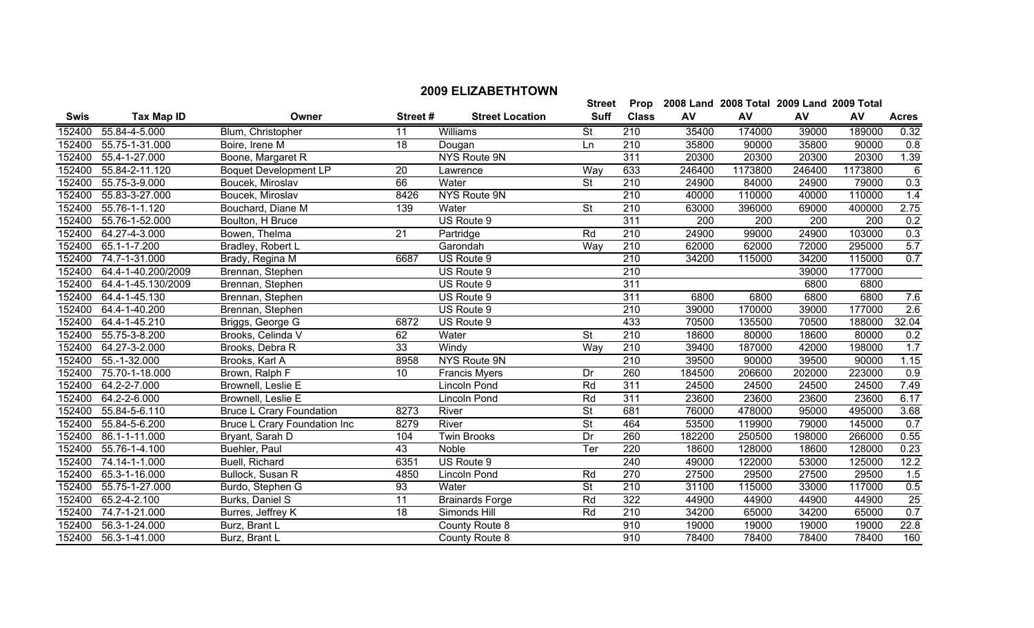## 2009 ELIZABETHTOWN

| Swis | Tax Map ID | Owner | Street # | Street Location | Street Suff | Prop Class | 2008 Land AV | 2008 Total AV | 2009 Land AV | 2009 Total AV | Acres |
|---|---|---|---|---|---|---|---|---|---|---|---|
| 152400 | 55.84-4-5.000 | Blum, Christopher | 11 | Williams | St | 210 | 35400 | 174000 | 39000 | 189000 | 0.32 |
| 152400 | 55.75-1-31.000 | Boire, Irene M | 18 | Dougan | Ln | 210 | 35800 | 90000 | 35800 | 90000 | 0.8 |
| 152400 | 55.4-1-27.000 | Boone, Margaret R | | NYS Route 9N | | 311 | 20300 | 20300 | 20300 | 20300 | 1.39 |
| 152400 | 55.84-2-11.120 | Boquet Development LP | 20 | Lawrence | Way | 633 | 246400 | 1173800 | 246400 | 1173800 | 6 |
| 152400 | 55.75-3-9.000 | Boucek, Miroslav | 66 | Water | St | 210 | 24900 | 84000 | 24900 | 79000 | 0.3 |
| 152400 | 55.83-3-27.000 | Boucek, Miroslav | 8426 | NYS Route 9N | | 210 | 40000 | 110000 | 40000 | 110000 | 1.4 |
| 152400 | 55.76-1-1.120 | Bouchard, Diane M | 139 | Water | St | 210 | 63000 | 396000 | 69000 | 400000 | 2.75 |
| 152400 | 55.76-1-52.000 | Boulton, H Bruce | | US Route 9 | | 311 | 200 | 200 | 200 | 200 | 0.2 |
| 152400 | 64.27-4-3.000 | Bowen, Thelma | 21 | Partridge | Rd | 210 | 24900 | 99000 | 24900 | 103000 | 0.3 |
| 152400 | 65.1-1-7.200 | Bradley, Robert L | | Garondah | Way | 210 | 62000 | 62000 | 72000 | 295000 | 5.7 |
| 152400 | 74.7-1-31.000 | Brady, Regina M | 6687 | US Route 9 | | 210 | 34200 | 115000 | 34200 | 115000 | 0.7 |
| 152400 | 64.4-1-40.200/2009 | Brennan, Stephen | | US Route 9 | | 210 | | | 39000 | 177000 | |
| 152400 | 64.4-1-45.130/2009 | Brennan, Stephen | | US Route 9 | | 311 | | | 6800 | 6800 | |
| 152400 | 64.4-1-45.130 | Brennan, Stephen | | US Route 9 | | 311 | 6800 | 6800 | 6800 | 6800 | 7.6 |
| 152400 | 64.4-1-40.200 | Brennan, Stephen | | US Route 9 | | 210 | 39000 | 170000 | 39000 | 177000 | 2.6 |
| 152400 | 64.4-1-45.210 | Briggs, George G | 6872 | US Route 9 | | 433 | 70500 | 135500 | 70500 | 188000 | 32.04 |
| 152400 | 55.75-3-8.200 | Brooks, Celinda V | 62 | Water | St | 210 | 18600 | 80000 | 18600 | 80000 | 0.2 |
| 152400 | 64.27-3-2.000 | Brooks, Debra R | 33 | Windy | Way | 210 | 39400 | 187000 | 42000 | 198000 | 1.7 |
| 152400 | 55.-1-32.000 | Brooks, Karl A | 8958 | NYS Route 9N | | 210 | 39500 | 90000 | 39500 | 90000 | 1.15 |
| 152400 | 75.70-1-18.000 | Brown, Ralph F | 10 | Francis Myers | Dr | 260 | 184500 | 206600 | 202000 | 223000 | 0.9 |
| 152400 | 64.2-2-7.000 | Brownell, Leslie E | | Lincoln Pond | Rd | 311 | 24500 | 24500 | 24500 | 24500 | 7.49 |
| 152400 | 64.2-2-6.000 | Brownell, Leslie E | | Lincoln Pond | Rd | 311 | 23600 | 23600 | 23600 | 23600 | 6.17 |
| 152400 | 55.84-5-6.110 | Bruce L Crary Foundation | 8273 | River | St | 681 | 76000 | 478000 | 95000 | 495000 | 3.68 |
| 152400 | 55.84-5-6.200 | Bruce L Crary Foundation Inc | 8279 | River | St | 464 | 53500 | 119900 | 79000 | 145000 | 0.7 |
| 152400 | 86.1-1-11.000 | Bryant, Sarah D | 104 | Twin Brooks | Dr | 260 | 182200 | 250500 | 198000 | 266000 | 0.55 |
| 152400 | 55.76-1-4.100 | Buehler, Paul | 43 | Noble | Ter | 220 | 18600 | 128000 | 18600 | 128000 | 0.23 |
| 152400 | 74.14-1-1.000 | Buell, Richard | 6351 | US Route 9 | | 240 | 49000 | 122000 | 53000 | 125000 | 12.2 |
| 152400 | 65.3-1-16.000 | Bullock, Susan R | 4850 | Lincoln Pond | Rd | 270 | 27500 | 29500 | 27500 | 29500 | 1.5 |
| 152400 | 55.75-1-27.000 | Burdo, Stephen G | 93 | Water | St | 210 | 31100 | 115000 | 33000 | 117000 | 0.5 |
| 152400 | 65.2-4-2.100 | Burks, Daniel S | 11 | Brainards Forge | Rd | 322 | 44900 | 44900 | 44900 | 44900 | 25 |
| 152400 | 74.7-1-21.000 | Burres, Jeffrey K | 18 | Simonds Hill | Rd | 210 | 34200 | 65000 | 34200 | 65000 | 0.7 |
| 152400 | 56.3-1-24.000 | Burz, Brant L | | County Route 8 | | 910 | 19000 | 19000 | 19000 | 19000 | 22.8 |
| 152400 | 56.3-1-41.000 | Burz, Brant L | | County Route 8 | | 910 | 78400 | 78400 | 78400 | 78400 | 160 |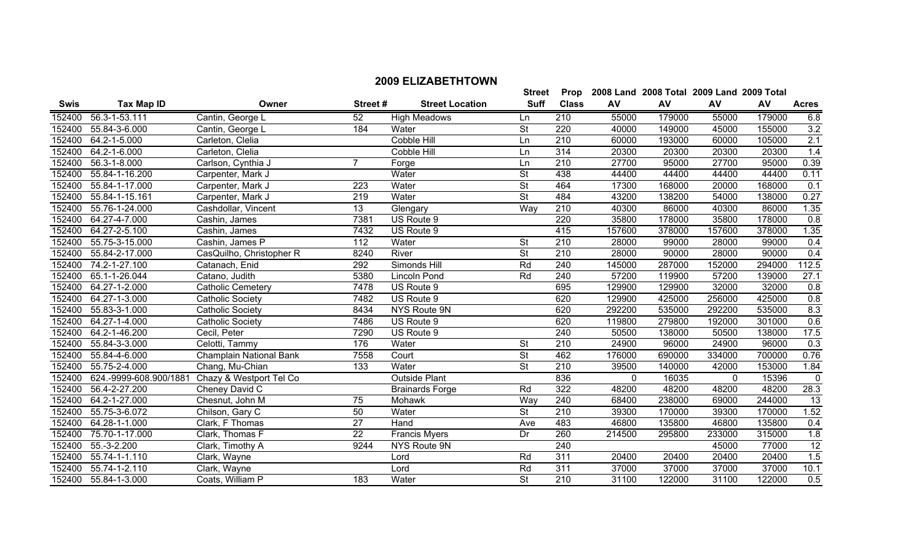## 2009 ELIZABETHTOWN

| Swis | Tax Map ID | Owner | Street # | Street Location | Street Suff | Prop Class | 2008 Land AV | 2008 Total AV | 2009 Land AV | 2009 Total AV | Acres |
|---|---|---|---|---|---|---|---|---|---|---|---|
| 152400 | 56.3-1-53.111 | Cantin, George L | 52 | High Meadows | Ln | 210 | 55000 | 179000 | 55000 | 179000 | 6.8 |
| 152400 | 55.84-3-6.000 | Cantin, George L | 184 | Water | St | 220 | 40000 | 149000 | 45000 | 155000 | 3.2 |
| 152400 | 64.2-1-5.000 | Carleton, Clelia | | Cobble Hill | Ln | 210 | 60000 | 193000 | 60000 | 105000 | 2.1 |
| 152400 | 64.2-1-6.000 | Carleton, Clelia | | Cobble Hill | Ln | 314 | 20300 | 20300 | 20300 | 20300 | 1.4 |
| 152400 | 56.3-1-8.000 | Carlson, Cynthia J | 7 | Forge | Ln | 210 | 27700 | 95000 | 27700 | 95000 | 0.39 |
| 152400 | 55.84-1-16.200 | Carpenter, Mark J | | Water | St | 438 | 44400 | 44400 | 44400 | 44400 | 0.11 |
| 152400 | 55.84-1-17.000 | Carpenter, Mark J | 223 | Water | St | 464 | 17300 | 168000 | 20000 | 168000 | 0.1 |
| 152400 | 55.84-1-15.161 | Carpenter, Mark J | 219 | Water | St | 484 | 43200 | 138200 | 54000 | 138000 | 0.27 |
| 152400 | 55.76-1-24.000 | Cashdollar, Vincent | 13 | Glengary | Way | 210 | 40300 | 86000 | 40300 | 86000 | 1.35 |
| 152400 | 64.27-4-7.000 | Cashin, James | 7381 | US Route 9 | | 220 | 35800 | 178000 | 35800 | 178000 | 0.8 |
| 152400 | 64.27-2-5.100 | Cashin, James | 7432 | US Route 9 | | 415 | 157600 | 378000 | 157600 | 378000 | 1.35 |
| 152400 | 55.75-3-15.000 | Cashin, James P | 112 | Water | St | 210 | 28000 | 99000 | 28000 | 99000 | 0.4 |
| 152400 | 55.84-2-17.000 | CasQuilho, Christopher R | 8240 | River | St | 210 | 28000 | 90000 | 28000 | 90000 | 0.4 |
| 152400 | 74.2-1-27.100 | Catanach, Enid | 292 | Simonds Hill | Rd | 240 | 145000 | 287000 | 152000 | 294000 | 112.5 |
| 152400 | 65.1-1-26.044 | Catano, Judith | 5380 | Lincoln Pond | Rd | 240 | 57200 | 119900 | 57200 | 139000 | 27.1 |
| 152400 | 64.27-1-2.000 | Catholic Cemetery | 7478 | US Route 9 | | 695 | 129900 | 129900 | 32000 | 32000 | 0.8 |
| 152400 | 64.27-1-3.000 | Catholic Society | 7482 | US Route 9 | | 620 | 129900 | 425000 | 256000 | 425000 | 0.8 |
| 152400 | 55.83-3-1.000 | Catholic Society | 8434 | NYS Route 9N | | 620 | 292200 | 535000 | 292200 | 535000 | 8.3 |
| 152400 | 64.27-1-4.000 | Catholic Society | 7486 | US Route 9 | | 620 | 119800 | 279800 | 192000 | 301000 | 0.6 |
| 152400 | 64.2-1-46.200 | Cecil, Peter | 7290 | US Route 9 | | 240 | 50500 | 138000 | 50500 | 138000 | 17.5 |
| 152400 | 55.84-3-3.000 | Celotti, Tammy | 176 | Water | St | 210 | 24900 | 96000 | 24900 | 96000 | 0.3 |
| 152400 | 55.84-4-6.000 | Champlain National Bank | 7558 | Court | St | 462 | 176000 | 690000 | 334000 | 700000 | 0.76 |
| 152400 | 55.75-2-4.000 | Chang, Mu-Chian | 133 | Water | St | 210 | 39500 | 140000 | 42000 | 153000 | 1.84 |
| 152400 | 624.-9999-608.900/1881 | Chazy & Westport Tel Co | | Outside Plant | | 836 | 0 | 16035 | 0 | 15396 | 0 |
| 152400 | 56.4-2-27.200 | Cheney David C | | Brainards Forge | Rd | 322 | 48200 | 48200 | 48200 | 48200 | 28.3 |
| 152400 | 64.2-1-27.000 | Chesnut, John M | 75 | Mohawk | Way | 240 | 68400 | 238000 | 69000 | 244000 | 13 |
| 152400 | 55.75-3-6.072 | Chilson, Gary C | 50 | Water | St | 210 | 39300 | 170000 | 39300 | 170000 | 1.52 |
| 152400 | 64.28-1-1.000 | Clark, F Thomas | 27 | Hand | Ave | 483 | 46800 | 135800 | 46800 | 135800 | 0.4 |
| 152400 | 75.70-1-17.000 | Clark, Thomas F | 22 | Francis Myers | Dr | 260 | 214500 | 295800 | 233000 | 315000 | 1.8 |
| 152400 | 55.-3-2.200 | Clark, Timothy A | 9244 | NYS Route 9N | | 240 | | | 45000 | 77000 | 12 |
| 152400 | 55.74-1-1.110 | Clark, Wayne | | Lord | Rd | 311 | 20400 | 20400 | 20400 | 20400 | 1.5 |
| 152400 | 55.74-1-2.110 | Clark, Wayne | | Lord | Rd | 311 | 37000 | 37000 | 37000 | 37000 | 10.1 |
| 152400 | 55.84-1-3.000 | Coats, William P | 183 | Water | St | 210 | 31100 | 122000 | 31100 | 122000 | 0.5 |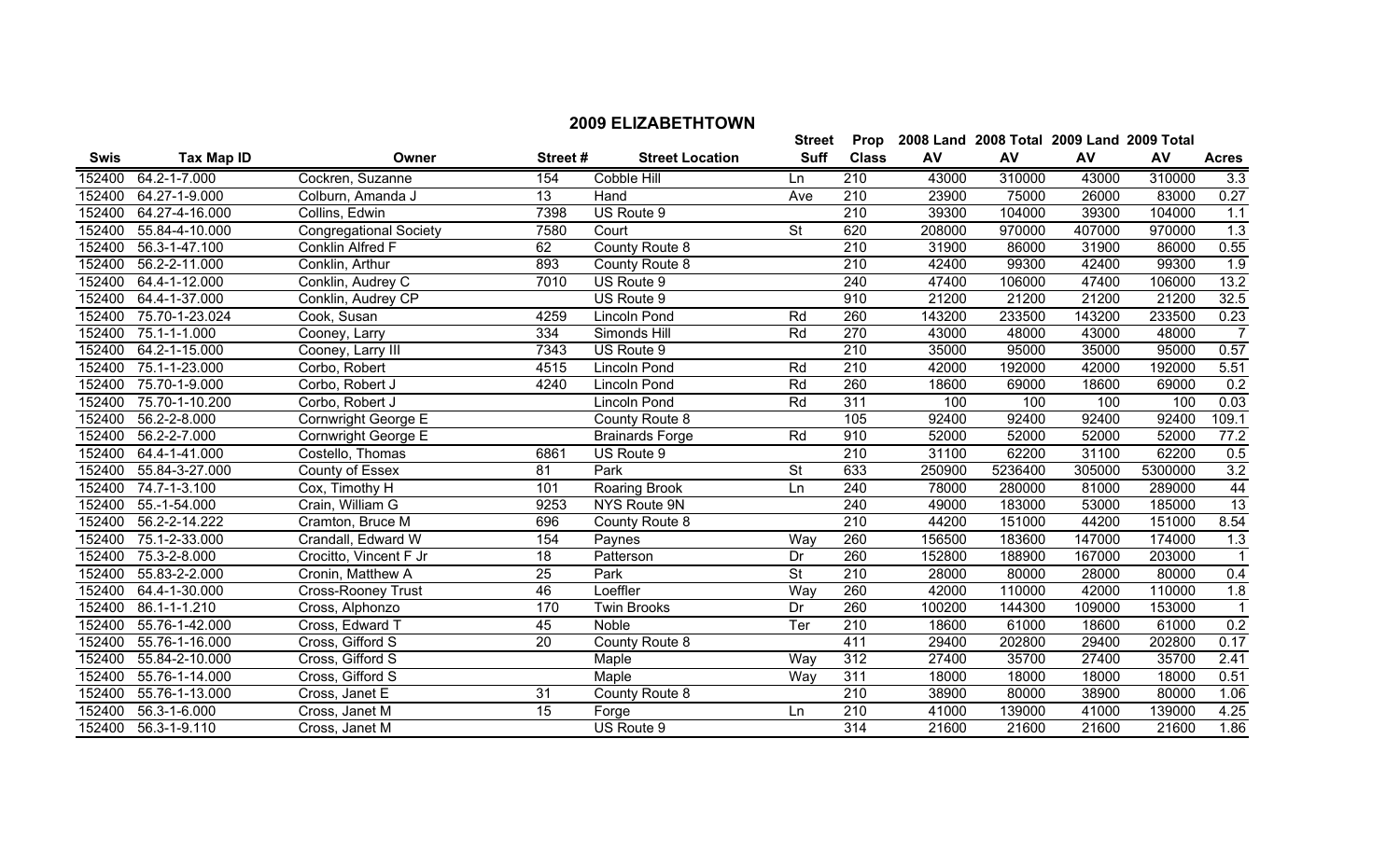## 2009 ELIZABETHTOWN

| Swis | Tax Map ID | Owner | Street # | Street Location | Street Suff | Prop Class | 2008 Land AV | 2008 Total AV | 2009 Land AV | 2009 Total AV | Acres |
|---|---|---|---|---|---|---|---|---|---|---|---|
| 152400 | 64.2-1-7.000 | Cockren, Suzanne | 154 | Cobble Hill | Ln | 210 | 43000 | 310000 | 43000 | 310000 | 3.3 |
| 152400 | 64.27-1-9.000 | Colburn, Amanda J | 13 | Hand | Ave | 210 | 23900 | 75000 | 26000 | 83000 | 0.27 |
| 152400 | 64.27-4-16.000 | Collins, Edwin | 7398 | US Route 9 | | 210 | 39300 | 104000 | 39300 | 104000 | 1.1 |
| 152400 | 55.84-4-10.000 | Congregational Society | 7580 | Court | St | 620 | 208000 | 970000 | 407000 | 970000 | 1.3 |
| 152400 | 56.3-1-47.100 | Conklin Alfred F | 62 | County Route 8 | | 210 | 31900 | 86000 | 31900 | 86000 | 0.55 |
| 152400 | 56.2-2-11.000 | Conklin, Arthur | 893 | County Route 8 | | 210 | 42400 | 99300 | 42400 | 99300 | 1.9 |
| 152400 | 64.4-1-12.000 | Conklin, Audrey C | 7010 | US Route 9 | | 240 | 47400 | 106000 | 47400 | 106000 | 13.2 |
| 152400 | 64.4-1-37.000 | Conklin, Audrey CP | | US Route 9 | | 910 | 21200 | 21200 | 21200 | 21200 | 32.5 |
| 152400 | 75.70-1-23.024 | Cook, Susan | 4259 | Lincoln Pond | Rd | 260 | 143200 | 233500 | 143200 | 233500 | 0.23 |
| 152400 | 75.1-1-1.000 | Cooney, Larry | 334 | Simonds Hill | Rd | 270 | 43000 | 48000 | 43000 | 48000 | 7 |
| 152400 | 64.2-1-15.000 | Cooney, Larry III | 7343 | US Route 9 | | 210 | 35000 | 95000 | 35000 | 95000 | 0.57 |
| 152400 | 75.1-1-23.000 | Corbo, Robert | 4515 | Lincoln Pond | Rd | 210 | 42000 | 192000 | 42000 | 192000 | 5.51 |
| 152400 | 75.70-1-9.000 | Corbo, Robert J | 4240 | Lincoln Pond | Rd | 260 | 18600 | 69000 | 18600 | 69000 | 0.2 |
| 152400 | 75.70-1-10.200 | Corbo, Robert J | | Lincoln Pond | Rd | 311 | 100 | 100 | 100 | 100 | 0.03 |
| 152400 | 56.2-2-8.000 | Cornwright George E | | County Route 8 | | 105 | 92400 | 92400 | 92400 | 92400 | 109.1 |
| 152400 | 56.2-2-7.000 | Cornwright George E | | Brainards Forge | Rd | 910 | 52000 | 52000 | 52000 | 52000 | 77.2 |
| 152400 | 64.4-1-41.000 | Costello, Thomas | 6861 | US Route 9 | | 210 | 31100 | 62200 | 31100 | 62200 | 0.5 |
| 152400 | 55.84-3-27.000 | County of Essex | 81 | Park | St | 633 | 250900 | 5236400 | 305000 | 5300000 | 3.2 |
| 152400 | 74.7-1-3.100 | Cox, Timothy H | 101 | Roaring Brook | Ln | 240 | 78000 | 280000 | 81000 | 289000 | 44 |
| 152400 | 55.-1-54.000 | Crain, William G | 9253 | NYS Route 9N | | 240 | 49000 | 183000 | 53000 | 185000 | 13 |
| 152400 | 56.2-2-14.222 | Cramton, Bruce M | 696 | County Route 8 | | 210 | 44200 | 151000 | 44200 | 151000 | 8.54 |
| 152400 | 75.1-2-33.000 | Crandall, Edward W | 154 | Paynes | Way | 260 | 156500 | 183600 | 147000 | 174000 | 1.3 |
| 152400 | 75.3-2-8.000 | Crocitto, Vincent F Jr | 18 | Patterson | Dr | 260 | 152800 | 188900 | 167000 | 203000 | 1 |
| 152400 | 55.83-2-2.000 | Cronin, Matthew A | 25 | Park | St | 210 | 28000 | 80000 | 28000 | 80000 | 0.4 |
| 152400 | 64.4-1-30.000 | Cross-Rooney Trust | 46 | Loeffler | Way | 260 | 42000 | 110000 | 42000 | 110000 | 1.8 |
| 152400 | 86.1-1-1.210 | Cross, Alphonzo | 170 | Twin Brooks | Dr | 260 | 100200 | 144300 | 109000 | 153000 | 1 |
| 152400 | 55.76-1-42.000 | Cross, Edward T | 45 | Noble | Ter | 210 | 18600 | 61000 | 18600 | 61000 | 0.2 |
| 152400 | 55.76-1-16.000 | Cross, Gifford S | 20 | County Route 8 | | 411 | 29400 | 202800 | 29400 | 202800 | 0.17 |
| 152400 | 55.84-2-10.000 | Cross, Gifford S | | Maple | Way | 312 | 27400 | 35700 | 27400 | 35700 | 2.41 |
| 152400 | 55.76-1-14.000 | Cross, Gifford S | | Maple | Way | 311 | 18000 | 18000 | 18000 | 18000 | 0.51 |
| 152400 | 55.76-1-13.000 | Cross, Janet E | 31 | County Route 8 | | 210 | 38900 | 80000 | 38900 | 80000 | 1.06 |
| 152400 | 56.3-1-6.000 | Cross, Janet M | 15 | Forge | Ln | 210 | 41000 | 139000 | 41000 | 139000 | 4.25 |
| 152400 | 56.3-1-9.110 | Cross, Janet M | | US Route 9 | | 314 | 21600 | 21600 | 21600 | 21600 | 1.86 |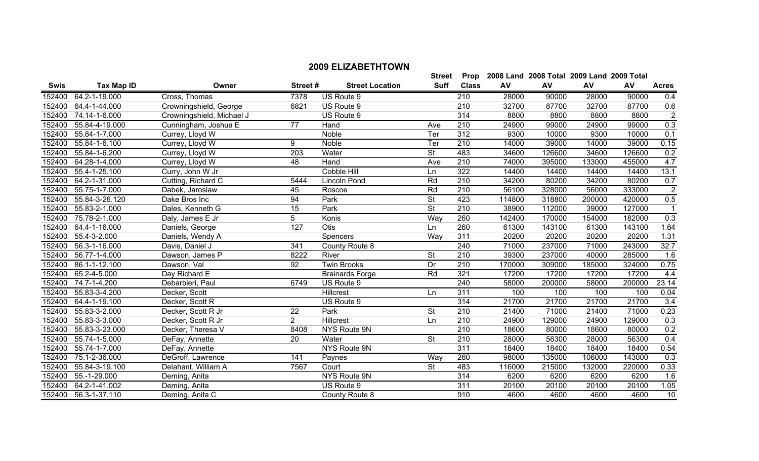# 2009 ELIZABETHTOWN

| Swis | Tax Map ID | Owner | Street # | Street Location | Street Suff | Prop Class | 2008 Land AV | 2008 Total AV | 2009 Land AV | 2009 Total AV | Acres |
|---|---|---|---|---|---|---|---|---|---|---|---|
| 152400 | 64.2-1-19.000 | Cross, Thomas | 7378 | US Route 9 | | 210 | 28000 | 90000 | 28000 | 90000 | 0.4 |
| 152400 | 64.4-1-44.000 | Crowningshield, George | 6821 | US Route 9 | | 210 | 32700 | 87700 | 32700 | 87700 | 0.6 |
| 152400 | 74.14-1-6.000 | Crowningshield, Michael J | | US Route 9 | | 314 | 8800 | 8800 | 8800 | 8800 | 2 |
| 152400 | 55.84-4-19.000 | Cunningham, Joshua E | 77 | Hand | Ave | 210 | 24900 | 99000 | 24900 | 99000 | 0.3 |
| 152400 | 55.84-1-7.000 | Currey, Lloyd W | | Noble | Ter | 312 | 9300 | 10000 | 9300 | 10000 | 0.1 |
| 152400 | 55.84-1-6.100 | Currey, Lloyd W | 9 | Noble | Ter | 210 | 14000 | 39000 | 14000 | 39000 | 0.15 |
| 152400 | 55.84-1-6.200 | Currey, Lloyd W | 203 | Water | St | 483 | 34600 | 126600 | 34600 | 126600 | 0.2 |
| 152400 | 64.28-1-4.000 | Currey, Lloyd W | 48 | Hand | Ave | 210 | 74000 | 395000 | 133000 | 455000 | 4.7 |
| 152400 | 55.4-1-25.100 | Curry, John W Jr | | Cobble Hill | Ln | 322 | 14400 | 14400 | 14400 | 14400 | 13.1 |
| 152400 | 64.2-1-31.000 | Cutting, Richard C | 5444 | Lincoln Pond | Rd | 210 | 34200 | 80200 | 34200 | 80200 | 0.7 |
| 152400 | 55.75-1-7.000 | Dabek, Jaroslaw | 45 | Roscoe | Rd | 210 | 56100 | 328000 | 56000 | 333000 | 2 |
| 152400 | 55.84-3-26.120 | Dake Bros Inc | 94 | Park | St | 423 | 114800 | 318800 | 200000 | 420000 | 0.5 |
| 152400 | 55.83-2-1.000 | Dales, Kenneth G | 15 | Park | St | 210 | 38900 | 112000 | 39000 | 127000 | 1 |
| 152400 | 75.78-2-1.000 | Daly, James E Jr | 5 | Konis | Way | 260 | 142400 | 170000 | 154000 | 182000 | 0.3 |
| 152400 | 64.4-1-16.000 | Daniels, George | 127 | Otis | Ln | 260 | 61300 | 143100 | 61300 | 143100 | 1.64 |
| 152400 | 55.4-3-2.000 | Daniels, Wendy A | | Spencers | Way | 311 | 20200 | 20200 | 20200 | 20200 | 1.31 |
| 152400 | 56.3-1-16.000 | Davis, Daniel J | 341 | County Route 8 | | 240 | 71000 | 237000 | 71000 | 243000 | 32.7 |
| 152400 | 56.77-1-4.000 | Dawson, James P | 8222 | River | St | 210 | 39300 | 237000 | 40000 | 285000 | 1.6 |
| 152400 | 86.1-1-12.100 | Dawson, Val | 92 | Twin Brooks | Dr | 210 | 170000 | 309000 | 185000 | 324000 | 0.75 |
| 152400 | 65.2-4-5.000 | Day Richard E | | Brainards Forge | Rd | 321 | 17200 | 17200 | 17200 | 17200 | 4.4 |
| 152400 | 74.7-1-4.200 | Debarbieri, Paul | 6749 | US Route 9 | | 240 | 58000 | 200000 | 58000 | 200000 | 23.14 |
| 152400 | 55.83-3-4.200 | Decker, Scott | | Hillcrest | Ln | 311 | 100 | 100 | 100 | 100 | 0.04 |
| 152400 | 64.4-1-19.100 | Decker, Scott R | | US Route 9 | | 314 | 21700 | 21700 | 21700 | 21700 | 3.4 |
| 152400 | 55.83-3-2.000 | Decker, Scott R Jr | 22 | Park | St | 210 | 21400 | 71000 | 21400 | 71000 | 0.23 |
| 152400 | 55.83-3-3.000 | Decker, Scott R Jr | 2 | Hillcrest | Ln | 210 | 24900 | 129000 | 24900 | 129000 | 0.3 |
| 152400 | 55.83-3-23.000 | Decker, Theresa V | 8408 | NYS Route 9N | | 210 | 18600 | 80000 | 18600 | 80000 | 0.2 |
| 152400 | 55.74-1-5.000 | DeFay, Annette | 20 | Water | St | 210 | 28000 | 56300 | 28000 | 56300 | 0.4 |
| 152400 | 55.74-1-7.000 | DeFay, Annette | | NYS Route 9N | | 311 | 18400 | 18400 | 18400 | 18400 | 0.54 |
| 152400 | 75.1-2-36.000 | DeGroff, Lawrence | 141 | Paynes | Way | 260 | 98000 | 135000 | 106000 | 143000 | 0.3 |
| 152400 | 55.84-3-19.100 | Delahant, William A | 7567 | Court | St | 483 | 116000 | 215000 | 132000 | 220000 | 0.33 |
| 152400 | 55.-1-29.000 | Deming, Anita | | NYS Route 9N | | 314 | 6200 | 6200 | 6200 | 6200 | 1.6 |
| 152400 | 64.2-1-41.002 | Deming, Anita | | US Route 9 | | 311 | 20100 | 20100 | 20100 | 20100 | 1.05 |
| 152400 | 56.3-1-37.110 | Deming, Anita C | | County Route 8 | | 910 | 4600 | 4600 | 4600 | 4600 | 10 |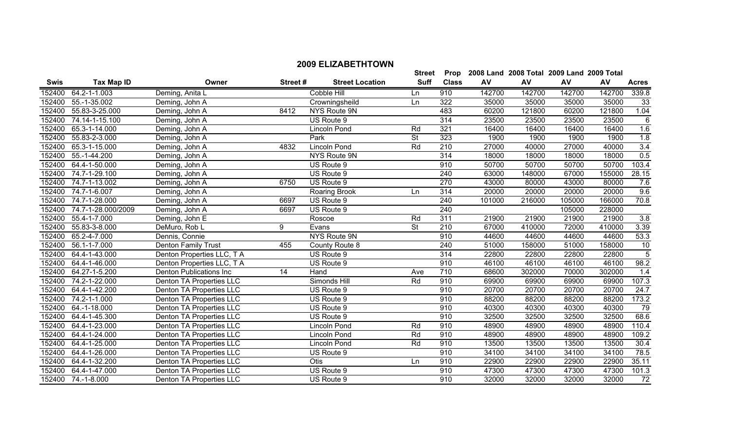## 2009 ELIZABETHTOWN

| Swis | Tax Map ID | Owner | Street # | Street Location | Street Suff | Prop Class | 2008 Land AV | 2008 Total AV | 2009 Land AV | 2009 Total AV | Acres |
|---|---|---|---|---|---|---|---|---|---|---|---|
| 152400 | 64.2-1-1.003 | Deming, Anita L | | Cobble Hill | Ln | 910 | 142700 | 142700 | 142700 | 142700 | 339.8 |
| 152400 | 55.-1-35.002 | Deming, John A | | Crowningsheild | Ln | 322 | 35000 | 35000 | 35000 | 35000 | 33 |
| 152400 | 55.83-3-25.000 | Deming, John A | 8412 | NYS Route 9N | | 483 | 60200 | 121800 | 60200 | 121800 | 1.04 |
| 152400 | 74.14-1-15.100 | Deming, John A | | US Route 9 | | 314 | 23500 | 23500 | 23500 | 23500 | 6 |
| 152400 | 65.3-1-14.000 | Deming, John A | | Lincoln Pond | Rd | 321 | 16400 | 16400 | 16400 | 16400 | 1.6 |
| 152400 | 55.83-2-3.000 | Deming, John A | | Park | St | 323 | 1900 | 1900 | 1900 | 1900 | 1.8 |
| 152400 | 65.3-1-15.000 | Deming, John A | 4832 | Lincoln Pond | Rd | 210 | 27000 | 40000 | 27000 | 40000 | 3.4 |
| 152400 | 55.-1-44.200 | Deming, John A | | NYS Route 9N | | 314 | 18000 | 18000 | 18000 | 18000 | 0.5 |
| 152400 | 64.4-1-50.000 | Deming, John A | | US Route 9 | | 910 | 50700 | 50700 | 50700 | 50700 | 103.4 |
| 152400 | 74.7-1-29.100 | Deming, John A | | US Route 9 | | 240 | 63000 | 148000 | 67000 | 155000 | 28.15 |
| 152400 | 74.7-1-13.002 | Deming, John A | 6750 | US Route 9 | | 270 | 43000 | 80000 | 43000 | 80000 | 7.6 |
| 152400 | 74.7-1-6.007 | Deming, John A | | Roaring Brook | Ln | 314 | 20000 | 20000 | 20000 | 20000 | 9.6 |
| 152400 | 74.7-1-28.000 | Deming, John A | 6697 | US Route 9 | | 240 | 101000 | 216000 | 105000 | 166000 | 70.8 |
| 152400 | 74.7-1-28.000/2009 | Deming, John A | 6697 | US Route 9 | | 240 | | | 105000 | 228000 | |
| 152400 | 55.4-1-7.000 | Deming, John E | | Roscoe | Rd | 311 | 21900 | 21900 | 21900 | 21900 | 3.8 |
| 152400 | 55.83-3-8.000 | DeMuro, Rob L | 9 | Evans | St | 210 | 67000 | 410000 | 72000 | 410000 | 3.39 |
| 152400 | 65.2-4-7.000 | Dennis, Connie | | NYS Route 9N | | 910 | 44600 | 44600 | 44600 | 44600 | 53.3 |
| 152400 | 56.1-1-7.000 | Denton Family Trust | 455 | County Route 8 | | 240 | 51000 | 158000 | 51000 | 158000 | 10 |
| 152400 | 64.4-1-43.000 | Denton Properties LLC, T A | | US Route 9 | | 314 | 22800 | 22800 | 22800 | 22800 | 5 |
| 152400 | 64.4-1-46.000 | Denton Properties LLC, T A | | US Route 9 | | 910 | 46100 | 46100 | 46100 | 46100 | 98.2 |
| 152400 | 64.27-1-5.200 | Denton Publications Inc | 14 | Hand | Ave | 710 | 68600 | 302000 | 70000 | 302000 | 1.4 |
| 152400 | 74.2-1-22.000 | Denton TA Properties LLC | | Simonds Hill | Rd | 910 | 69900 | 69900 | 69900 | 69900 | 107.3 |
| 152400 | 64.4-1-42.200 | Denton TA Properties LLC | | US Route 9 | | 910 | 20700 | 20700 | 20700 | 20700 | 24.7 |
| 152400 | 74.2-1-1.000 | Denton TA Properties LLC | | US Route 9 | | 910 | 88200 | 88200 | 88200 | 88200 | 173.2 |
| 152400 | 64.-1-18.000 | Denton TA Properties LLC | | US Route 9 | | 910 | 40300 | 40300 | 40300 | 40300 | 79 |
| 152400 | 64.4-1-45.300 | Denton TA Properties LLC | | US Route 9 | | 910 | 32500 | 32500 | 32500 | 32500 | 68.6 |
| 152400 | 64.4-1-23.000 | Denton TA Properties LLC | | Lincoln Pond | Rd | 910 | 48900 | 48900 | 48900 | 48900 | 110.4 |
| 152400 | 64.4-1-24.000 | Denton TA Properties LLC | | Lincoln Pond | Rd | 910 | 48900 | 48900 | 48900 | 48900 | 109.2 |
| 152400 | 64.4-1-25.000 | Denton TA Properties LLC | | Lincoln Pond | Rd | 910 | 13500 | 13500 | 13500 | 13500 | 30.4 |
| 152400 | 64.4-1-26.000 | Denton TA Properties LLC | | US Route 9 | | 910 | 34100 | 34100 | 34100 | 34100 | 78.5 |
| 152400 | 64.4-1-32.200 | Denton TA Properties LLC | | Otis | Ln | 910 | 22900 | 22900 | 22900 | 22900 | 35.11 |
| 152400 | 64.4-1-47.000 | Denton TA Properties LLC | | US Route 9 | | 910 | 47300 | 47300 | 47300 | 47300 | 101.3 |
| 152400 | 74.-1-8.000 | Denton TA Properties LLC | | US Route 9 | | 910 | 32000 | 32000 | 32000 | 32000 | 72 |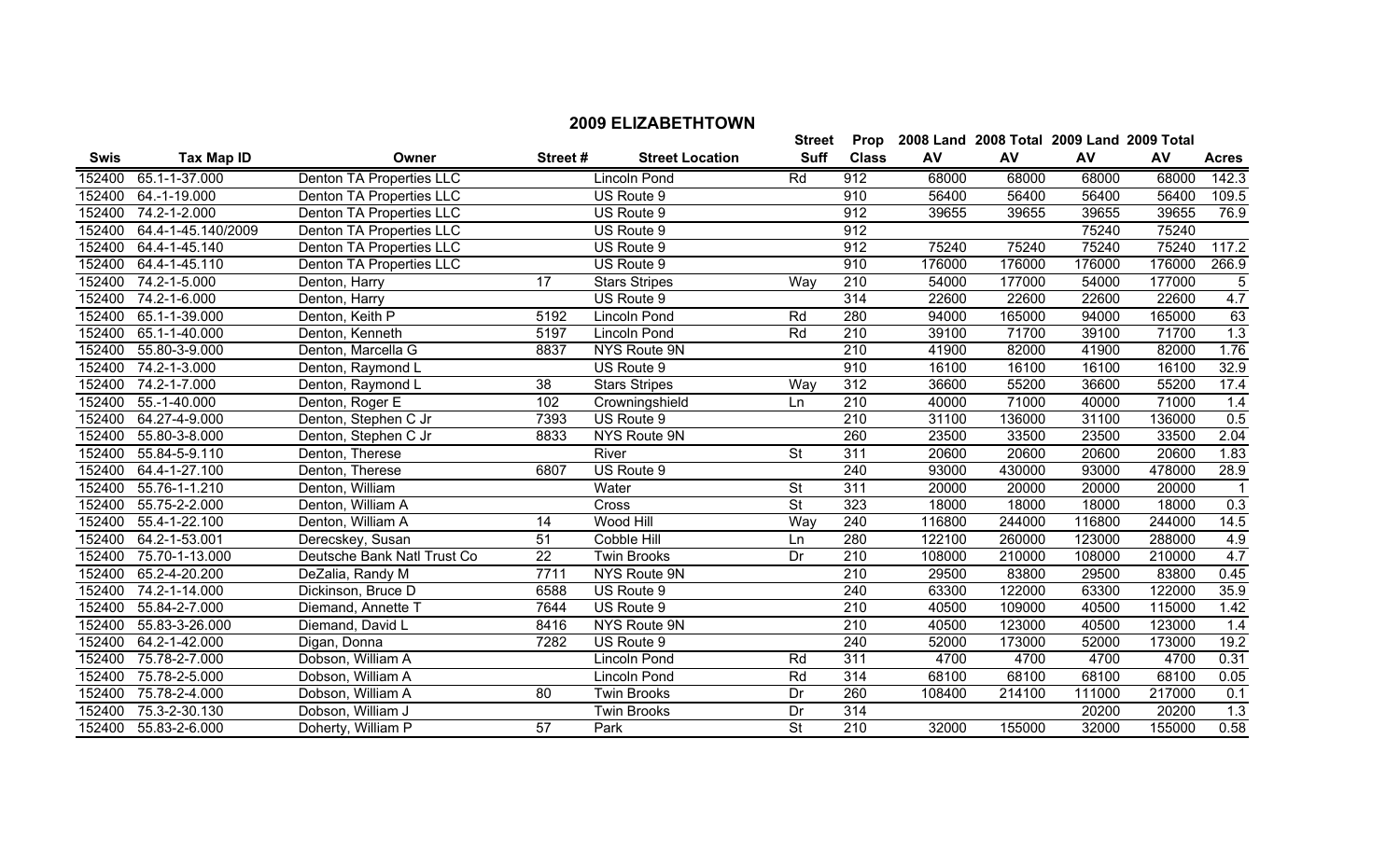## 2009 ELIZABETHTOWN

| Swis | Tax Map ID | Owner | Street # | Street Location | Street Suff | Prop Class | 2008 Land AV | 2008 Total AV | 2009 Land AV | 2009 Total AV | Acres |
|---|---|---|---|---|---|---|---|---|---|---|---|
| 152400 | 65.1-1-37.000 | Denton TA Properties LLC | | Lincoln Pond | Rd | 912 | 68000 | 68000 | 68000 | 68000 | 142.3 |
| 152400 | 64.-1-19.000 | Denton TA Properties LLC | | US Route 9 | | 910 | 56400 | 56400 | 56400 | 56400 | 109.5 |
| 152400 | 74.2-1-2.000 | Denton TA Properties LLC | | US Route 9 | | 912 | 39655 | 39655 | 39655 | 39655 | 76.9 |
| 152400 | 64.4-1-45.140/2009 | Denton TA Properties LLC | | US Route 9 | | 912 | | | 75240 | 75240 | |
| 152400 | 64.4-1-45.140 | Denton TA Properties LLC | | US Route 9 | | 912 | 75240 | 75240 | 75240 | 75240 | 117.2 |
| 152400 | 64.4-1-45.110 | Denton TA Properties LLC | | US Route 9 | | 910 | 176000 | 176000 | 176000 | 176000 | 266.9 |
| 152400 | 74.2-1-5.000 | Denton, Harry | 17 | Stars Stripes | Way | 210 | 54000 | 177000 | 54000 | 177000 | 5 |
| 152400 | 74.2-1-6.000 | Denton, Harry | | US Route 9 | | 314 | 22600 | 22600 | 22600 | 22600 | 4.7 |
| 152400 | 65.1-1-39.000 | Denton, Keith P | 5192 | Lincoln Pond | Rd | 280 | 94000 | 165000 | 94000 | 165000 | 63 |
| 152400 | 65.1-1-40.000 | Denton, Kenneth | 5197 | Lincoln Pond | Rd | 210 | 39100 | 71700 | 39100 | 71700 | 1.3 |
| 152400 | 55.80-3-9.000 | Denton, Marcella G | 8837 | NYS Route 9N | | 210 | 41900 | 82000 | 41900 | 82000 | 1.76 |
| 152400 | 74.2-1-3.000 | Denton, Raymond L | | US Route 9 | | 910 | 16100 | 16100 | 16100 | 16100 | 32.9 |
| 152400 | 74.2-1-7.000 | Denton, Raymond L | 38 | Stars Stripes | Way | 312 | 36600 | 55200 | 36600 | 55200 | 17.4 |
| 152400 | 55.-1-40.000 | Denton, Roger E | 102 | Crowningshield | Ln | 210 | 40000 | 71000 | 40000 | 71000 | 1.4 |
| 152400 | 64.27-4-9.000 | Denton, Stephen C Jr | 7393 | US Route 9 | | 210 | 31100 | 136000 | 31100 | 136000 | 0.5 |
| 152400 | 55.80-3-8.000 | Denton, Stephen C Jr | 8833 | NYS Route 9N | | 260 | 23500 | 33500 | 23500 | 33500 | 2.04 |
| 152400 | 55.84-5-9.110 | Denton, Therese | | River | St | 311 | 20600 | 20600 | 20600 | 20600 | 1.83 |
| 152400 | 64.4-1-27.100 | Denton, Therese | 6807 | US Route 9 | | 240 | 93000 | 430000 | 93000 | 478000 | 28.9 |
| 152400 | 55.76-1-1.210 | Denton, William | | Water | St | 311 | 20000 | 20000 | 20000 | 20000 | 1 |
| 152400 | 55.75-2-2.000 | Denton, William A | | Cross | St | 323 | 18000 | 18000 | 18000 | 18000 | 0.3 |
| 152400 | 55.4-1-22.100 | Denton, William A | 14 | Wood Hill | Way | 240 | 116800 | 244000 | 116800 | 244000 | 14.5 |
| 152400 | 64.2-1-53.001 | Derecskey, Susan | 51 | Cobble Hill | Ln | 280 | 122100 | 260000 | 123000 | 288000 | 4.9 |
| 152400 | 75.70-1-13.000 | Deutsche Bank Natl Trust Co | 22 | Twin Brooks | Dr | 210 | 108000 | 210000 | 108000 | 210000 | 4.7 |
| 152400 | 65.2-4-20.200 | DeZalia, Randy M | 7711 | NYS Route 9N | | 210 | 29500 | 83800 | 29500 | 83800 | 0.45 |
| 152400 | 74.2-1-14.000 | Dickinson, Bruce D | 6588 | US Route 9 | | 240 | 63300 | 122000 | 63300 | 122000 | 35.9 |
| 152400 | 55.84-2-7.000 | Diemand, Annette T | 7644 | US Route 9 | | 210 | 40500 | 109000 | 40500 | 115000 | 1.42 |
| 152400 | 55.83-3-26.000 | Diemand, David L | 8416 | NYS Route 9N | | 210 | 40500 | 123000 | 40500 | 123000 | 1.4 |
| 152400 | 64.2-1-42.000 | Digan, Donna | 7282 | US Route 9 | | 240 | 52000 | 173000 | 52000 | 173000 | 19.2 |
| 152400 | 75.78-2-7.000 | Dobson, William A | | Lincoln Pond | Rd | 311 | 4700 | 4700 | 4700 | 4700 | 0.31 |
| 152400 | 75.78-2-5.000 | Dobson, William A | | Lincoln Pond | Rd | 314 | 68100 | 68100 | 68100 | 68100 | 0.05 |
| 152400 | 75.78-2-4.000 | Dobson, William A | 80 | Twin Brooks | Dr | 260 | 108400 | 214100 | 111000 | 217000 | 0.1 |
| 152400 | 75.3-2-30.130 | Dobson, William J | | Twin Brooks | Dr | 314 | | | 20200 | 20200 | 1.3 |
| 152400 | 55.83-2-6.000 | Doherty, William P | 57 | Park | St | 210 | 32000 | 155000 | 32000 | 155000 | 0.58 |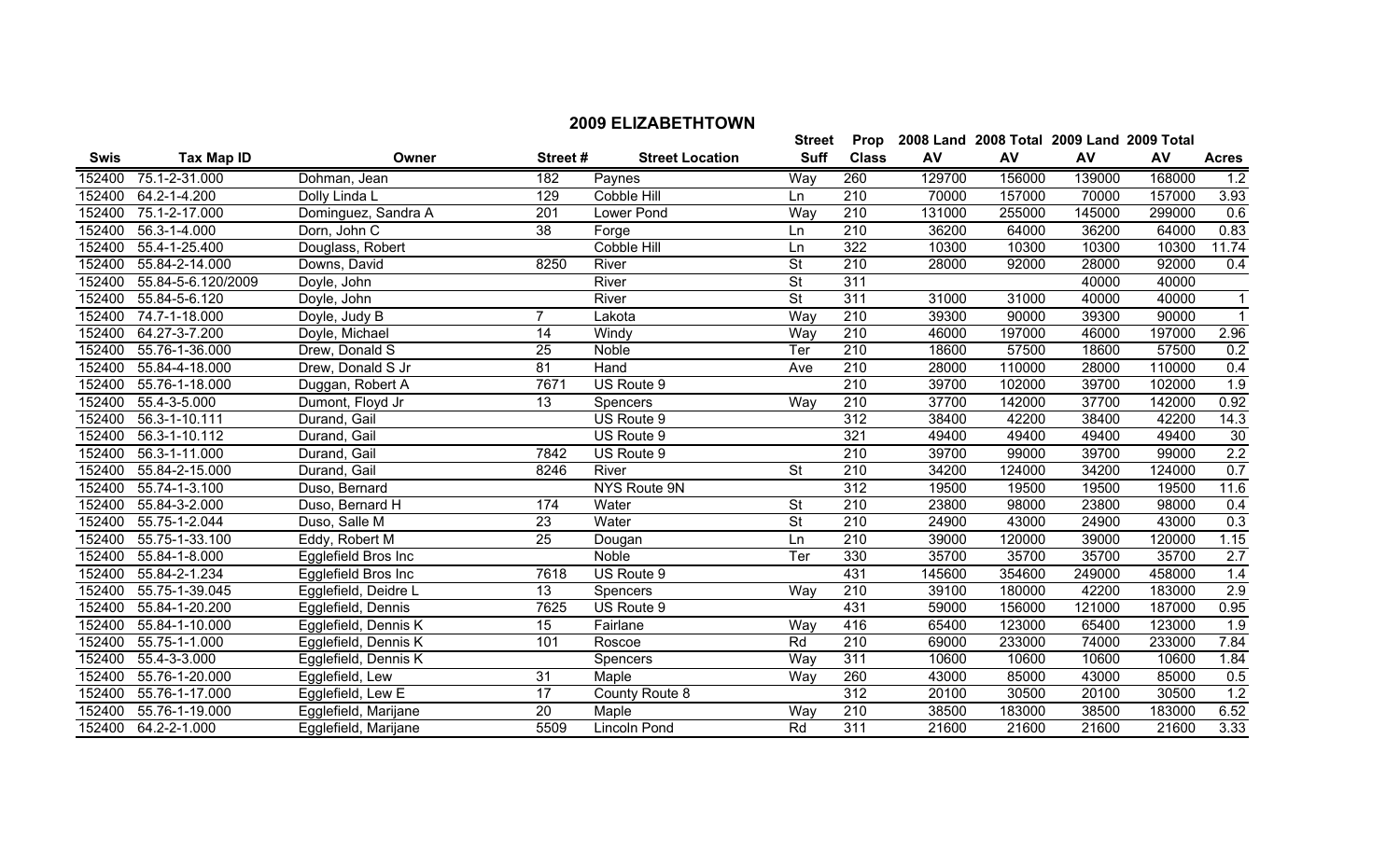## 2009 ELIZABETHTOWN

| Swis | Tax Map ID | Owner | Street # | Street Location | Street Suff | Prop Class | 2008 Land AV | 2008 Total AV | 2009 Land AV | 2009 Total AV | Acres |
|---|---|---|---|---|---|---|---|---|---|---|---|
| 152400 | 75.1-2-31.000 | Dohman, Jean | 182 | Paynes | Way | 260 | 129700 | 156000 | 139000 | 168000 | 1.2 |
| 152400 | 64.2-1-4.200 | Dolly Linda L | 129 | Cobble Hill | Ln | 210 | 70000 | 157000 | 70000 | 157000 | 3.93 |
| 152400 | 75.1-2-17.000 | Dominguez, Sandra A | 201 | Lower Pond | Way | 210 | 131000 | 255000 | 145000 | 299000 | 0.6 |
| 152400 | 56.3-1-4.000 | Dorn, John C | 38 | Forge | Ln | 210 | 36200 | 64000 | 36200 | 64000 | 0.83 |
| 152400 | 55.4-1-25.400 | Douglass, Robert | | Cobble Hill | Ln | 322 | 10300 | 10300 | 10300 | 10300 | 11.74 |
| 152400 | 55.84-2-14.000 | Downs, David | 8250 | River | St | 210 | 28000 | 92000 | 28000 | 92000 | 0.4 |
| 152400 | 55.84-5-6.120/2009 | Doyle, John | | River | St | 311 | | | 40000 | 40000 | |
| 152400 | 55.84-5-6.120 | Doyle, John | | River | St | 311 | 31000 | 31000 | 40000 | 40000 | 1 |
| 152400 | 74.7-1-18.000 | Doyle, Judy B | 7 | Lakota | Way | 210 | 39300 | 90000 | 39300 | 90000 | 1 |
| 152400 | 64.27-3-7.200 | Doyle, Michael | 14 | Windy | Way | 210 | 46000 | 197000 | 46000 | 197000 | 2.96 |
| 152400 | 55.76-1-36.000 | Drew, Donald S | 25 | Noble | Ter | 210 | 18600 | 57500 | 18600 | 57500 | 0.2 |
| 152400 | 55.84-4-18.000 | Drew, Donald S Jr | 81 | Hand | Ave | 210 | 28000 | 110000 | 28000 | 110000 | 0.4 |
| 152400 | 55.76-1-18.000 | Duggan, Robert A | 7671 | US Route 9 | | 210 | 39700 | 102000 | 39700 | 102000 | 1.9 |
| 152400 | 55.4-3-5.000 | Dumont, Floyd Jr | 13 | Spencers | Way | 210 | 37700 | 142000 | 37700 | 142000 | 0.92 |
| 152400 | 56.3-1-10.111 | Durand, Gail | | US Route 9 | | 312 | 38400 | 42200 | 38400 | 42200 | 14.3 |
| 152400 | 56.3-1-10.112 | Durand, Gail | | US Route 9 | | 321 | 49400 | 49400 | 49400 | 49400 | 30 |
| 152400 | 56.3-1-11.000 | Durand, Gail | 7842 | US Route 9 | | 210 | 39700 | 99000 | 39700 | 99000 | 2.2 |
| 152400 | 55.84-2-15.000 | Durand, Gail | 8246 | River | St | 210 | 34200 | 124000 | 34200 | 124000 | 0.7 |
| 152400 | 55.74-1-3.100 | Duso, Bernard | | NYS Route 9N | | 312 | 19500 | 19500 | 19500 | 19500 | 11.6 |
| 152400 | 55.84-3-2.000 | Duso, Bernard H | 174 | Water | St | 210 | 23800 | 98000 | 23800 | 98000 | 0.4 |
| 152400 | 55.75-1-2.044 | Duso, Salle M | 23 | Water | St | 210 | 24900 | 43000 | 24900 | 43000 | 0.3 |
| 152400 | 55.75-1-33.100 | Eddy, Robert M | 25 | Dougan | Ln | 210 | 39000 | 120000 | 39000 | 120000 | 1.15 |
| 152400 | 55.84-1-8.000 | Egglefield Bros Inc | | Noble | Ter | 330 | 35700 | 35700 | 35700 | 35700 | 2.7 |
| 152400 | 55.84-2-1.234 | Egglefield Bros Inc | 7618 | US Route 9 | | 431 | 145600 | 354600 | 249000 | 458000 | 1.4 |
| 152400 | 55.75-1-39.045 | Egglefield, Deidre L | 13 | Spencers | Way | 210 | 39100 | 180000 | 42200 | 183000 | 2.9 |
| 152400 | 55.84-1-20.200 | Egglefield, Dennis | 7625 | US Route 9 | | 431 | 59000 | 156000 | 121000 | 187000 | 0.95 |
| 152400 | 55.84-1-10.000 | Egglefield, Dennis K | 15 | Fairlane | Way | 416 | 65400 | 123000 | 65400 | 123000 | 1.9 |
| 152400 | 55.75-1-1.000 | Egglefield, Dennis K | 101 | Roscoe | Rd | 210 | 69000 | 233000 | 74000 | 233000 | 7.84 |
| 152400 | 55.4-3-3.000 | Egglefield, Dennis K | | Spencers | Way | 311 | 10600 | 10600 | 10600 | 10600 | 1.84 |
| 152400 | 55.76-1-20.000 | Egglefield, Lew | 31 | Maple | Way | 260 | 43000 | 85000 | 43000 | 85000 | 0.5 |
| 152400 | 55.76-1-17.000 | Egglefield, Lew E | 17 | County Route 8 | | 312 | 20100 | 30500 | 20100 | 30500 | 1.2 |
| 152400 | 55.76-1-19.000 | Egglefield, Marijane | 20 | Maple | Way | 210 | 38500 | 183000 | 38500 | 183000 | 6.52 |
| 152400 | 64.2-2-1.000 | Egglefield, Marijane | 5509 | Lincoln Pond | Rd | 311 | 21600 | 21600 | 21600 | 21600 | 3.33 |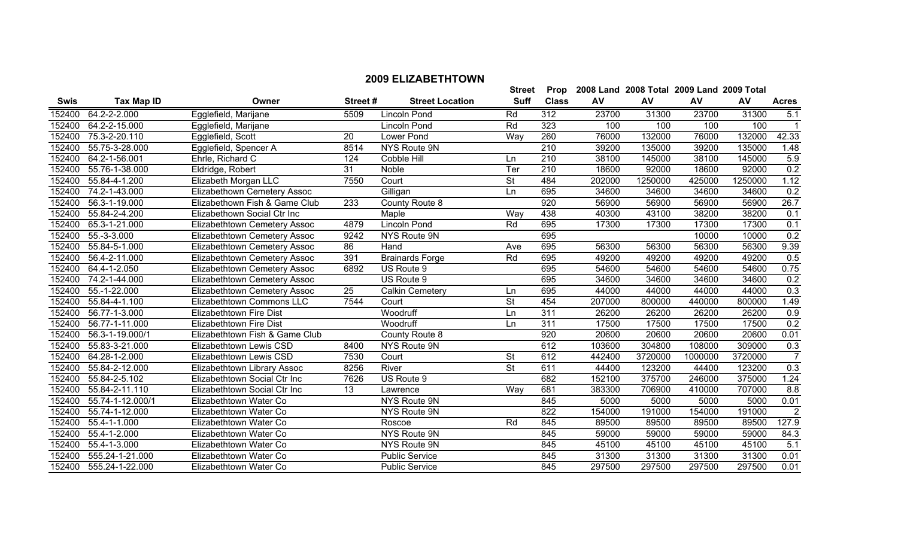## 2009 ELIZABETHTOWN

| Swis | Tax Map ID | Owner | Street # | Street Location | Street Suff | Prop Class | 2008 Land AV | 2008 Total AV | 2009 Land AV | 2009 Total AV | Acres |
|---|---|---|---|---|---|---|---|---|---|---|---|
| 152400 | 64.2-2-2.000 | Egglefield, Marijane | 5509 | Lincoln Pond | Rd | 312 | 23700 | 31300 | 23700 | 31300 | 5.1 |
| 152400 | 64.2-2-15.000 | Egglefield, Marijane | | Lincoln Pond | Rd | 323 | 100 | 100 | 100 | 100 | 1 |
| 152400 | 75.3-2-20.110 | Egglefield, Scott | 20 | Lower Pond | Way | 260 | 76000 | 132000 | 76000 | 132000 | 42.33 |
| 152400 | 55.75-3-28.000 | Egglefield, Spencer A | 8514 | NYS Route 9N | | 210 | 39200 | 135000 | 39200 | 135000 | 1.48 |
| 152400 | 64.2-1-56.001 | Ehrle, Richard C | 124 | Cobble Hill | Ln | 210 | 38100 | 145000 | 38100 | 145000 | 5.9 |
| 152400 | 55.76-1-38.000 | Eldridge, Robert | 31 | Noble | Ter | 210 | 18600 | 92000 | 18600 | 92000 | 0.2 |
| 152400 | 55.84-4-1.200 | Elizabeth Morgan LLC | 7550 | Court | St | 484 | 202000 | 1250000 | 425000 | 1250000 | 1.12 |
| 152400 | 74.2-1-43.000 | Elizabethown Cemetery Assoc | | Gilligan | Ln | 695 | 34600 | 34600 | 34600 | 34600 | 0.2 |
| 152400 | 56.3-1-19.000 | Elizabethown Fish & Game Club | 233 | County Route 8 | | 920 | 56900 | 56900 | 56900 | 56900 | 26.7 |
| 152400 | 55.84-2-4.200 | Elizabethown Social Ctr Inc | | Maple | Way | 438 | 40300 | 43100 | 38200 | 38200 | 0.1 |
| 152400 | 65.3-1-21.000 | Elizabethtown Cemetery Assoc | 4879 | Lincoln Pond | Rd | 695 | 17300 | 17300 | 17300 | 17300 | 0.1 |
| 152400 | 55.-3-3.000 | Elizabethtown Cemetery Assoc | 9242 | NYS Route 9N | | 695 | | | 10000 | 10000 | 0.2 |
| 152400 | 55.84-5-1.000 | Elizabethtown Cemetery Assoc | 86 | Hand | Ave | 695 | 56300 | 56300 | 56300 | 56300 | 9.39 |
| 152400 | 56.4-2-11.000 | Elizabethtown Cemetery Assoc | 391 | Brainards Forge | Rd | 695 | 49200 | 49200 | 49200 | 49200 | 0.5 |
| 152400 | 64.4-1-2.050 | Elizabethtown Cemetery Assoc | 6892 | US Route 9 | | 695 | 54600 | 54600 | 54600 | 54600 | 0.75 |
| 152400 | 74.2-1-44.000 | Elizabethtown Cemetery Assoc | | US Route 9 | | 695 | 34600 | 34600 | 34600 | 34600 | 0.2 |
| 152400 | 55.-1-22.000 | Elizabethtown Cemetery Assoc | 25 | Calkin Cemetery | Ln | 695 | 44000 | 44000 | 44000 | 44000 | 0.3 |
| 152400 | 55.84-4-1.100 | Elizabethtown Commons LLC | 7544 | Court | St | 454 | 207000 | 800000 | 440000 | 800000 | 1.49 |
| 152400 | 56.77-1-3.000 | Elizabethtown Fire Dist | | Woodruff | Ln | 311 | 26200 | 26200 | 26200 | 26200 | 0.9 |
| 152400 | 56.77-1-11.000 | Elizabethtown Fire Dist | | Woodruff | Ln | 311 | 17500 | 17500 | 17500 | 17500 | 0.2 |
| 152400 | 56.3-1-19.000/1 | Elizabethtown Fish & Game Club | | County Route 8 | | 920 | 20600 | 20600 | 20600 | 20600 | 0.01 |
| 152400 | 55.83-3-21.000 | Elizabethtown Lewis CSD | 8400 | NYS Route 9N | | 612 | 103600 | 304800 | 108000 | 309000 | 0.3 |
| 152400 | 64.28-1-2.000 | Elizabethtown Lewis CSD | 7530 | Court | St | 612 | 442400 | 3720000 | 1000000 | 3720000 | 7 |
| 152400 | 55.84-2-12.000 | Elizabethtown Library Assoc | 8256 | River | St | 611 | 44400 | 123200 | 44400 | 123200 | 0.3 |
| 152400 | 55.84-2-5.102 | Elizabethtown Social Ctr Inc | 7626 | US Route 9 | | 682 | 152100 | 375700 | 246000 | 375000 | 1.24 |
| 152400 | 55.84-2-11.110 | Elizabethtown Social Ctr Inc | 13 | Lawrence | Way | 681 | 383300 | 706900 | 410000 | 707000 | 8.8 |
| 152400 | 55.74-1-12.000/1 | Elizabethtown Water Co | | NYS Route 9N | | 845 | 5000 | 5000 | 5000 | 5000 | 0.01 |
| 152400 | 55.74-1-12.000 | Elizabethtown Water Co | | NYS Route 9N | | 822 | 154000 | 191000 | 154000 | 191000 | 2 |
| 152400 | 55.4-1-1.000 | Elizabethtown Water Co | | Roscoe | Rd | 845 | 89500 | 89500 | 89500 | 89500 | 127.9 |
| 152400 | 55.4-1-2.000 | Elizabethtown Water Co | | NYS Route 9N | | 845 | 59000 | 59000 | 59000 | 59000 | 84.3 |
| 152400 | 55.4-1-3.000 | Elizabethtown Water Co | | NYS Route 9N | | 845 | 45100 | 45100 | 45100 | 45100 | 5.1 |
| 152400 | 555.24-1-21.000 | Elizabethtown Water Co | | Public Service | | 845 | 31300 | 31300 | 31300 | 31300 | 0.01 |
| 152400 | 555.24-1-22.000 | Elizabethtown Water Co | | Public Service | | 845 | 297500 | 297500 | 297500 | 297500 | 0.01 |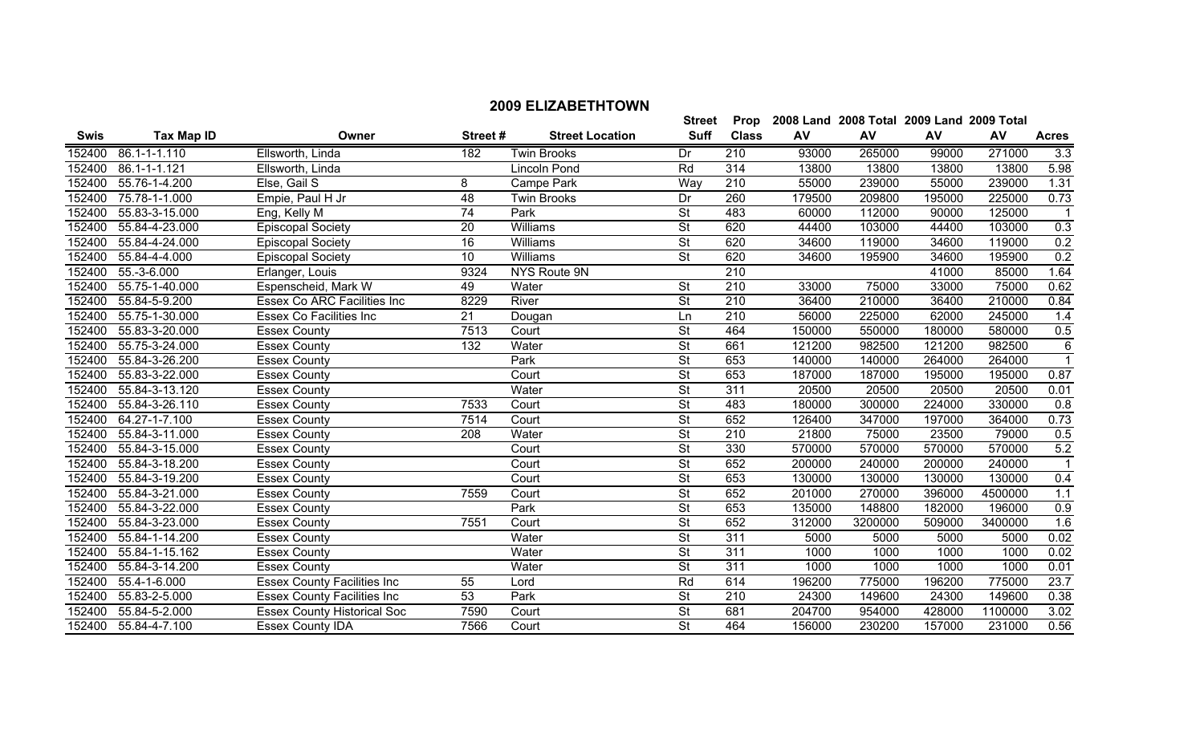## 2009 ELIZABETHTOWN

| Swis | Tax Map ID | Owner | Street # | Street Location | Street Suff | Prop Class | 2008 Land AV | 2008 Total AV | 2009 Land AV | 2009 Total AV | Acres |
|---|---|---|---|---|---|---|---|---|---|---|---|
| 152400 | 86.1-1-1.110 | Ellsworth, Linda | 182 | Twin Brooks | Dr | 210 | 93000 | 265000 | 99000 | 271000 | 3.3 |
| 152400 | 86.1-1-1.121 | Ellsworth, Linda | | Lincoln Pond | Rd | 314 | 13800 | 13800 | 13800 | 13800 | 5.98 |
| 152400 | 55.76-1-4.200 | Else, Gail S | 8 | Campe Park | Way | 210 | 55000 | 239000 | 55000 | 239000 | 1.31 |
| 152400 | 75.78-1-1.000 | Empie, Paul H Jr | 48 | Twin Brooks | Dr | 260 | 179500 | 209800 | 195000 | 225000 | 0.73 |
| 152400 | 55.83-3-15.000 | Eng, Kelly M | 74 | Park | St | 483 | 60000 | 112000 | 90000 | 125000 | 1 |
| 152400 | 55.84-4-23.000 | Episcopal Society | 20 | Williams | St | 620 | 44400 | 103000 | 44400 | 103000 | 0.3 |
| 152400 | 55.84-4-24.000 | Episcopal Society | 16 | Williams | St | 620 | 34600 | 119000 | 34600 | 119000 | 0.2 |
| 152400 | 55.84-4-4.000 | Episcopal Society | 10 | Williams | St | 620 | 34600 | 195900 | 34600 | 195900 | 0.2 |
| 152400 | 55.-3-6.000 | Erlanger, Louis | 9324 | NYS Route 9N | | 210 | | | 41000 | 85000 | 1.64 |
| 152400 | 55.75-1-40.000 | Espenscheid, Mark W | 49 | Water | St | 210 | 33000 | 75000 | 33000 | 75000 | 0.62 |
| 152400 | 55.84-5-9.200 | Essex Co ARC Facilities Inc | 8229 | River | St | 210 | 36400 | 210000 | 36400 | 210000 | 0.84 |
| 152400 | 55.75-1-30.000 | Essex Co Facilities Inc | 21 | Dougan | Ln | 210 | 56000 | 225000 | 62000 | 245000 | 1.4 |
| 152400 | 55.83-3-20.000 | Essex County | 7513 | Court | St | 464 | 150000 | 550000 | 180000 | 580000 | 0.5 |
| 152400 | 55.75-3-24.000 | Essex County | 132 | Water | St | 661 | 121200 | 982500 | 121200 | 982500 | 6 |
| 152400 | 55.84-3-26.200 | Essex County | | Park | St | 653 | 140000 | 140000 | 264000 | 264000 | 1 |
| 152400 | 55.83-3-22.000 | Essex County | | Court | St | 653 | 187000 | 187000 | 195000 | 195000 | 0.87 |
| 152400 | 55.84-3-13.120 | Essex County | | Water | St | 311 | 20500 | 20500 | 20500 | 20500 | 0.01 |
| 152400 | 55.84-3-26.110 | Essex County | 7533 | Court | St | 483 | 180000 | 300000 | 224000 | 330000 | 0.8 |
| 152400 | 64.27-1-7.100 | Essex County | 7514 | Court | St | 652 | 126400 | 347000 | 197000 | 364000 | 0.73 |
| 152400 | 55.84-3-11.000 | Essex County | 208 | Water | St | 210 | 21800 | 75000 | 23500 | 79000 | 0.5 |
| 152400 | 55.84-3-15.000 | Essex County | | Court | St | 330 | 570000 | 570000 | 570000 | 570000 | 5.2 |
| 152400 | 55.84-3-18.200 | Essex County | | Court | St | 652 | 200000 | 240000 | 200000 | 240000 | 1 |
| 152400 | 55.84-3-19.200 | Essex County | | Court | St | 653 | 130000 | 130000 | 130000 | 130000 | 0.4 |
| 152400 | 55.84-3-21.000 | Essex County | 7559 | Court | St | 652 | 201000 | 270000 | 396000 | 4500000 | 1.1 |
| 152400 | 55.84-3-22.000 | Essex County | | Park | St | 653 | 135000 | 148800 | 182000 | 196000 | 0.9 |
| 152400 | 55.84-3-23.000 | Essex County | 7551 | Court | St | 652 | 312000 | 3200000 | 509000 | 3400000 | 1.6 |
| 152400 | 55.84-1-14.200 | Essex County | | Water | St | 311 | 5000 | 5000 | 5000 | 5000 | 0.02 |
| 152400 | 55.84-1-15.162 | Essex County | | Water | St | 311 | 1000 | 1000 | 1000 | 1000 | 0.02 |
| 152400 | 55.84-3-14.200 | Essex County | | Water | St | 311 | 1000 | 1000 | 1000 | 1000 | 0.01 |
| 152400 | 55.4-1-6.000 | Essex County Facilities Inc | 55 | Lord | Rd | 614 | 196200 | 775000 | 196200 | 775000 | 23.7 |
| 152400 | 55.83-2-5.000 | Essex County Facilities Inc | 53 | Park | St | 210 | 24300 | 149600 | 24300 | 149600 | 0.38 |
| 152400 | 55.84-5-2.000 | Essex County Historical Soc | 7590 | Court | St | 681 | 204700 | 954000 | 428000 | 1100000 | 3.02 |
| 152400 | 55.84-4-7.100 | Essex County IDA | 7566 | Court | St | 464 | 156000 | 230200 | 157000 | 231000 | 0.56 |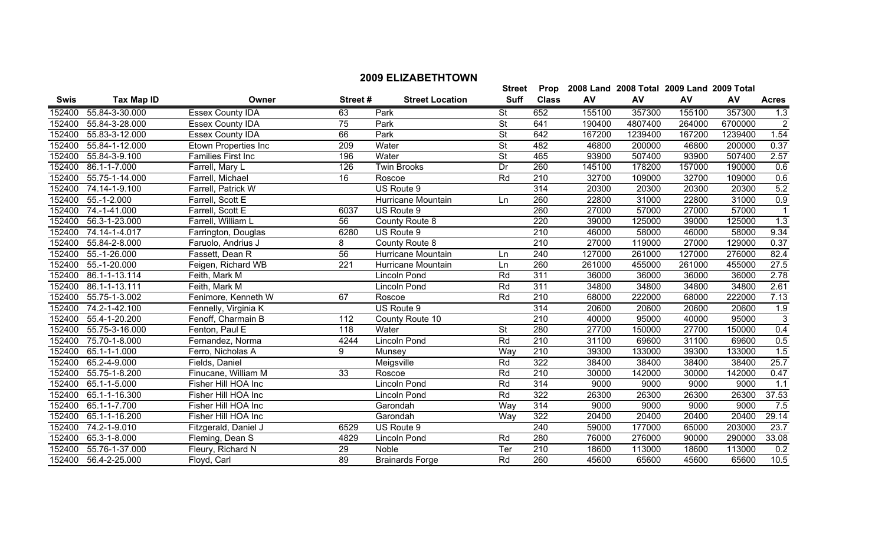## 2009 ELIZABETHTOWN

| Swis | Tax Map ID | Owner | Street # | Street Location | Street Suff | Prop Class | 2008 Land AV | 2008 Total AV | 2009 Land AV | 2009 Total AV | Acres |
|---|---|---|---|---|---|---|---|---|---|---|---|
| 152400 | 55.84-3-30.000 | Essex County IDA | 63 | Park | St | 652 | 155100 | 357300 | 155100 | 357300 | 1.3 |
| 152400 | 55.84-3-28.000 | Essex County IDA | 75 | Park | St | 641 | 190400 | 4807400 | 264000 | 6700000 | 2 |
| 152400 | 55.83-3-12.000 | Essex County IDA | 66 | Park | St | 642 | 167200 | 1239400 | 167200 | 1239400 | 1.54 |
| 152400 | 55.84-1-12.000 | Etown Properties Inc | 209 | Water | St | 482 | 46800 | 200000 | 46800 | 200000 | 0.37 |
| 152400 | 55.84-3-9.100 | Families First Inc | 196 | Water | St | 465 | 93900 | 507400 | 93900 | 507400 | 2.57 |
| 152400 | 86.1-1-7.000 | Farrell, Mary L | 126 | Twin Brooks | Dr | 260 | 145100 | 178200 | 157000 | 190000 | 0.6 |
| 152400 | 55.75-1-14.000 | Farrell, Michael | 16 | Roscoe | Rd | 210 | 32700 | 109000 | 32700 | 109000 | 0.6 |
| 152400 | 74.14-1-9.100 | Farrell, Patrick W | | US Route 9 | | 314 | 20300 | 20300 | 20300 | 20300 | 5.2 |
| 152400 | 55.-1-2.000 | Farrell, Scott E | | Hurricane Mountain | Ln | 260 | 22800 | 31000 | 22800 | 31000 | 0.9 |
| 152400 | 74.-1-41.000 | Farrell, Scott E | 6037 | US Route 9 | | 260 | 27000 | 57000 | 27000 | 57000 | 1 |
| 152400 | 56.3-1-23.000 | Farrell, William L | 56 | County Route 8 | | 220 | 39000 | 125000 | 39000 | 125000 | 1.3 |
| 152400 | 74.14-1-4.017 | Farrington, Douglas | 6280 | US Route 9 | | 210 | 46000 | 58000 | 46000 | 58000 | 9.34 |
| 152400 | 55.84-2-8.000 | Faruolo, Andrius J | 8 | County Route 8 | | 210 | 27000 | 119000 | 27000 | 129000 | 0.37 |
| 152400 | 55.-1-26.000 | Fassett, Dean R | 56 | Hurricane Mountain | Ln | 240 | 127000 | 261000 | 127000 | 276000 | 82.4 |
| 152400 | 55.-1-20.000 | Feigen, Richard WB | 221 | Hurricane Mountain | Ln | 260 | 261000 | 455000 | 261000 | 455000 | 27.5 |
| 152400 | 86.1-1-13.114 | Feith, Mark M | | Lincoln Pond | Rd | 311 | 36000 | 36000 | 36000 | 36000 | 2.78 |
| 152400 | 86.1-1-13.111 | Feith, Mark M | | Lincoln Pond | Rd | 311 | 34800 | 34800 | 34800 | 34800 | 2.61 |
| 152400 | 55.75-1-3.002 | Fenimore, Kenneth W | 67 | Roscoe | Rd | 210 | 68000 | 222000 | 68000 | 222000 | 7.13 |
| 152400 | 74.2-1-42.100 | Fennelly, Virginia K | | US Route 9 | | 314 | 20600 | 20600 | 20600 | 20600 | 1.9 |
| 152400 | 55.4-1-20.200 | Fenoff, Charmain B | 112 | County Route 10 | | 210 | 40000 | 95000 | 40000 | 95000 | 3 |
| 152400 | 55.75-3-16.000 | Fenton, Paul E | 118 | Water | St | 280 | 27700 | 150000 | 27700 | 150000 | 0.4 |
| 152400 | 75.70-1-8.000 | Fernandez, Norma | 4244 | Lincoln Pond | Rd | 210 | 31100 | 69600 | 31100 | 69600 | 0.5 |
| 152400 | 65.1-1-1.000 | Ferro, Nicholas A | 9 | Munsey | Way | 210 | 39300 | 133000 | 39300 | 133000 | 1.5 |
| 152400 | 65.2-4-9.000 | Fields, Daniel | | Meigsville | Rd | 322 | 38400 | 38400 | 38400 | 38400 | 25.7 |
| 152400 | 55.75-1-8.200 | Finucane, William M | 33 | Roscoe | Rd | 210 | 30000 | 142000 | 30000 | 142000 | 0.47 |
| 152400 | 65.1-1-5.000 | Fisher Hill HOA Inc | | Lincoln Pond | Rd | 314 | 9000 | 9000 | 9000 | 9000 | 1.1 |
| 152400 | 65.1-1-16.300 | Fisher Hill HOA Inc | | Lincoln Pond | Rd | 322 | 26300 | 26300 | 26300 | 26300 | 37.53 |
| 152400 | 65.1-1-7.700 | Fisher Hill HOA Inc | | Garondah | Way | 314 | 9000 | 9000 | 9000 | 9000 | 7.5 |
| 152400 | 65.1-1-16.200 | Fisher Hill HOA Inc | | Garondah | Way | 322 | 20400 | 20400 | 20400 | 20400 | 29.14 |
| 152400 | 74.2-1-9.010 | Fitzgerald, Daniel J | 6529 | US Route 9 | | 240 | 59000 | 177000 | 65000 | 203000 | 23.7 |
| 152400 | 65.3-1-8.000 | Fleming, Dean S | 4829 | Lincoln Pond | Rd | 280 | 76000 | 276000 | 90000 | 290000 | 33.08 |
| 152400 | 55.76-1-37.000 | Fleury, Richard N | 29 | Noble | Ter | 210 | 18600 | 113000 | 18600 | 113000 | 0.2 |
| 152400 | 56.4-2-25.000 | Floyd, Carl | 89 | Brainards Forge | Rd | 260 | 45600 | 65600 | 45600 | 65600 | 10.5 |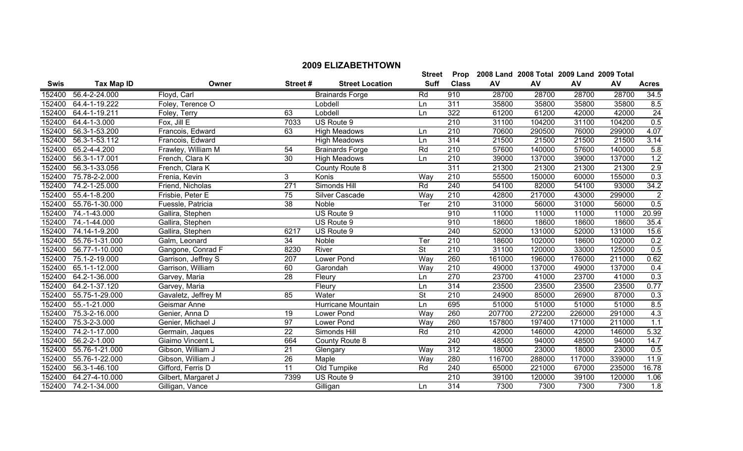## 2009 ELIZABETHTOWN

| Swis | Tax Map ID | Owner | Street # | Street Location | Street Suff | Prop Class | 2008 Land AV | 2008 Total AV | 2009 Land AV | 2009 Total AV | Acres |
|---|---|---|---|---|---|---|---|---|---|---|---|
| 152400 | 56.4-2-24.000 | Floyd, Carl | | Brainards Forge | Rd | 910 | 28700 | 28700 | 28700 | 28700 | 34.5 |
| 152400 | 64.4-1-19.222 | Foley, Terence O | | Lobdell | Ln | 311 | 35800 | 35800 | 35800 | 35800 | 8.5 |
| 152400 | 64.4-1-19.211 | Foley, Terry | 63 | Lobdell | Ln | 322 | 61200 | 61200 | 42000 | 42000 | 24 |
| 152400 | 64.4-1-3.000 | Fox, Jill E | 7033 | US Route 9 | | 210 | 31100 | 104200 | 31100 | 104200 | 0.5 |
| 152400 | 56.3-1-53.200 | Francois, Edward | 63 | High Meadows | Ln | 210 | 70600 | 290500 | 76000 | 299000 | 4.07 |
| 152400 | 56.3-1-53.112 | Francois, Edward | | High Meadows | Ln | 314 | 21500 | 21500 | 21500 | 21500 | 3.14 |
| 152400 | 65.2-4-4.200 | Frawley, William M | 54 | Brainards Forge | Rd | 210 | 57600 | 140000 | 57600 | 140000 | 5.8 |
| 152400 | 56.3-1-17.001 | French, Clara K | 30 | High Meadows | Ln | 210 | 39000 | 137000 | 39000 | 137000 | 1.2 |
| 152400 | 56.3-1-33.056 | French, Clara K | | County Route 8 | | 311 | 21300 | 21300 | 21300 | 21300 | 2.9 |
| 152400 | 75.78-2-2.000 | Frenia, Kevin | 3 | Konis | Way | 210 | 55500 | 150000 | 60000 | 155000 | 0.3 |
| 152400 | 74.2-1-25.000 | Friend, Nicholas | 271 | Simonds Hill | Rd | 240 | 54100 | 82000 | 54100 | 93000 | 34.2 |
| 152400 | 55.4-1-8.200 | Frisbie, Peter E | 75 | Silver Cascade | Way | 210 | 42800 | 217000 | 43000 | 299000 | 2 |
| 152400 | 55.76-1-30.000 | Fuessle, Patricia | 38 | Noble | Ter | 210 | 31000 | 56000 | 31000 | 56000 | 0.5 |
| 152400 | 74.-1-43.000 | Gallira, Stephen | | US Route 9 | | 910 | 11000 | 11000 | 11000 | 11000 | 20.99 |
| 152400 | 74.-1-44.000 | Gallira, Stephen | | US Route 9 | | 910 | 18600 | 18600 | 18600 | 18600 | 35.4 |
| 152400 | 74.14-1-9.200 | Gallira, Stephen | 6217 | US Route 9 | | 240 | 52000 | 131000 | 52000 | 131000 | 15.6 |
| 152400 | 55.76-1-31.000 | Galm, Leonard | 34 | Noble | Ter | 210 | 18600 | 102000 | 18600 | 102000 | 0.2 |
| 152400 | 56.77-1-10.000 | Gangone, Conrad F | 8230 | River | St | 210 | 31100 | 120000 | 33000 | 125000 | 0.5 |
| 152400 | 75.1-2-19.000 | Garrison, Jeffrey S | 207 | Lower Pond | Way | 260 | 161000 | 196000 | 176000 | 211000 | 0.62 |
| 152400 | 65.1-1-12.000 | Garrison, William | 60 | Garondah | Way | 210 | 49000 | 137000 | 49000 | 137000 | 0.4 |
| 152400 | 64.2-1-36.000 | Garvey, Maria | 28 | Fleury | Ln | 270 | 23700 | 41000 | 23700 | 41000 | 0.3 |
| 152400 | 64.2-1-37.120 | Garvey, Maria | | Fleury | Ln | 314 | 23500 | 23500 | 23500 | 23500 | 0.77 |
| 152400 | 55.75-1-29.000 | Gavaletz, Jeffrey M | 85 | Water | St | 210 | 24900 | 85000 | 26900 | 87000 | 0.3 |
| 152400 | 55.-1-21.000 | Geismar Anne | | Hurricane Mountain | Ln | 695 | 51000 | 51000 | 51000 | 51000 | 8.5 |
| 152400 | 75.3-2-16.000 | Genier, Anna D | 19 | Lower Pond | Way | 260 | 207700 | 272200 | 226000 | 291000 | 4.3 |
| 152400 | 75.3-2-3.000 | Genier, Michael J | 97 | Lower Pond | Way | 260 | 157800 | 197400 | 171000 | 211000 | 1.1 |
| 152400 | 74.2-1-17.000 | Germain, Jaques | 22 | Simonds Hill | Rd | 210 | 42000 | 146000 | 42000 | 146000 | 5.32 |
| 152400 | 56.2-2-1.000 | Giaimo Vincent L | 664 | County Route 8 | | 240 | 48500 | 94000 | 48500 | 94000 | 14.7 |
| 152400 | 55.76-1-21.000 | Gibson, William J | 21 | Glengary | Way | 312 | 18000 | 23000 | 18000 | 23000 | 0.5 |
| 152400 | 55.76-1-22.000 | Gibson, William J | 26 | Maple | Way | 280 | 116700 | 288000 | 117000 | 339000 | 11.9 |
| 152400 | 56.3-1-46.100 | Gifford, Ferris D | 11 | Old Turnpike | Rd | 240 | 65000 | 221000 | 67000 | 235000 | 16.78 |
| 152400 | 64.27-4-10.000 | Gilbert, Margaret J | 7399 | US Route 9 | | 210 | 39100 | 120000 | 39100 | 120000 | 1.06 |
| 152400 | 74.2-1-34.000 | Gilligan, Vance | | Gilligan | Ln | 314 | 7300 | 7300 | 7300 | 7300 | 1.8 |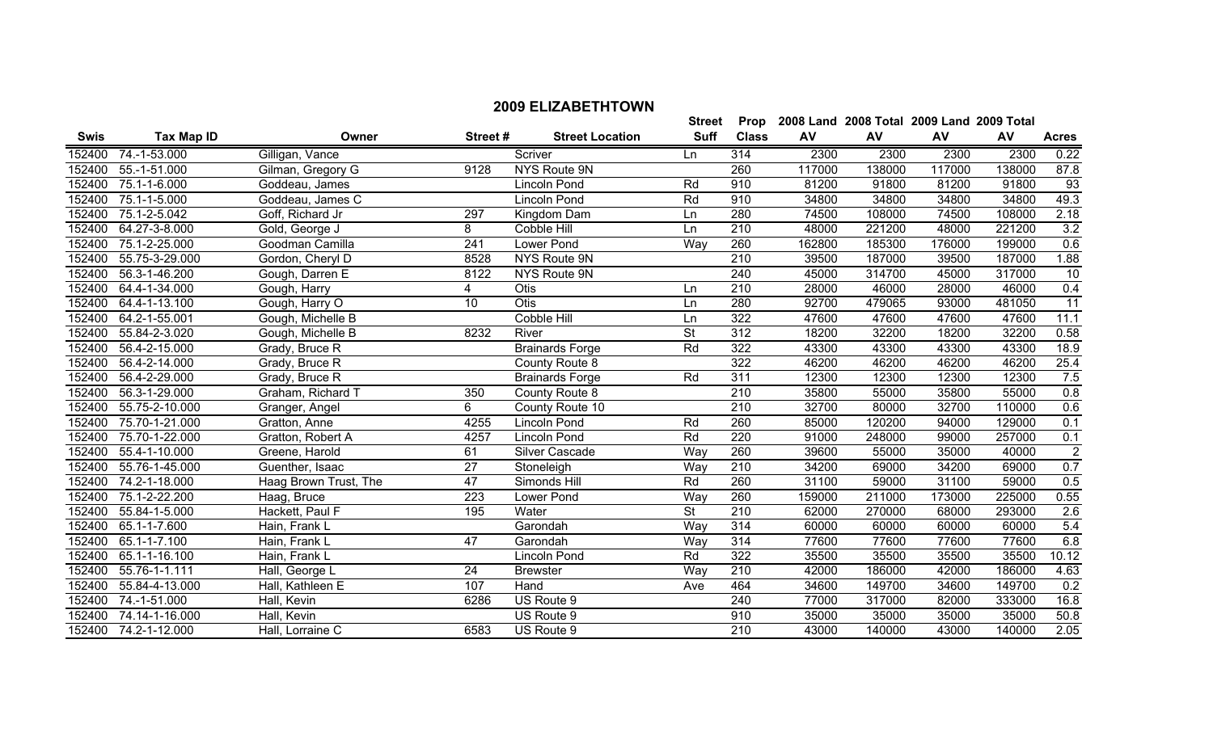## 2009 ELIZABETHTOWN

| Swis | Tax Map ID | Owner | Street # | Street Location | Street Suff | Prop Class | 2008 Land AV | 2008 Total AV | 2009 Land AV | 2009 Total AV | Acres |
|---|---|---|---|---|---|---|---|---|---|---|---|
| 152400 | 74.-1-53.000 | Gilligan, Vance | | Scriver | Ln | 314 | 2300 | 2300 | 2300 | 2300 | 0.22 |
| 152400 | 55.-1-51.000 | Gilman, Gregory G | 9128 | NYS Route 9N | | 260 | 117000 | 138000 | 117000 | 138000 | 87.8 |
| 152400 | 75.1-1-6.000 | Goddeau, James | | Lincoln Pond | Rd | 910 | 81200 | 91800 | 81200 | 91800 | 93 |
| 152400 | 75.1-1-5.000 | Goddeau, James C | | Lincoln Pond | Rd | 910 | 34800 | 34800 | 34800 | 34800 | 49.3 |
| 152400 | 75.1-2-5.042 | Goff, Richard Jr | 297 | Kingdom Dam | Ln | 280 | 74500 | 108000 | 74500 | 108000 | 2.18 |
| 152400 | 64.27-3-8.000 | Gold, George J | 8 | Cobble Hill | Ln | 210 | 48000 | 221200 | 48000 | 221200 | 3.2 |
| 152400 | 75.1-2-25.000 | Goodman Camilla | 241 | Lower Pond | Way | 260 | 162800 | 185300 | 176000 | 199000 | 0.6 |
| 152400 | 55.75-3-29.000 | Gordon, Cheryl D | 8528 | NYS Route 9N | | 210 | 39500 | 187000 | 39500 | 187000 | 1.88 |
| 152400 | 56.3-1-46.200 | Gough, Darren E | 8122 | NYS Route 9N | | 240 | 45000 | 314700 | 45000 | 317000 | 10 |
| 152400 | 64.4-1-34.000 | Gough, Harry | 4 | Otis | Ln | 210 | 28000 | 46000 | 28000 | 46000 | 0.4 |
| 152400 | 64.4-1-13.100 | Gough, Harry O | 10 | Otis | Ln | 280 | 92700 | 479065 | 93000 | 481050 | 11 |
| 152400 | 64.2-1-55.001 | Gough, Michelle B | | Cobble Hill | Ln | 322 | 47600 | 47600 | 47600 | 47600 | 11.1 |
| 152400 | 55.84-2-3.020 | Gough, Michelle B | 8232 | River | St | 312 | 18200 | 32200 | 18200 | 32200 | 0.58 |
| 152400 | 56.4-2-15.000 | Grady, Bruce R | | Brainards Forge | Rd | 322 | 43300 | 43300 | 43300 | 43300 | 18.9 |
| 152400 | 56.4-2-14.000 | Grady, Bruce R | | County Route 8 | | 322 | 46200 | 46200 | 46200 | 46200 | 25.4 |
| 152400 | 56.4-2-29.000 | Grady, Bruce R | | Brainards Forge | Rd | 311 | 12300 | 12300 | 12300 | 12300 | 7.5 |
| 152400 | 56.3-1-29.000 | Graham, Richard T | 350 | County Route 8 | | 210 | 35800 | 55000 | 35800 | 55000 | 0.8 |
| 152400 | 55.75-2-10.000 | Granger, Angel | 6 | County Route 10 | | 210 | 32700 | 80000 | 32700 | 110000 | 0.6 |
| 152400 | 75.70-1-21.000 | Gratton, Anne | 4255 | Lincoln Pond | Rd | 260 | 85000 | 120200 | 94000 | 129000 | 0.1 |
| 152400 | 75.70-1-22.000 | Gratton, Robert A | 4257 | Lincoln Pond | Rd | 220 | 91000 | 248000 | 99000 | 257000 | 0.1 |
| 152400 | 55.4-1-10.000 | Greene, Harold | 61 | Silver Cascade | Way | 260 | 39600 | 55000 | 35000 | 40000 | 2 |
| 152400 | 55.76-1-45.000 | Guenther, Isaac | 27 | Stoneleigh | Way | 210 | 34200 | 69000 | 34200 | 69000 | 0.7 |
| 152400 | 74.2-1-18.000 | Haag Brown Trust, The | 47 | Simonds Hill | Rd | 260 | 31100 | 59000 | 31100 | 59000 | 0.5 |
| 152400 | 75.1-2-22.200 | Haag, Bruce | 223 | Lower Pond | Way | 260 | 159000 | 211000 | 173000 | 225000 | 0.55 |
| 152400 | 55.84-1-5.000 | Hackett, Paul F | 195 | Water | St | 210 | 62000 | 270000 | 68000 | 293000 | 2.6 |
| 152400 | 65.1-1-7.600 | Hain, Frank L | | Garondah | Way | 314 | 60000 | 60000 | 60000 | 60000 | 5.4 |
| 152400 | 65.1-1-7.100 | Hain, Frank L | 47 | Garondah | Way | 314 | 77600 | 77600 | 77600 | 77600 | 6.8 |
| 152400 | 65.1-1-16.100 | Hain, Frank L | | Lincoln Pond | Rd | 322 | 35500 | 35500 | 35500 | 35500 | 10.12 |
| 152400 | 55.76-1-1.111 | Hall, George L | 24 | Brewster | Way | 210 | 42000 | 186000 | 42000 | 186000 | 4.63 |
| 152400 | 55.84-4-13.000 | Hall, Kathleen E | 107 | Hand | Ave | 464 | 34600 | 149700 | 34600 | 149700 | 0.2 |
| 152400 | 74.-1-51.000 | Hall, Kevin | 6286 | US Route 9 | | 240 | 77000 | 317000 | 82000 | 333000 | 16.8 |
| 152400 | 74.14-1-16.000 | Hall, Kevin | | US Route 9 | | 910 | 35000 | 35000 | 35000 | 35000 | 50.8 |
| 152400 | 74.2-1-12.000 | Hall, Lorraine C | 6583 | US Route 9 | | 210 | 43000 | 140000 | 43000 | 140000 | 2.05 |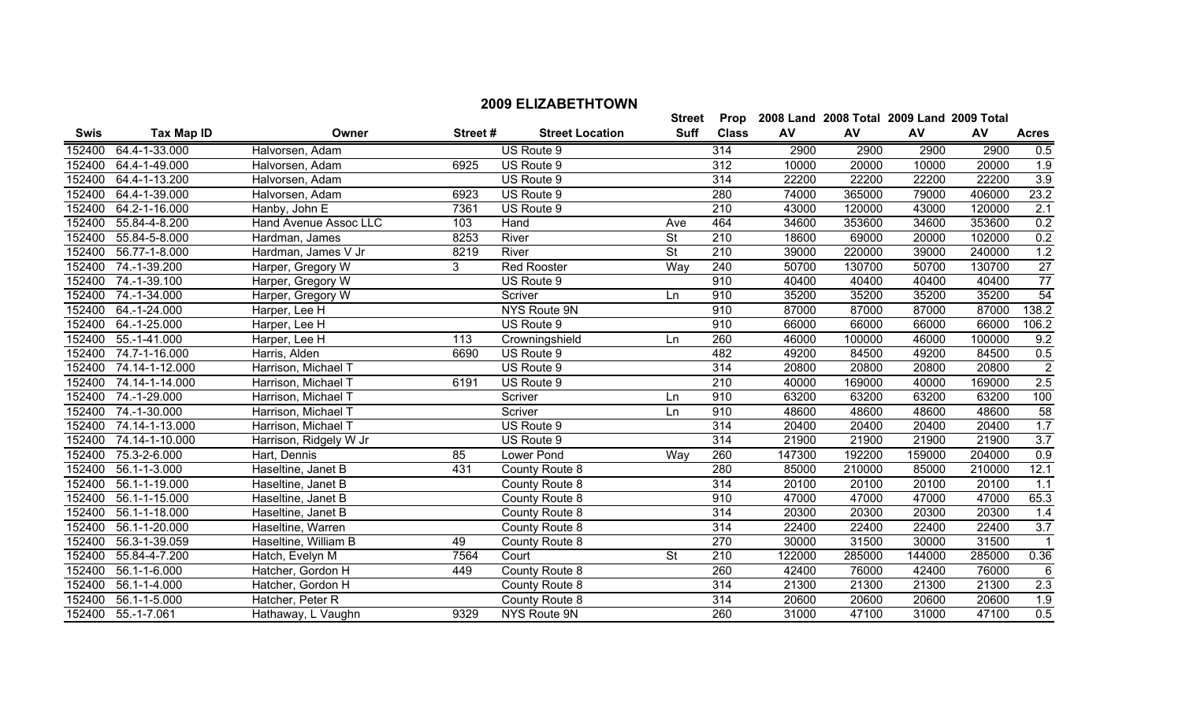## 2009 ELIZABETHTOWN

| Swis | Tax Map ID | Owner | Street # | Street Location | Street Suff | Prop Class | 2008 Land AV | 2008 Total AV | 2009 Land AV | 2009 Total AV | Acres |
|---|---|---|---|---|---|---|---|---|---|---|---|
| 152400 | 64.4-1-33.000 | Halvorsen, Adam | | US Route 9 | | 314 | 2900 | 2900 | 2900 | 2900 | 0.5 |
| 152400 | 64.4-1-49.000 | Halvorsen, Adam | 6925 | US Route 9 | | 312 | 10000 | 20000 | 10000 | 20000 | 1.9 |
| 152400 | 64.4-1-13.200 | Halvorsen, Adam | | US Route 9 | | 314 | 22200 | 22200 | 22200 | 22200 | 3.9 |
| 152400 | 64.4-1-39.000 | Halvorsen, Adam | 6923 | US Route 9 | | 280 | 74000 | 365000 | 79000 | 406000 | 23.2 |
| 152400 | 64.2-1-16.000 | Hanby, John E | 7361 | US Route 9 | | 210 | 43000 | 120000 | 43000 | 120000 | 2.1 |
| 152400 | 55.84-4-8.200 | Hand Avenue Assoc LLC | 103 | Hand | Ave | 464 | 34600 | 353600 | 34600 | 353600 | 0.2 |
| 152400 | 55.84-5-8.000 | Hardman, James | 8253 | River | St | 210 | 18600 | 69000 | 20000 | 102000 | 0.2 |
| 152400 | 56.77-1-8.000 | Hardman, James V Jr | 8219 | River | St | 210 | 39000 | 220000 | 39000 | 240000 | 1.2 |
| 152400 | 74.-1-39.200 | Harper, Gregory W | 3 | Red Rooster | Way | 240 | 50700 | 130700 | 50700 | 130700 | 27 |
| 152400 | 74.-1-39.100 | Harper, Gregory W | | US Route 9 | | 910 | 40400 | 40400 | 40400 | 40400 | 77 |
| 152400 | 74.-1-34.000 | Harper, Gregory W | | Scriver | Ln | 910 | 35200 | 35200 | 35200 | 35200 | 54 |
| 152400 | 64.-1-24.000 | Harper, Lee H | | NYS Route 9N | | 910 | 87000 | 87000 | 87000 | 87000 | 138.2 |
| 152400 | 64.-1-25.000 | Harper, Lee H | | US Route 9 | | 910 | 66000 | 66000 | 66000 | 66000 | 106.2 |
| 152400 | 55.-1-41.000 | Harper, Lee H | 113 | Crowningshield | Ln | 260 | 46000 | 100000 | 46000 | 100000 | 9.2 |
| 152400 | 74.7-1-16.000 | Harris, Alden | 6690 | US Route 9 | | 482 | 49200 | 84500 | 49200 | 84500 | 0.5 |
| 152400 | 74.14-1-12.000 | Harrison, Michael T | | US Route 9 | | 314 | 20800 | 20800 | 20800 | 20800 | 2 |
| 152400 | 74.14-1-14.000 | Harrison, Michael T | 6191 | US Route 9 | | 210 | 40000 | 169000 | 40000 | 169000 | 2.5 |
| 152400 | 74.-1-29.000 | Harrison, Michael T | | Scriver | Ln | 910 | 63200 | 63200 | 63200 | 63200 | 100 |
| 152400 | 74.-1-30.000 | Harrison, Michael T | | Scriver | Ln | 910 | 48600 | 48600 | 48600 | 48600 | 58 |
| 152400 | 74.14-1-13.000 | Harrison, Michael T | | US Route 9 | | 314 | 20400 | 20400 | 20400 | 20400 | 1.7 |
| 152400 | 74.14-1-10.000 | Harrison, Ridgely W Jr | | US Route 9 | | 314 | 21900 | 21900 | 21900 | 21900 | 3.7 |
| 152400 | 75.3-2-6.000 | Hart, Dennis | 85 | Lower Pond | Way | 260 | 147300 | 192200 | 159000 | 204000 | 0.9 |
| 152400 | 56.1-1-3.000 | Haseltine, Janet B | 431 | County Route 8 | | 280 | 85000 | 210000 | 85000 | 210000 | 12.1 |
| 152400 | 56.1-1-19.000 | Haseltine, Janet B | | County Route 8 | | 314 | 20100 | 20100 | 20100 | 20100 | 1.1 |
| 152400 | 56.1-1-15.000 | Haseltine, Janet B | | County Route 8 | | 910 | 47000 | 47000 | 47000 | 47000 | 65.3 |
| 152400 | 56.1-1-18.000 | Haseltine, Janet B | | County Route 8 | | 314 | 20300 | 20300 | 20300 | 20300 | 1.4 |
| 152400 | 56.1-1-20.000 | Haseltine, Warren | | County Route 8 | | 314 | 22400 | 22400 | 22400 | 22400 | 3.7 |
| 152400 | 56.3-1-39.059 | Haseltine, William B | 49 | County Route 8 | | 270 | 30000 | 31500 | 30000 | 31500 | 1 |
| 152400 | 55.84-4-7.200 | Hatch, Evelyn M | 7564 | Court | St | 210 | 122000 | 285000 | 144000 | 285000 | 0.36 |
| 152400 | 56.1-1-6.000 | Hatcher, Gordon H | 449 | County Route 8 | | 260 | 42400 | 76000 | 42400 | 76000 | 6 |
| 152400 | 56.1-1-4.000 | Hatcher, Gordon H | | County Route 8 | | 314 | 21300 | 21300 | 21300 | 21300 | 2.3 |
| 152400 | 56.1-1-5.000 | Hatcher, Peter R | | County Route 8 | | 314 | 20600 | 20600 | 20600 | 20600 | 1.9 |
| 152400 | 55.-1-7.061 | Hathaway, L Vaughn | 9329 | NYS Route 9N | | 260 | 31000 | 47100 | 31000 | 47100 | 0.5 |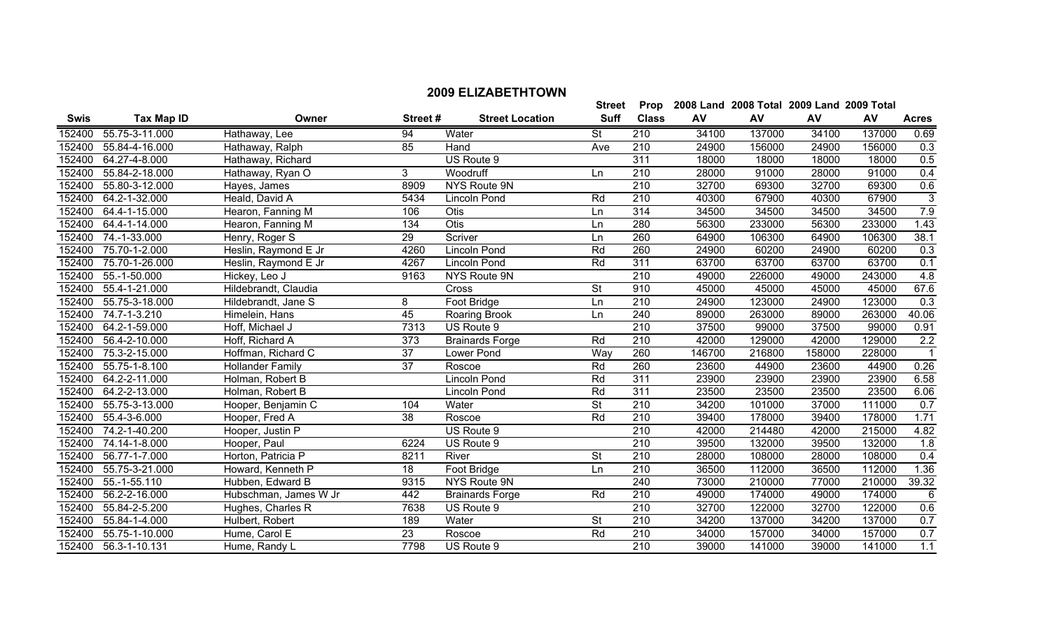## 2009 ELIZABETHTOWN

| Swis | Tax Map ID | Owner | Street # | Street Location | Street Suff | Prop Class | 2008 Land AV | 2008 Total AV | 2009 Land AV | 2009 Total AV | Acres |
|---|---|---|---|---|---|---|---|---|---|---|---|
| 152400 | 55.75-3-11.000 | Hathaway, Lee | 94 | Water | St | 210 | 34100 | 137000 | 34100 | 137000 | 0.69 |
| 152400 | 55.84-4-16.000 | Hathaway, Ralph | 85 | Hand | Ave | 210 | 24900 | 156000 | 24900 | 156000 | 0.3 |
| 152400 | 64.27-4-8.000 | Hathaway, Richard | | US Route 9 | | 311 | 18000 | 18000 | 18000 | 18000 | 0.5 |
| 152400 | 55.84-2-18.000 | Hathaway, Ryan O | 3 | Woodruff | Ln | 210 | 28000 | 91000 | 28000 | 91000 | 0.4 |
| 152400 | 55.80-3-12.000 | Hayes, James | 8909 | NYS Route 9N | | 210 | 32700 | 69300 | 32700 | 69300 | 0.6 |
| 152400 | 64.2-1-32.000 | Heald, David A | 5434 | Lincoln Pond | Rd | 210 | 40300 | 67900 | 40300 | 67900 | 3 |
| 152400 | 64.4-1-15.000 | Hearon, Fanning M | 106 | Otis | Ln | 314 | 34500 | 34500 | 34500 | 34500 | 7.9 |
| 152400 | 64.4-1-14.000 | Hearon, Fanning M | 134 | Otis | Ln | 280 | 56300 | 233000 | 56300 | 233000 | 1.43 |
| 152400 | 74.-1-33.000 | Henry, Roger S | 29 | Scriver | Ln | 260 | 64900 | 106300 | 64900 | 106300 | 38.1 |
| 152400 | 75.70-1-2.000 | Heslin, Raymond E Jr | 4260 | Lincoln Pond | Rd | 260 | 24900 | 60200 | 24900 | 60200 | 0.3 |
| 152400 | 75.70-1-26.000 | Heslin, Raymond E Jr | 4267 | Lincoln Pond | Rd | 311 | 63700 | 63700 | 63700 | 63700 | 0.1 |
| 152400 | 55.-1-50.000 | Hickey, Leo J | 9163 | NYS Route 9N | | 210 | 49000 | 226000 | 49000 | 243000 | 4.8 |
| 152400 | 55.4-1-21.000 | Hildebrandt, Claudia | | Cross | St | 910 | 45000 | 45000 | 45000 | 45000 | 67.6 |
| 152400 | 55.75-3-18.000 | Hildebrandt, Jane S | 8 | Foot Bridge | Ln | 210 | 24900 | 123000 | 24900 | 123000 | 0.3 |
| 152400 | 74.7-1-3.210 | Himelein, Hans | 45 | Roaring Brook | Ln | 240 | 89000 | 263000 | 89000 | 263000 | 40.06 |
| 152400 | 64.2-1-59.000 | Hoff, Michael J | 7313 | US Route 9 | | 210 | 37500 | 99000 | 37500 | 99000 | 0.91 |
| 152400 | 56.4-2-10.000 | Hoff, Richard A | 373 | Brainards Forge | Rd | 210 | 42000 | 129000 | 42000 | 129000 | 2.2 |
| 152400 | 75.3-2-15.000 | Hoffman, Richard C | 37 | Lower Pond | Way | 260 | 146700 | 216800 | 158000 | 228000 | 1 |
| 152400 | 55.75-1-8.100 | Hollander Family | 37 | Roscoe | Rd | 260 | 23600 | 44900 | 23600 | 44900 | 0.26 |
| 152400 | 64.2-2-11.000 | Holman, Robert B | | Lincoln Pond | Rd | 311 | 23900 | 23900 | 23900 | 23900 | 6.58 |
| 152400 | 64.2-2-13.000 | Holman, Robert B | | Lincoln Pond | Rd | 311 | 23500 | 23500 | 23500 | 23500 | 6.06 |
| 152400 | 55.75-3-13.000 | Hooper, Benjamin C | 104 | Water | St | 210 | 34200 | 101000 | 37000 | 111000 | 0.7 |
| 152400 | 55.4-3-6.000 | Hooper, Fred A | 38 | Roscoe | Rd | 210 | 39400 | 178000 | 39400 | 178000 | 1.71 |
| 152400 | 74.2-1-40.200 | Hooper, Justin P | | US Route 9 | | 210 | 42000 | 214480 | 42000 | 215000 | 4.82 |
| 152400 | 74.14-1-8.000 | Hooper, Paul | 6224 | US Route 9 | | 210 | 39500 | 132000 | 39500 | 132000 | 1.8 |
| 152400 | 56.77-1-7.000 | Horton, Patricia P | 8211 | River | St | 210 | 28000 | 108000 | 28000 | 108000 | 0.4 |
| 152400 | 55.75-3-21.000 | Howard, Kenneth P | 18 | Foot Bridge | Ln | 210 | 36500 | 112000 | 36500 | 112000 | 1.36 |
| 152400 | 55.-1-55.110 | Hubben, Edward B | 9315 | NYS Route 9N | | 240 | 73000 | 210000 | 77000 | 210000 | 39.32 |
| 152400 | 56.2-2-16.000 | Hubschman, James W Jr | 442 | Brainards Forge | Rd | 210 | 49000 | 174000 | 49000 | 174000 | 6 |
| 152400 | 55.84-2-5.200 | Hughes, Charles R | 7638 | US Route 9 | | 210 | 32700 | 122000 | 32700 | 122000 | 0.6 |
| 152400 | 55.84-1-4.000 | Hulbert, Robert | 189 | Water | St | 210 | 34200 | 137000 | 34200 | 137000 | 0.7 |
| 152400 | 55.75-1-10.000 | Hume, Carol E | 23 | Roscoe | Rd | 210 | 34000 | 157000 | 34000 | 157000 | 0.7 |
| 152400 | 56.3-1-10.131 | Hume, Randy L | 7798 | US Route 9 | | 210 | 39000 | 141000 | 39000 | 141000 | 1.1 |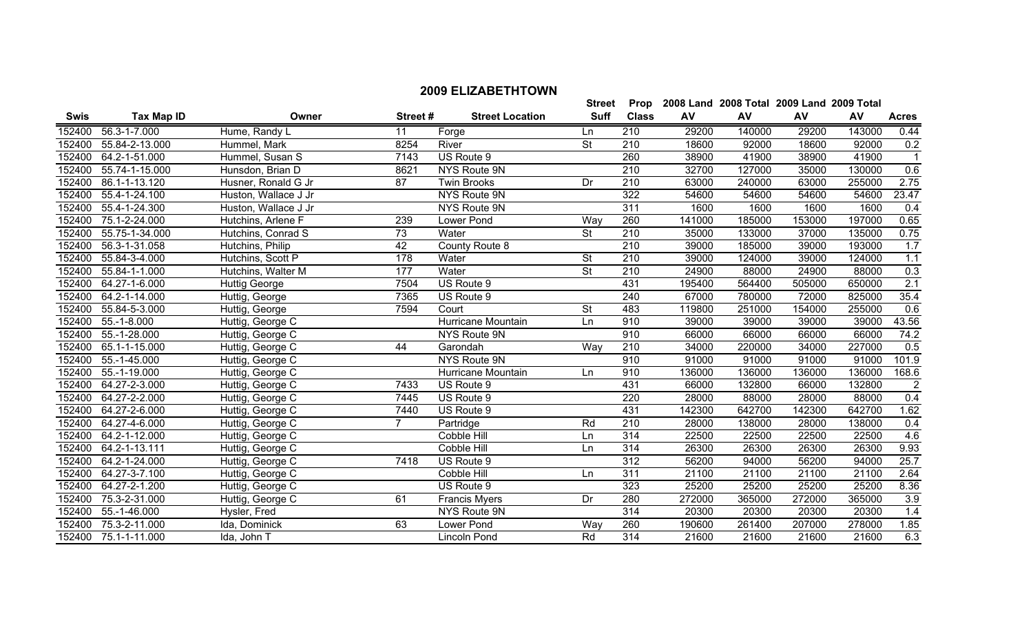## 2009 ELIZABETHTOWN

| Swis | Tax Map ID | Owner | Street # | Street Location | Street Suff | Prop Class | 2008 Land AV | 2008 Total AV | 2009 Land AV | 2009 Total AV | Acres |
|---|---|---|---|---|---|---|---|---|---|---|---|
| 152400 | 56.3-1-7.000 | Hume, Randy L | 11 | Forge | Ln | 210 | 29200 | 140000 | 29200 | 143000 | 0.44 |
| 152400 | 55.84-2-13.000 | Hummel, Mark | 8254 | River | St | 210 | 18600 | 92000 | 18600 | 92000 | 0.2 |
| 152400 | 64.2-1-51.000 | Hummel, Susan S | 7143 | US Route 9 | | 260 | 38900 | 41900 | 38900 | 41900 | 1 |
| 152400 | 55.74-1-15.000 | Hunsdon, Brian D | 8621 | NYS Route 9N | | 210 | 32700 | 127000 | 35000 | 130000 | 0.6 |
| 152400 | 86.1-1-13.120 | Husner, Ronald G Jr | 87 | Twin Brooks | Dr | 210 | 63000 | 240000 | 63000 | 255000 | 2.75 |
| 152400 | 55.4-1-24.100 | Huston, Wallace J Jr | | NYS Route 9N | | 322 | 54600 | 54600 | 54600 | 54600 | 23.47 |
| 152400 | 55.4-1-24.300 | Huston, Wallace J Jr | | NYS Route 9N | | 311 | 1600 | 1600 | 1600 | 1600 | 0.4 |
| 152400 | 75.1-2-24.000 | Hutchins, Arlene F | 239 | Lower Pond | Way | 260 | 141000 | 185000 | 153000 | 197000 | 0.65 |
| 152400 | 55.75-1-34.000 | Hutchins, Conrad S | 73 | Water | St | 210 | 35000 | 133000 | 37000 | 135000 | 0.75 |
| 152400 | 56.3-1-31.058 | Hutchins, Philip | 42 | County Route 8 | | 210 | 39000 | 185000 | 39000 | 193000 | 1.7 |
| 152400 | 55.84-3-4.000 | Hutchins, Scott P | 178 | Water | St | 210 | 39000 | 124000 | 39000 | 124000 | 1.1 |
| 152400 | 55.84-1-1.000 | Hutchins, Walter M | 177 | Water | St | 210 | 24900 | 88000 | 24900 | 88000 | 0.3 |
| 152400 | 64.27-1-6.000 | Huttig George | 7504 | US Route 9 | | 431 | 195400 | 564400 | 505000 | 650000 | 2.1 |
| 152400 | 64.2-1-14.000 | Huttig, George | 7365 | US Route 9 | | 240 | 67000 | 780000 | 72000 | 825000 | 35.4 |
| 152400 | 55.84-5-3.000 | Huttig, George | 7594 | Court | St | 483 | 119800 | 251000 | 154000 | 255000 | 0.6 |
| 152400 | 55.-1-8.000 | Huttig, George C | | Hurricane Mountain | Ln | 910 | 39000 | 39000 | 39000 | 39000 | 43.56 |
| 152400 | 55.-1-28.000 | Huttig, George C | | NYS Route 9N | | 910 | 66000 | 66000 | 66000 | 66000 | 74.2 |
| 152400 | 65.1-1-15.000 | Huttig, George C | 44 | Garondah | Way | 210 | 34000 | 220000 | 34000 | 227000 | 0.5 |
| 152400 | 55.-1-45.000 | Huttig, George C | | NYS Route 9N | | 910 | 91000 | 91000 | 91000 | 91000 | 101.9 |
| 152400 | 55.-1-19.000 | Huttig, George C | | Hurricane Mountain | Ln | 910 | 136000 | 136000 | 136000 | 136000 | 168.6 |
| 152400 | 64.27-2-3.000 | Huttig, George C | 7433 | US Route 9 | | 431 | 66000 | 132800 | 66000 | 132800 | 2 |
| 152400 | 64.27-2-2.000 | Huttig, George C | 7445 | US Route 9 | | 220 | 28000 | 88000 | 28000 | 88000 | 0.4 |
| 152400 | 64.27-2-6.000 | Huttig, George C | 7440 | US Route 9 | | 431 | 142300 | 642700 | 142300 | 642700 | 1.62 |
| 152400 | 64.27-4-6.000 | Huttig, George C | 7 | Partridge | Rd | 210 | 28000 | 138000 | 28000 | 138000 | 0.4 |
| 152400 | 64.2-1-12.000 | Huttig, George C | | Cobble Hill | Ln | 314 | 22500 | 22500 | 22500 | 22500 | 4.6 |
| 152400 | 64.2-1-13.111 | Huttig, George C | | Cobble Hill | Ln | 314 | 26300 | 26300 | 26300 | 26300 | 9.93 |
| 152400 | 64.2-1-24.000 | Huttig, George C | 7418 | US Route 9 | | 312 | 56200 | 94000 | 56200 | 94000 | 25.7 |
| 152400 | 64.27-3-7.100 | Huttig, George C | | Cobble Hill | Ln | 311 | 21100 | 21100 | 21100 | 21100 | 2.64 |
| 152400 | 64.27-2-1.200 | Huttig, George C | | US Route 9 | | 323 | 25200 | 25200 | 25200 | 25200 | 8.36 |
| 152400 | 75.3-2-31.000 | Huttig, George C | 61 | Francis Myers | Dr | 280 | 272000 | 365000 | 272000 | 365000 | 3.9 |
| 152400 | 55.-1-46.000 | Hysler, Fred | | NYS Route 9N | | 314 | 20300 | 20300 | 20300 | 20300 | 1.4 |
| 152400 | 75.3-2-11.000 | Ida, Dominick | 63 | Lower Pond | Way | 260 | 190600 | 261400 | 207000 | 278000 | 1.85 |
| 152400 | 75.1-1-11.000 | Ida, John T | | Lincoln Pond | Rd | 314 | 21600 | 21600 | 21600 | 21600 | 6.3 |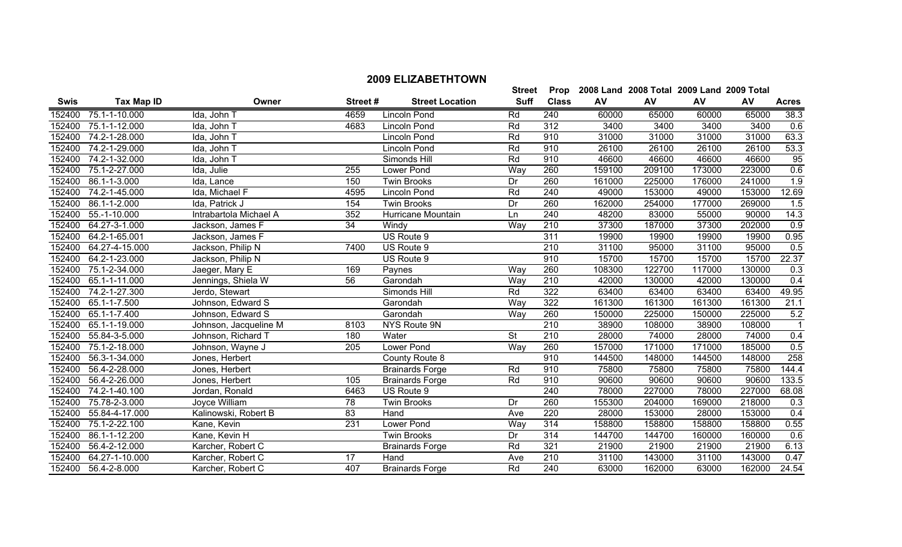## 2009 ELIZABETHTOWN

| Swis | Tax Map ID | Owner | Street # | Street Location | Street Suff | Prop Class | 2008 Land AV | 2008 Total AV | 2009 Land AV | 2009 Total AV | Acres |
|---|---|---|---|---|---|---|---|---|---|---|---|
| 152400 | 75.1-1-10.000 | Ida, John T | 4659 | Lincoln Pond | Rd | 240 | 60000 | 65000 | 60000 | 65000 | 38.3 |
| 152400 | 75.1-1-12.000 | Ida, John T | 4683 | Lincoln Pond | Rd | 312 | 3400 | 3400 | 3400 | 3400 | 0.6 |
| 152400 | 74.2-1-28.000 | Ida, John T | | Lincoln Pond | Rd | 910 | 31000 | 31000 | 31000 | 31000 | 63.3 |
| 152400 | 74.2-1-29.000 | Ida, John T | | Lincoln Pond | Rd | 910 | 26100 | 26100 | 26100 | 26100 | 53.3 |
| 152400 | 74.2-1-32.000 | Ida, John T | | Simonds Hill | Rd | 910 | 46600 | 46600 | 46600 | 46600 | 95 |
| 152400 | 75.1-2-27.000 | Ida, Julie | 255 | Lower Pond | Way | 260 | 159100 | 209100 | 173000 | 223000 | 0.6 |
| 152400 | 86.1-1-3.000 | Ida, Lance | 150 | Twin Brooks | Dr | 260 | 161000 | 225000 | 176000 | 241000 | 1.9 |
| 152400 | 74.2-1-45.000 | Ida, Michael F | 4595 | Lincoln Pond | Rd | 240 | 49000 | 153000 | 49000 | 153000 | 12.69 |
| 152400 | 86.1-1-2.000 | Ida, Patrick J | 154 | Twin Brooks | Dr | 260 | 162000 | 254000 | 177000 | 269000 | 1.5 |
| 152400 | 55.-1-10.000 | Intrabartola Michael A | 352 | Hurricane Mountain | Ln | 240 | 48200 | 83000 | 55000 | 90000 | 14.3 |
| 152400 | 64.27-3-1.000 | Jackson, James F | 34 | Windy | Way | 210 | 37300 | 187000 | 37300 | 202000 | 0.9 |
| 152400 | 64.2-1-65.001 | Jackson, James F | | US Route 9 | | 311 | 19900 | 19900 | 19900 | 19900 | 0.95 |
| 152400 | 64.27-4-15.000 | Jackson, Philip N | 7400 | US Route 9 | | 210 | 31100 | 95000 | 31100 | 95000 | 0.5 |
| 152400 | 64.2-1-23.000 | Jackson, Philip N | | US Route 9 | | 910 | 15700 | 15700 | 15700 | 15700 | 22.37 |
| 152400 | 75.1-2-34.000 | Jaeger, Mary E | 169 | Paynes | Way | 260 | 108300 | 122700 | 117000 | 130000 | 0.3 |
| 152400 | 65.1-1-11.000 | Jennings, Shiela W | 56 | Garondah | Way | 210 | 42000 | 130000 | 42000 | 130000 | 0.4 |
| 152400 | 74.2-1-27.300 | Jerdo, Stewart | | Simonds Hill | Rd | 322 | 63400 | 63400 | 63400 | 63400 | 49.95 |
| 152400 | 65.1-1-7.500 | Johnson, Edward S | | Garondah | Way | 322 | 161300 | 161300 | 161300 | 161300 | 21.1 |
| 152400 | 65.1-1-7.400 | Johnson, Edward S | | Garondah | Way | 260 | 150000 | 225000 | 150000 | 225000 | 5.2 |
| 152400 | 65.1-1-19.000 | Johnson, Jacqueline M | 8103 | NYS Route 9N | | 210 | 38900 | 108000 | 38900 | 108000 | 1 |
| 152400 | 55.84-3-5.000 | Johnson, Richard T | 180 | Water | St | 210 | 28000 | 74000 | 28000 | 74000 | 0.4 |
| 152400 | 75.1-2-18.000 | Johnson, Wayne J | 205 | Lower Pond | Way | 260 | 157000 | 171000 | 171000 | 185000 | 0.5 |
| 152400 | 56.3-1-34.000 | Jones, Herbert | | County Route 8 | | 910 | 144500 | 148000 | 144500 | 148000 | 258 |
| 152400 | 56.4-2-28.000 | Jones, Herbert | | Brainards Forge | Rd | 910 | 75800 | 75800 | 75800 | 75800 | 144.4 |
| 152400 | 56.4-2-26.000 | Jones, Herbert | 105 | Brainards Forge | Rd | 910 | 90600 | 90600 | 90600 | 90600 | 133.5 |
| 152400 | 74.2-1-40.100 | Jordan, Ronald | 6463 | US Route 9 | | 240 | 78000 | 227000 | 78000 | 227000 | 68.08 |
| 152400 | 75.78-2-3.000 | Joyce William | 78 | Twin Brooks | Dr | 260 | 155300 | 204000 | 169000 | 218000 | 0.3 |
| 152400 | 55.84-4-17.000 | Kalinowski, Robert B | 83 | Hand | Ave | 220 | 28000 | 153000 | 28000 | 153000 | 0.4 |
| 152400 | 75.1-2-22.100 | Kane, Kevin | 231 | Lower Pond | Way | 314 | 158800 | 158800 | 158800 | 158800 | 0.55 |
| 152400 | 86.1-1-12.200 | Kane, Kevin H | | Twin Brooks | Dr | 314 | 144700 | 144700 | 160000 | 160000 | 0.6 |
| 152400 | 56.4-2-12.000 | Karcher, Robert C | | Brainards Forge | Rd | 321 | 21900 | 21900 | 21900 | 21900 | 6.13 |
| 152400 | 64.27-1-10.000 | Karcher, Robert C | 17 | Hand | Ave | 210 | 31100 | 143000 | 31100 | 143000 | 0.47 |
| 152400 | 56.4-2-8.000 | Karcher, Robert C | 407 | Brainards Forge | Rd | 240 | 63000 | 162000 | 63000 | 162000 | 24.54 |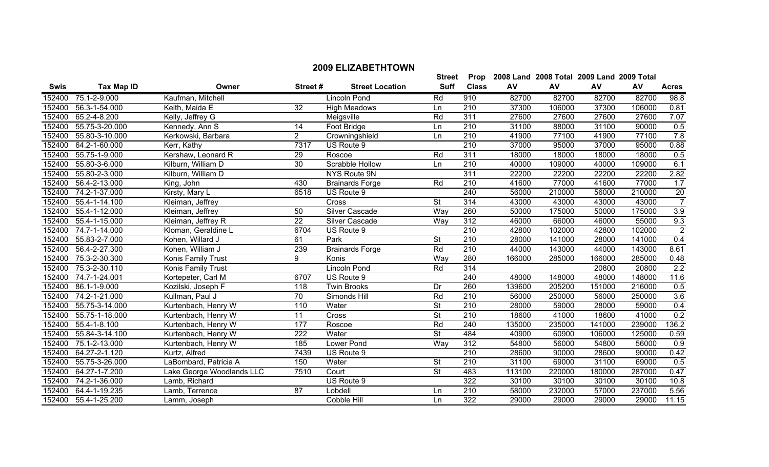## 2009 ELIZABETHTOWN

| Swis | Tax Map ID | Owner | Street # | Street Location | Street Suff | Prop Class | 2008 Land AV | 2008 Total AV | 2009 Land AV | 2009 Total AV | Acres |
|---|---|---|---|---|---|---|---|---|---|---|---|
| 152400 | 75.1-2-9.000 | Kaufman, Mitchell | | Lincoln Pond | Rd | 910 | 82700 | 82700 | 82700 | 82700 | 98.8 |
| 152400 | 56.3-1-54.000 | Keith, Maida E | 32 | High Meadows | Ln | 210 | 37300 | 106000 | 37300 | 106000 | 0.81 |
| 152400 | 65.2-4-8.200 | Kelly, Jeffrey G | | Meigsville | Rd | 311 | 27600 | 27600 | 27600 | 27600 | 7.07 |
| 152400 | 55.75-3-20.000 | Kennedy, Ann S | 14 | Foot Bridge | Ln | 210 | 31100 | 88000 | 31100 | 90000 | 0.5 |
| 152400 | 55.80-3-10.000 | Kerkowski, Barbara | 2 | Crowningshield | Ln | 210 | 41900 | 77100 | 41900 | 77100 | 7.8 |
| 152400 | 64.2-1-60.000 | Kerr, Kathy | 7317 | US Route 9 | | 210 | 37000 | 95000 | 37000 | 95000 | 0.88 |
| 152400 | 55.75-1-9.000 | Kershaw, Leonard R | 29 | Roscoe | Rd | 311 | 18000 | 18000 | 18000 | 18000 | 0.5 |
| 152400 | 55.80-3-6.000 | Kilburn, William D | 30 | Scrabble Hollow | Ln | 210 | 40000 | 109000 | 40000 | 109000 | 6.1 |
| 152400 | 55.80-2-3.000 | Kilburn, William D | | NYS Route 9N | | 311 | 22200 | 22200 | 22200 | 22200 | 2.82 |
| 152400 | 56.4-2-13.000 | King, John | 430 | Brainards Forge | Rd | 210 | 41600 | 77000 | 41600 | 77000 | 1.7 |
| 152400 | 74.2-1-37.000 | Kirsty, Mary L | 6518 | US Route 9 | | 240 | 56000 | 210000 | 56000 | 210000 | 20 |
| 152400 | 55.4-1-14.100 | Kleiman, Jeffrey | | Cross | St | 314 | 43000 | 43000 | 43000 | 43000 | 7 |
| 152400 | 55.4-1-12.000 | Kleiman, Jeffrey | 50 | Silver Cascade | Way | 260 | 50000 | 175000 | 50000 | 175000 | 3.9 |
| 152400 | 55.4-1-15.000 | Kleiman, Jeffrey R | 22 | Silver Cascade | Way | 312 | 46000 | 66000 | 46000 | 55000 | 9.3 |
| 152400 | 74.7-1-14.000 | Kloman, Geraldine L | 6704 | US Route 9 | | 210 | 42800 | 102000 | 42800 | 102000 | 2 |
| 152400 | 55.83-2-7.000 | Kohen, Willard J | 61 | Park | St | 210 | 28000 | 141000 | 28000 | 141000 | 0.4 |
| 152400 | 56.4-2-27.300 | Kohen, William J | 239 | Brainards Forge | Rd | 210 | 44000 | 143000 | 44000 | 143000 | 8.61 |
| 152400 | 75.3-2-30.300 | Konis Family Trust | 9 | Konis | Way | 280 | 166000 | 285000 | 166000 | 285000 | 0.48 |
| 152400 | 75.3-2-30.110 | Konis Family Trust | | Lincoln Pond | Rd | 314 | | | 20800 | 20800 | 2.2 |
| 152400 | 74.7-1-24.001 | Kortepeter, Carl M | 6707 | US Route 9 | | 240 | 48000 | 148000 | 48000 | 148000 | 11.6 |
| 152400 | 86.1-1-9.000 | Kozilski, Joseph F | 118 | Twin Brooks | Dr | 260 | 139600 | 205200 | 151000 | 216000 | 0.5 |
| 152400 | 74.2-1-21.000 | Kullman, Paul J | 70 | Simonds Hill | Rd | 210 | 56000 | 250000 | 56000 | 250000 | 3.6 |
| 152400 | 55.75-3-14.000 | Kurtenbach, Henry W | 110 | Water | St | 210 | 28000 | 59000 | 28000 | 59000 | 0.4 |
| 152400 | 55.75-1-18.000 | Kurtenbach, Henry W | 11 | Cross | St | 210 | 18600 | 41000 | 18600 | 41000 | 0.2 |
| 152400 | 55.4-1-8.100 | Kurtenbach, Henry W | 177 | Roscoe | Rd | 240 | 135000 | 235000 | 141000 | 239000 | 136.2 |
| 152400 | 55.84-3-14.100 | Kurtenbach, Henry W | 222 | Water | St | 484 | 40900 | 60900 | 106000 | 125000 | 0.59 |
| 152400 | 75.1-2-13.000 | Kurtenbach, Henry W | 185 | Lower Pond | Way | 312 | 54800 | 56000 | 54800 | 56000 | 0.9 |
| 152400 | 64.27-2-1.120 | Kurtz, Alfred | 7439 | US Route 9 | | 210 | 28600 | 90000 | 28600 | 90000 | 0.42 |
| 152400 | 55.75-3-26.000 | LaBombard, Patricia A | 150 | Water | St | 210 | 31100 | 69000 | 31100 | 69000 | 0.5 |
| 152400 | 64.27-1-7.200 | Lake George Woodlands LLC | 7510 | Court | St | 483 | 113100 | 220000 | 180000 | 287000 | 0.47 |
| 152400 | 74.2-1-36.000 | Lamb, Richard | | US Route 9 | | 322 | 30100 | 30100 | 30100 | 30100 | 10.8 |
| 152400 | 64.4-1-19.235 | Lamb, Terrence | 87 | Lobdell | Ln | 210 | 58000 | 232000 | 57000 | 237000 | 5.56 |
| 152400 | 55.4-1-25.200 | Lamm, Joseph | | Cobble Hill | Ln | 322 | 29000 | 29000 | 29000 | 29000 | 11.15 |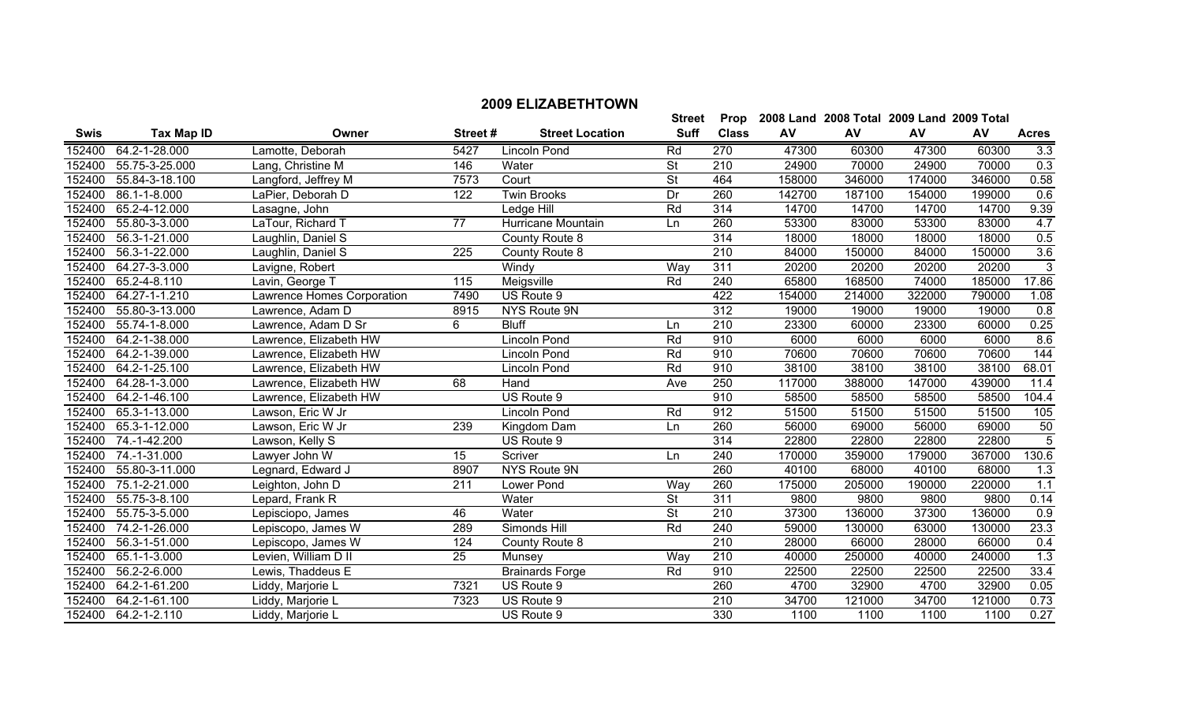## 2009 ELIZABETHTOWN

| Swis | Tax Map ID | Owner | Street # | Street Location | Street Suff | Prop Class | 2008 Land AV | 2008 Total AV | 2009 Land AV | 2009 Total AV | Acres |
|---|---|---|---|---|---|---|---|---|---|---|---|
| 152400 | 64.2-1-28.000 | Lamotte, Deborah | 5427 | Lincoln Pond | Rd | 270 | 47300 | 60300 | 47300 | 60300 | 3.3 |
| 152400 | 55.75-3-25.000 | Lang, Christine M | 146 | Water | St | 210 | 24900 | 70000 | 24900 | 70000 | 0.3 |
| 152400 | 55.84-3-18.100 | Langford, Jeffrey M | 7573 | Court | St | 464 | 158000 | 346000 | 174000 | 346000 | 0.58 |
| 152400 | 86.1-1-8.000 | LaPier, Deborah D | 122 | Twin Brooks | Dr | 260 | 142700 | 187100 | 154000 | 199000 | 0.6 |
| 152400 | 65.2-4-12.000 | Lasagne, John | | Ledge Hill | Rd | 314 | 14700 | 14700 | 14700 | 14700 | 9.39 |
| 152400 | 55.80-3-3.000 | LaTour, Richard T | 77 | Hurricane Mountain | Ln | 260 | 53300 | 83000 | 53300 | 83000 | 4.7 |
| 152400 | 56.3-1-21.000 | Laughlin, Daniel S | | County Route 8 | | 314 | 18000 | 18000 | 18000 | 18000 | 0.5 |
| 152400 | 56.3-1-22.000 | Laughlin, Daniel S | 225 | County Route 8 | | 210 | 84000 | 150000 | 84000 | 150000 | 3.6 |
| 152400 | 64.27-3-3.000 | Lavigne, Robert | | Windy | Way | 311 | 20200 | 20200 | 20200 | 20200 | 3 |
| 152400 | 65.2-4-8.110 | Lavin, George T | 115 | Meigsville | Rd | 240 | 65800 | 168500 | 74000 | 185000 | 17.86 |
| 152400 | 64.27-1-1.210 | Lawrence Homes Corporation | 7490 | US Route 9 | | 422 | 154000 | 214000 | 322000 | 790000 | 1.08 |
| 152400 | 55.80-3-13.000 | Lawrence, Adam D | 8915 | NYS Route 9N | | 312 | 19000 | 19000 | 19000 | 19000 | 0.8 |
| 152400 | 55.74-1-8.000 | Lawrence, Adam D Sr | 6 | Bluff | Ln | 210 | 23300 | 60000 | 23300 | 60000 | 0.25 |
| 152400 | 64.2-1-38.000 | Lawrence, Elizabeth HW | | Lincoln Pond | Rd | 910 | 6000 | 6000 | 6000 | 6000 | 8.6 |
| 152400 | 64.2-1-39.000 | Lawrence, Elizabeth HW | | Lincoln Pond | Rd | 910 | 70600 | 70600 | 70600 | 70600 | 144 |
| 152400 | 64.2-1-25.100 | Lawrence, Elizabeth HW | | Lincoln Pond | Rd | 910 | 38100 | 38100 | 38100 | 38100 | 68.01 |
| 152400 | 64.28-1-3.000 | Lawrence, Elizabeth HW | 68 | Hand | Ave | 250 | 117000 | 388000 | 147000 | 439000 | 11.4 |
| 152400 | 64.2-1-46.100 | Lawrence, Elizabeth HW | | US Route 9 | | 910 | 58500 | 58500 | 58500 | 58500 | 104.4 |
| 152400 | 65.3-1-13.000 | Lawson, Eric W Jr | | Lincoln Pond | Rd | 912 | 51500 | 51500 | 51500 | 51500 | 105 |
| 152400 | 65.3-1-12.000 | Lawson, Eric W Jr | 239 | Kingdom Dam | Ln | 260 | 56000 | 69000 | 56000 | 69000 | 50 |
| 152400 | 74.-1-42.200 | Lawson, Kelly S | | US Route 9 | | 314 | 22800 | 22800 | 22800 | 22800 | 5 |
| 152400 | 74.-1-31.000 | Lawyer John W | 15 | Scriver | Ln | 240 | 170000 | 359000 | 179000 | 367000 | 130.6 |
| 152400 | 55.80-3-11.000 | Legnard, Edward J | 8907 | NYS Route 9N | | 260 | 40100 | 68000 | 40100 | 68000 | 1.3 |
| 152400 | 75.1-2-21.000 | Leighton, John D | 211 | Lower Pond | Way | 260 | 175000 | 205000 | 190000 | 220000 | 1.1 |
| 152400 | 55.75-3-8.100 | Lepard, Frank R | | Water | St | 311 | 9800 | 9800 | 9800 | 9800 | 0.14 |
| 152400 | 55.75-3-5.000 | Lepisciopo, James | 46 | Water | St | 210 | 37300 | 136000 | 37300 | 136000 | 0.9 |
| 152400 | 74.2-1-26.000 | Lepiscopo, James W | 289 | Simonds Hill | Rd | 240 | 59000 | 130000 | 63000 | 130000 | 23.3 |
| 152400 | 56.3-1-51.000 | Lepiscopo, James W | 124 | County Route 8 | | 210 | 28000 | 66000 | 28000 | 66000 | 0.4 |
| 152400 | 65.1-1-3.000 | Levien, William D II | 25 | Munsey | Way | 210 | 40000 | 250000 | 40000 | 240000 | 1.3 |
| 152400 | 56.2-2-6.000 | Lewis, Thaddeus E | | Brainards Forge | Rd | 910 | 22500 | 22500 | 22500 | 22500 | 33.4 |
| 152400 | 64.2-1-61.200 | Liddy, Marjorie L | 7321 | US Route 9 | | 260 | 4700 | 32900 | 4700 | 32900 | 0.05 |
| 152400 | 64.2-1-61.100 | Liddy, Marjorie L | 7323 | US Route 9 | | 210 | 34700 | 121000 | 34700 | 121000 | 0.73 |
| 152400 | 64.2-1-2.110 | Liddy, Marjorie L | | US Route 9 | | 330 | 1100 | 1100 | 1100 | 1100 | 0.27 |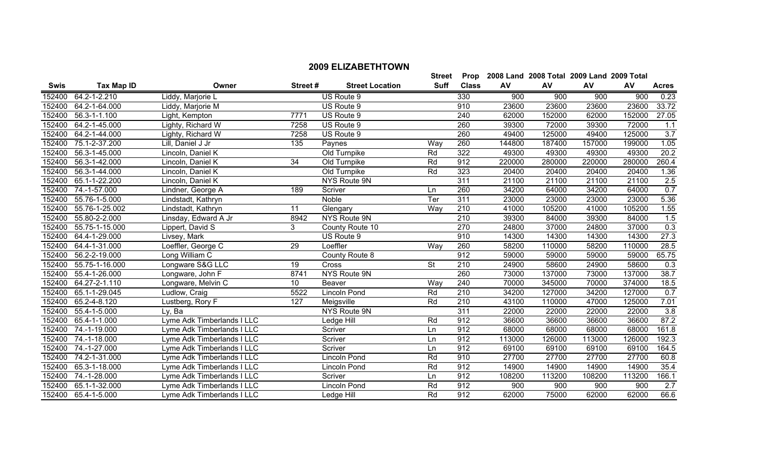# 2009 ELIZABETHTOWN

| Swis | Tax Map ID | Owner | Street # | Street Location | Street Suff | Prop Class | 2008 Land AV | 2008 Total AV | 2009 Land AV | 2009 Total AV | Acres |
|---|---|---|---|---|---|---|---|---|---|---|---|
| 152400 | 64.2-1-2.210 | Liddy, Marjorie L | | US Route 9 | | 330 | 900 | 900 | 900 | 900 | 0.23 |
| 152400 | 64.2-1-64.000 | Liddy, Marjorie M | | US Route 9 | | 910 | 23600 | 23600 | 23600 | 23600 | 33.72 |
| 152400 | 56.3-1-1.100 | Light, Kempton | 7771 | US Route 9 | | 240 | 62000 | 152000 | 62000 | 152000 | 27.05 |
| 152400 | 64.2-1-45.000 | Lighty, Richard W | 7258 | US Route 9 | | 260 | 39300 | 72000 | 39300 | 72000 | 1.1 |
| 152400 | 64.2-1-44.000 | Lighty, Richard W | 7258 | US Route 9 | | 260 | 49400 | 125000 | 49400 | 125000 | 3.7 |
| 152400 | 75.1-2-37.200 | Lill, Daniel J Jr | 135 | Paynes | Way | 260 | 144800 | 187400 | 157000 | 199000 | 1.05 |
| 152400 | 56.3-1-45.000 | Lincoln, Daniel K | | Old Turnpike | Rd | 322 | 49300 | 49300 | 49300 | 49300 | 20.2 |
| 152400 | 56.3-1-42.000 | Lincoln, Daniel K | 34 | Old Turnpike | Rd | 912 | 220000 | 280000 | 220000 | 280000 | 260.4 |
| 152400 | 56.3-1-44.000 | Lincoln, Daniel K | | Old Turnpike | Rd | 323 | 20400 | 20400 | 20400 | 20400 | 1.36 |
| 152400 | 65.1-1-22.200 | Lincoln, Daniel K | | NYS Route 9N | | 311 | 21100 | 21100 | 21100 | 21100 | 2.5 |
| 152400 | 74.-1-57.000 | Lindner, George A | 189 | Scriver | Ln | 260 | 34200 | 64000 | 34200 | 64000 | 0.7 |
| 152400 | 55.76-1-5.000 | Lindstadt, Kathryn | | Noble | Ter | 311 | 23000 | 23000 | 23000 | 23000 | 5.36 |
| 152400 | 55.76-1-25.002 | Lindstadt, Kathryn | 11 | Glengary | Way | 210 | 41000 | 105200 | 41000 | 105200 | 1.55 |
| 152400 | 55.80-2-2.000 | Linsday, Edward A Jr | 8942 | NYS Route 9N | | 210 | 39300 | 84000 | 39300 | 84000 | 1.5 |
| 152400 | 55.75-1-15.000 | Lippert, David S | 3 | County Route 10 | | 270 | 24800 | 37000 | 24800 | 37000 | 0.3 |
| 152400 | 64.4-1-29.000 | Livsey, Mark | | US Route 9 | | 910 | 14300 | 14300 | 14300 | 14300 | 27.3 |
| 152400 | 64.4-1-31.000 | Loeffler, George C | 29 | Loeffler | Way | 260 | 58200 | 110000 | 58200 | 110000 | 28.5 |
| 152400 | 56.2-2-19.000 | Long William C | | County Route 8 | | 912 | 59000 | 59000 | 59000 | 59000 | 65.75 |
| 152400 | 55.75-1-16.000 | Longware S&G LLC | 19 | Cross | St | 210 | 24900 | 58600 | 24900 | 58600 | 0.3 |
| 152400 | 55.4-1-26.000 | Longware, John F | 8741 | NYS Route 9N | | 260 | 73000 | 137000 | 73000 | 137000 | 38.7 |
| 152400 | 64.27-2-1.110 | Longware, Melvin C | 10 | Beaver | Way | 240 | 70000 | 345000 | 70000 | 374000 | 18.5 |
| 152400 | 65.1-1-29.045 | Ludlow, Craig | 5522 | Lincoln Pond | Rd | 210 | 34200 | 127000 | 34200 | 127000 | 0.7 |
| 152400 | 65.2-4-8.120 | Lustberg, Rory F | 127 | Meigsville | Rd | 210 | 43100 | 110000 | 47000 | 125000 | 7.01 |
| 152400 | 55.4-1-5.000 | Ly, Ba | | NYS Route 9N | | 311 | 22000 | 22000 | 22000 | 22000 | 3.8 |
| 152400 | 65.4-1-1.000 | Lyme Adk Timberlands I LLC | | Ledge Hill | Rd | 912 | 36600 | 36600 | 36600 | 36600 | 87.2 |
| 152400 | 74.-1-19.000 | Lyme Adk Timberlands I LLC | | Scriver | Ln | 912 | 68000 | 68000 | 68000 | 68000 | 161.8 |
| 152400 | 74.-1-18.000 | Lyme Adk Timberlands I LLC | | Scriver | Ln | 912 | 113000 | 126000 | 113000 | 126000 | 192.3 |
| 152400 | 74.-1-27.000 | Lyme Adk Timberlands I LLC | | Scriver | Ln | 912 | 69100 | 69100 | 69100 | 69100 | 164.5 |
| 152400 | 74.2-1-31.000 | Lyme Adk Timberlands I LLC | | Lincoln Pond | Rd | 910 | 27700 | 27700 | 27700 | 27700 | 60.8 |
| 152400 | 65.3-1-18.000 | Lyme Adk Timberlands I LLC | | Lincoln Pond | Rd | 912 | 14900 | 14900 | 14900 | 14900 | 35.4 |
| 152400 | 74.-1-28.000 | Lyme Adk Timberlands I LLC | | Scriver | Ln | 912 | 108200 | 113200 | 108200 | 113200 | 166.1 |
| 152400 | 65.1-1-32.000 | Lyme Adk Timberlands I LLC | | Lincoln Pond | Rd | 912 | 900 | 900 | 900 | 900 | 2.7 |
| 152400 | 65.4-1-5.000 | Lyme Adk Timberlands I LLC | | Ledge Hill | Rd | 912 | 62000 | 75000 | 62000 | 62000 | 66.6 |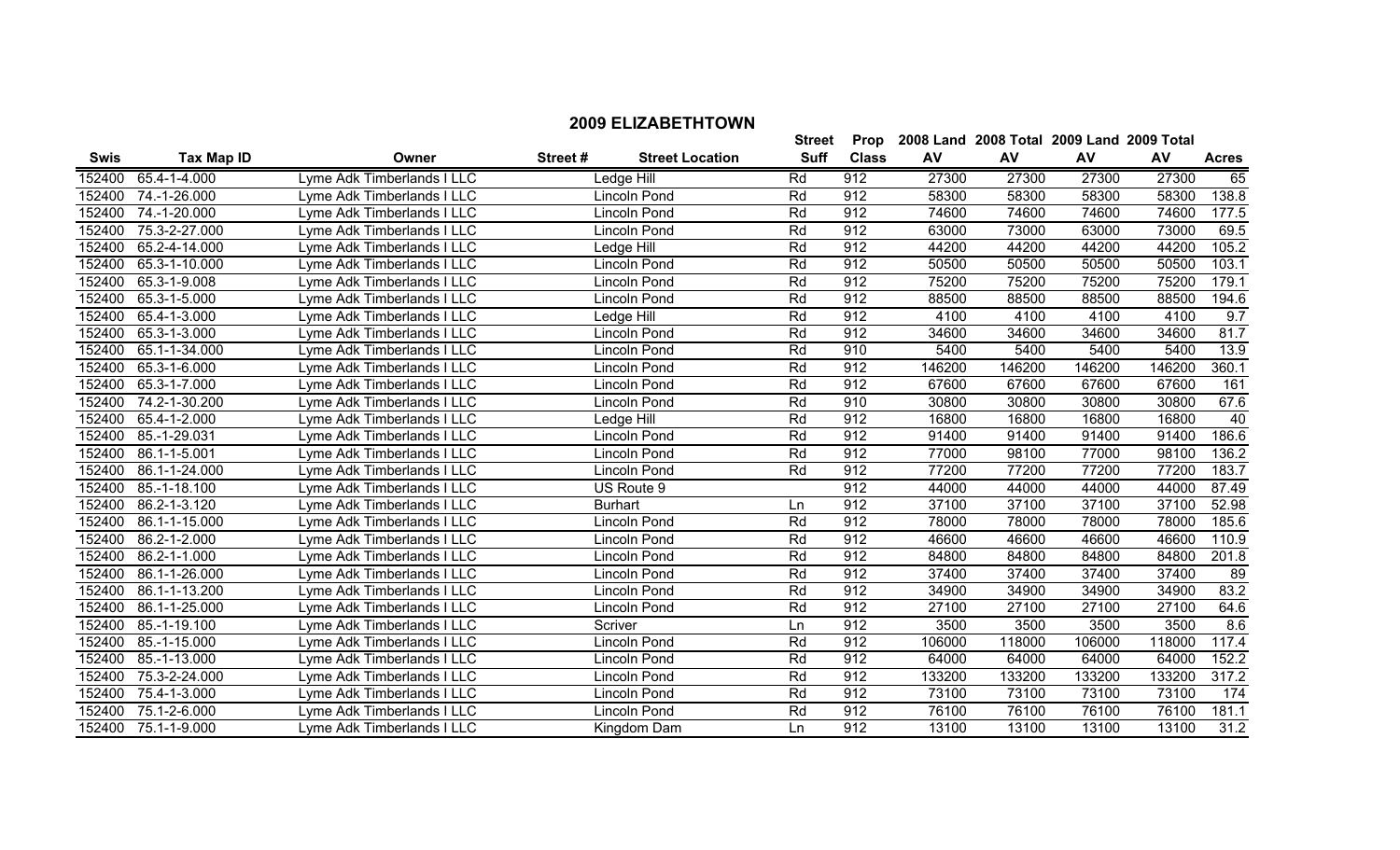## 2009 ELIZABETHTOWN

| Swis | Tax Map ID | Owner | Street # | Street Location | Street Suff | Prop Class | 2008 Land AV | 2008 Total AV | 2009 Land AV | 2009 Total AV | Acres |
|---|---|---|---|---|---|---|---|---|---|---|---|
| 152400 | 65.4-1-4.000 | Lyme Adk Timberlands I LLC | | Ledge Hill | Rd | 912 | 27300 | 27300 | 27300 | 27300 | 65 |
| 152400 | 74.-1-26.000 | Lyme Adk Timberlands I LLC | | Lincoln Pond | Rd | 912 | 58300 | 58300 | 58300 | 58300 | 138.8 |
| 152400 | 74.-1-20.000 | Lyme Adk Timberlands I LLC | | Lincoln Pond | Rd | 912 | 74600 | 74600 | 74600 | 74600 | 177.5 |
| 152400 | 75.3-2-27.000 | Lyme Adk Timberlands I LLC | | Lincoln Pond | Rd | 912 | 63000 | 73000 | 63000 | 73000 | 69.5 |
| 152400 | 65.2-4-14.000 | Lyme Adk Timberlands I LLC | | Ledge Hill | Rd | 912 | 44200 | 44200 | 44200 | 44200 | 105.2 |
| 152400 | 65.3-1-10.000 | Lyme Adk Timberlands I LLC | | Lincoln Pond | Rd | 912 | 50500 | 50500 | 50500 | 50500 | 103.1 |
| 152400 | 65.3-1-9.008 | Lyme Adk Timberlands I LLC | | Lincoln Pond | Rd | 912 | 75200 | 75200 | 75200 | 75200 | 179.1 |
| 152400 | 65.3-1-5.000 | Lyme Adk Timberlands I LLC | | Lincoln Pond | Rd | 912 | 88500 | 88500 | 88500 | 88500 | 194.6 |
| 152400 | 65.4-1-3.000 | Lyme Adk Timberlands I LLC | | Ledge Hill | Rd | 912 | 4100 | 4100 | 4100 | 4100 | 9.7 |
| 152400 | 65.3-1-3.000 | Lyme Adk Timberlands I LLC | | Lincoln Pond | Rd | 912 | 34600 | 34600 | 34600 | 34600 | 81.7 |
| 152400 | 65.1-1-34.000 | Lyme Adk Timberlands I LLC | | Lincoln Pond | Rd | 910 | 5400 | 5400 | 5400 | 5400 | 13.9 |
| 152400 | 65.3-1-6.000 | Lyme Adk Timberlands I LLC | | Lincoln Pond | Rd | 912 | 146200 | 146200 | 146200 | 146200 | 360.1 |
| 152400 | 65.3-1-7.000 | Lyme Adk Timberlands I LLC | | Lincoln Pond | Rd | 912 | 67600 | 67600 | 67600 | 67600 | 161 |
| 152400 | 74.2-1-30.200 | Lyme Adk Timberlands I LLC | | Lincoln Pond | Rd | 910 | 30800 | 30800 | 30800 | 30800 | 67.6 |
| 152400 | 65.4-1-2.000 | Lyme Adk Timberlands I LLC | | Ledge Hill | Rd | 912 | 16800 | 16800 | 16800 | 16800 | 40 |
| 152400 | 85.-1-29.031 | Lyme Adk Timberlands I LLC | | Lincoln Pond | Rd | 912 | 91400 | 91400 | 91400 | 91400 | 186.6 |
| 152400 | 86.1-1-5.001 | Lyme Adk Timberlands I LLC | | Lincoln Pond | Rd | 912 | 77000 | 98100 | 77000 | 98100 | 136.2 |
| 152400 | 86.1-1-24.000 | Lyme Adk Timberlands I LLC | | Lincoln Pond | Rd | 912 | 77200 | 77200 | 77200 | 77200 | 183.7 |
| 152400 | 85.-1-18.100 | Lyme Adk Timberlands I LLC | | US Route 9 | | 912 | 44000 | 44000 | 44000 | 44000 | 87.49 |
| 152400 | 86.2-1-3.120 | Lyme Adk Timberlands I LLC | | Burhart | Ln | 912 | 37100 | 37100 | 37100 | 37100 | 52.98 |
| 152400 | 86.1-1-15.000 | Lyme Adk Timberlands I LLC | | Lincoln Pond | Rd | 912 | 78000 | 78000 | 78000 | 78000 | 185.6 |
| 152400 | 86.2-1-2.000 | Lyme Adk Timberlands I LLC | | Lincoln Pond | Rd | 912 | 46600 | 46600 | 46600 | 46600 | 110.9 |
| 152400 | 86.2-1-1.000 | Lyme Adk Timberlands I LLC | | Lincoln Pond | Rd | 912 | 84800 | 84800 | 84800 | 84800 | 201.8 |
| 152400 | 86.1-1-26.000 | Lyme Adk Timberlands I LLC | | Lincoln Pond | Rd | 912 | 37400 | 37400 | 37400 | 37400 | 89 |
| 152400 | 86.1-1-13.200 | Lyme Adk Timberlands I LLC | | Lincoln Pond | Rd | 912 | 34900 | 34900 | 34900 | 34900 | 83.2 |
| 152400 | 86.1-1-25.000 | Lyme Adk Timberlands I LLC | | Lincoln Pond | Rd | 912 | 27100 | 27100 | 27100 | 27100 | 64.6 |
| 152400 | 85.-1-19.100 | Lyme Adk Timberlands I LLC | | Scriver | Ln | 912 | 3500 | 3500 | 3500 | 3500 | 8.6 |
| 152400 | 85.-1-15.000 | Lyme Adk Timberlands I LLC | | Lincoln Pond | Rd | 912 | 106000 | 118000 | 106000 | 118000 | 117.4 |
| 152400 | 85.-1-13.000 | Lyme Adk Timberlands I LLC | | Lincoln Pond | Rd | 912 | 64000 | 64000 | 64000 | 64000 | 152.2 |
| 152400 | 75.3-2-24.000 | Lyme Adk Timberlands I LLC | | Lincoln Pond | Rd | 912 | 133200 | 133200 | 133200 | 133200 | 317.2 |
| 152400 | 75.4-1-3.000 | Lyme Adk Timberlands I LLC | | Lincoln Pond | Rd | 912 | 73100 | 73100 | 73100 | 73100 | 174 |
| 152400 | 75.1-2-6.000 | Lyme Adk Timberlands I LLC | | Lincoln Pond | Rd | 912 | 76100 | 76100 | 76100 | 76100 | 181.1 |
| 152400 | 75.1-1-9.000 | Lyme Adk Timberlands I LLC | | Kingdom Dam | Ln | 912 | 13100 | 13100 | 13100 | 13100 | 31.2 |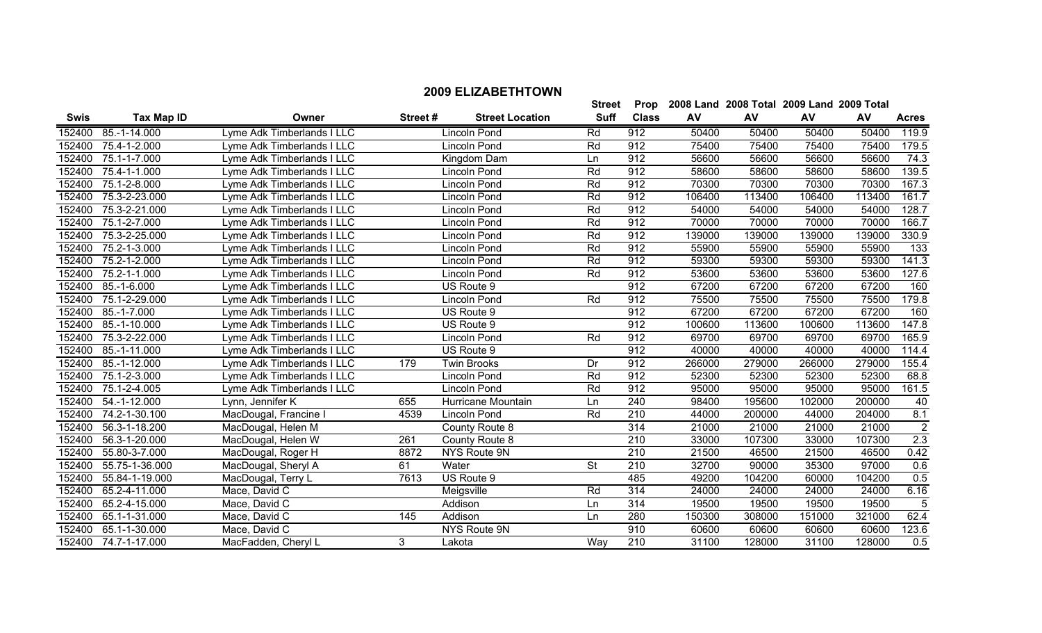# 2009 ELIZABETHTOWN

| Swis | Tax Map ID | Owner | Street # | Street Location | Street Suff | Prop Class | 2008 Land AV | 2008 Total AV | 2009 Land AV | 2009 Total AV | Acres |
|---|---|---|---|---|---|---|---|---|---|---|---|
| 152400 | 85.-1-14.000 | Lyme Adk Timberlands I LLC | | Lincoln Pond | Rd | 912 | 50400 | 50400 | 50400 | 50400 | 119.9 |
| 152400 | 75.4-1-2.000 | Lyme Adk Timberlands I LLC | | Lincoln Pond | Rd | 912 | 75400 | 75400 | 75400 | 75400 | 179.5 |
| 152400 | 75.1-1-7.000 | Lyme Adk Timberlands I LLC | | Kingdom Dam | Ln | 912 | 56600 | 56600 | 56600 | 56600 | 74.3 |
| 152400 | 75.4-1-1.000 | Lyme Adk Timberlands I LLC | | Lincoln Pond | Rd | 912 | 58600 | 58600 | 58600 | 58600 | 139.5 |
| 152400 | 75.1-2-8.000 | Lyme Adk Timberlands I LLC | | Lincoln Pond | Rd | 912 | 70300 | 70300 | 70300 | 70300 | 167.3 |
| 152400 | 75.3-2-23.000 | Lyme Adk Timberlands I LLC | | Lincoln Pond | Rd | 912 | 106400 | 113400 | 106400 | 113400 | 161.7 |
| 152400 | 75.3-2-21.000 | Lyme Adk Timberlands I LLC | | Lincoln Pond | Rd | 912 | 54000 | 54000 | 54000 | 54000 | 128.7 |
| 152400 | 75.1-2-7.000 | Lyme Adk Timberlands I LLC | | Lincoln Pond | Rd | 912 | 70000 | 70000 | 70000 | 70000 | 166.7 |
| 152400 | 75.3-2-25.000 | Lyme Adk Timberlands I LLC | | Lincoln Pond | Rd | 912 | 139000 | 139000 | 139000 | 139000 | 330.9 |
| 152400 | 75.2-1-3.000 | Lyme Adk Timberlands I LLC | | Lincoln Pond | Rd | 912 | 55900 | 55900 | 55900 | 55900 | 133 |
| 152400 | 75.2-1-2.000 | Lyme Adk Timberlands I LLC | | Lincoln Pond | Rd | 912 | 59300 | 59300 | 59300 | 59300 | 141.3 |
| 152400 | 75.2-1-1.000 | Lyme Adk Timberlands I LLC | | Lincoln Pond | Rd | 912 | 53600 | 53600 | 53600 | 53600 | 127.6 |
| 152400 | 85.-1-6.000 | Lyme Adk Timberlands I LLC | | US Route 9 | | 912 | 67200 | 67200 | 67200 | 67200 | 160 |
| 152400 | 75.1-2-29.000 | Lyme Adk Timberlands I LLC | | Lincoln Pond | Rd | 912 | 75500 | 75500 | 75500 | 75500 | 179.8 |
| 152400 | 85.-1-7.000 | Lyme Adk Timberlands I LLC | | US Route 9 | | 912 | 67200 | 67200 | 67200 | 67200 | 160 |
| 152400 | 85.-1-10.000 | Lyme Adk Timberlands I LLC | | US Route 9 | | 912 | 100600 | 113600 | 100600 | 113600 | 147.8 |
| 152400 | 75.3-2-22.000 | Lyme Adk Timberlands I LLC | | Lincoln Pond | Rd | 912 | 69700 | 69700 | 69700 | 69700 | 165.9 |
| 152400 | 85.-1-11.000 | Lyme Adk Timberlands I LLC | | US Route 9 | | 912 | 40000 | 40000 | 40000 | 40000 | 114.4 |
| 152400 | 85.-1-12.000 | Lyme Adk Timberlands I LLC | 179 | Twin Brooks | Dr | 912 | 266000 | 279000 | 266000 | 279000 | 155.4 |
| 152400 | 75.1-2-3.000 | Lyme Adk Timberlands I LLC | | Lincoln Pond | Rd | 912 | 52300 | 52300 | 52300 | 52300 | 68.8 |
| 152400 | 75.1-2-4.005 | Lyme Adk Timberlands I LLC | | Lincoln Pond | Rd | 912 | 95000 | 95000 | 95000 | 95000 | 161.5 |
| 152400 | 54.-1-12.000 | Lynn, Jennifer K | 655 | Hurricane Mountain | Ln | 240 | 98400 | 195600 | 102000 | 200000 | 40 |
| 152400 | 74.2-1-30.100 | MacDougal, Francine I | 4539 | Lincoln Pond | Rd | 210 | 44000 | 200000 | 44000 | 204000 | 8.1 |
| 152400 | 56.3-1-18.200 | MacDougal, Helen M | | County Route 8 | | 314 | 21000 | 21000 | 21000 | 21000 | 2 |
| 152400 | 56.3-1-20.000 | MacDougal, Helen W | 261 | County Route 8 | | 210 | 33000 | 107300 | 33000 | 107300 | 2.3 |
| 152400 | 55.80-3-7.000 | MacDougal, Roger H | 8872 | NYS Route 9N | | 210 | 21500 | 46500 | 21500 | 46500 | 0.42 |
| 152400 | 55.75-1-36.000 | MacDougal, Sheryl A | 61 | Water | St | 210 | 32700 | 90000 | 35300 | 97000 | 0.6 |
| 152400 | 55.84-1-19.000 | MacDougal, Terry L | 7613 | US Route 9 | | 485 | 49200 | 104200 | 60000 | 104200 | 0.5 |
| 152400 | 65.2-4-11.000 | Mace, David C | | Meigsville | Rd | 314 | 24000 | 24000 | 24000 | 24000 | 6.16 |
| 152400 | 65.2-4-15.000 | Mace, David C | | Addison | Ln | 314 | 19500 | 19500 | 19500 | 19500 | 5 |
| 152400 | 65.1-1-31.000 | Mace, David C | 145 | Addison | Ln | 280 | 150300 | 308000 | 151000 | 321000 | 62.4 |
| 152400 | 65.1-1-30.000 | Mace, David C | | NYS Route 9N | | 910 | 60600 | 60600 | 60600 | 60600 | 123.6 |
| 152400 | 74.7-1-17.000 | MacFadden, Cheryl L | 3 | Lakota | Way | 210 | 31100 | 128000 | 31100 | 128000 | 0.5 |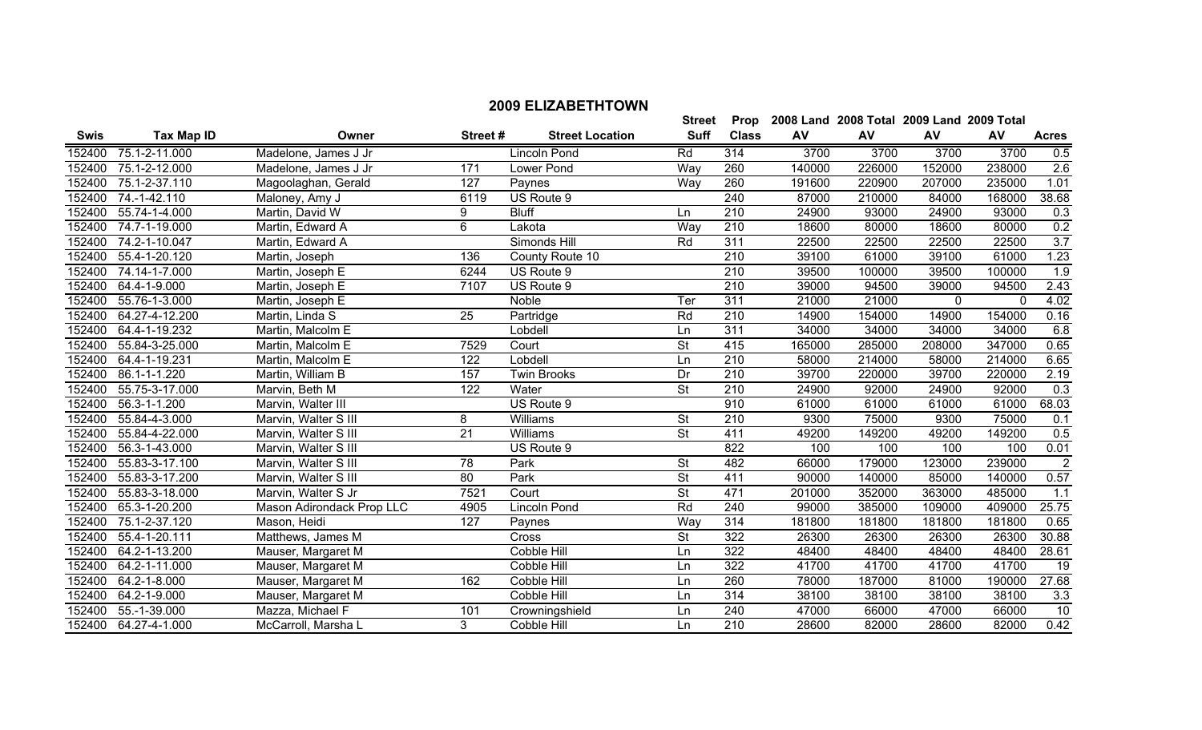## 2009 ELIZABETHTOWN

| Swis | Tax Map ID | Owner | Street # | Street Location | Street Suff | Prop Class | 2008 Land AV | 2008 Total AV | 2009 Land AV | 2009 Total AV | Acres |
|---|---|---|---|---|---|---|---|---|---|---|---|
| 152400 | 75.1-2-11.000 | Madelone, James J Jr | | Lincoln Pond | Rd | 314 | 3700 | 3700 | 3700 | 3700 | 0.5 |
| 152400 | 75.1-2-12.000 | Madelone, James J Jr | 171 | Lower Pond | Way | 260 | 140000 | 226000 | 152000 | 238000 | 2.6 |
| 152400 | 75.1-2-37.110 | Magoolaghan, Gerald | 127 | Paynes | Way | 260 | 191600 | 220900 | 207000 | 235000 | 1.01 |
| 152400 | 74.-1-42.110 | Maloney, Amy J | 6119 | US Route 9 | | 240 | 87000 | 210000 | 84000 | 168000 | 38.68 |
| 152400 | 55.74-1-4.000 | Martin, David W | 9 | Bluff | Ln | 210 | 24900 | 93000 | 24900 | 93000 | 0.3 |
| 152400 | 74.7-1-19.000 | Martin, Edward A | 6 | Lakota | Way | 210 | 18600 | 80000 | 18600 | 80000 | 0.2 |
| 152400 | 74.2-1-10.047 | Martin, Edward A | | Simonds Hill | Rd | 311 | 22500 | 22500 | 22500 | 22500 | 3.7 |
| 152400 | 55.4-1-20.120 | Martin, Joseph | 136 | County Route 10 | | 210 | 39100 | 61000 | 39100 | 61000 | 1.23 |
| 152400 | 74.14-1-7.000 | Martin, Joseph E | 6244 | US Route 9 | | 210 | 39500 | 100000 | 39500 | 100000 | 1.9 |
| 152400 | 64.4-1-9.000 | Martin, Joseph E | 7107 | US Route 9 | | 210 | 39000 | 94500 | 39000 | 94500 | 2.43 |
| 152400 | 55.76-1-3.000 | Martin, Joseph E | | Noble | Ter | 311 | 21000 | 21000 | 0 | 0 | 4.02 |
| 152400 | 64.27-4-12.200 | Martin, Linda S | 25 | Partridge | Rd | 210 | 14900 | 154000 | 14900 | 154000 | 0.16 |
| 152400 | 64.4-1-19.232 | Martin, Malcolm E | | Lobdell | Ln | 311 | 34000 | 34000 | 34000 | 34000 | 6.8 |
| 152400 | 55.84-3-25.000 | Martin, Malcolm E | 7529 | Court | St | 415 | 165000 | 285000 | 208000 | 347000 | 0.65 |
| 152400 | 64.4-1-19.231 | Martin, Malcolm E | 122 | Lobdell | Ln | 210 | 58000 | 214000 | 58000 | 214000 | 6.65 |
| 152400 | 86.1-1-1.220 | Martin, William B | 157 | Twin Brooks | Dr | 210 | 39700 | 220000 | 39700 | 220000 | 2.19 |
| 152400 | 55.75-3-17.000 | Marvin, Beth M | 122 | Water | St | 210 | 24900 | 92000 | 24900 | 92000 | 0.3 |
| 152400 | 56.3-1-1.200 | Marvin, Walter III | | US Route 9 | | 910 | 61000 | 61000 | 61000 | 61000 | 68.03 |
| 152400 | 55.84-4-3.000 | Marvin, Walter S III | 8 | Williams | St | 210 | 9300 | 75000 | 9300 | 75000 | 0.1 |
| 152400 | 55.84-4-22.000 | Marvin, Walter S III | 21 | Williams | St | 411 | 49200 | 149200 | 49200 | 149200 | 0.5 |
| 152400 | 56.3-1-43.000 | Marvin, Walter S III | | US Route 9 | | 822 | 100 | 100 | 100 | 100 | 0.01 |
| 152400 | 55.83-3-17.100 | Marvin, Walter S III | 78 | Park | St | 482 | 66000 | 179000 | 123000 | 239000 | 2 |
| 152400 | 55.83-3-17.200 | Marvin, Walter S III | 80 | Park | St | 411 | 90000 | 140000 | 85000 | 140000 | 0.57 |
| 152400 | 55.83-3-18.000 | Marvin, Walter S Jr | 7521 | Court | St | 471 | 201000 | 352000 | 363000 | 485000 | 1.1 |
| 152400 | 65.3-1-20.200 | Mason Adirondack Prop LLC | 4905 | Lincoln Pond | Rd | 240 | 99000 | 385000 | 109000 | 409000 | 25.75 |
| 152400 | 75.1-2-37.120 | Mason, Heidi | 127 | Paynes | Way | 314 | 181800 | 181800 | 181800 | 181800 | 0.65 |
| 152400 | 55.4-1-20.111 | Matthews, James M | | Cross | St | 322 | 26300 | 26300 | 26300 | 26300 | 30.88 |
| 152400 | 64.2-1-13.200 | Mauser, Margaret M | | Cobble Hill | Ln | 322 | 48400 | 48400 | 48400 | 48400 | 28.61 |
| 152400 | 64.2-1-11.000 | Mauser, Margaret M | | Cobble Hill | Ln | 322 | 41700 | 41700 | 41700 | 41700 | 19 |
| 152400 | 64.2-1-8.000 | Mauser, Margaret M | 162 | Cobble Hill | Ln | 260 | 78000 | 187000 | 81000 | 190000 | 27.68 |
| 152400 | 64.2-1-9.000 | Mauser, Margaret M | | Cobble Hill | Ln | 314 | 38100 | 38100 | 38100 | 38100 | 3.3 |
| 152400 | 55.-1-39.000 | Mazza, Michael F | 101 | Crowningshield | Ln | 240 | 47000 | 66000 | 47000 | 66000 | 10 |
| 152400 | 64.27-4-1.000 | McCarroll, Marsha L | 3 | Cobble Hill | Ln | 210 | 28600 | 82000 | 28600 | 82000 | 0.42 |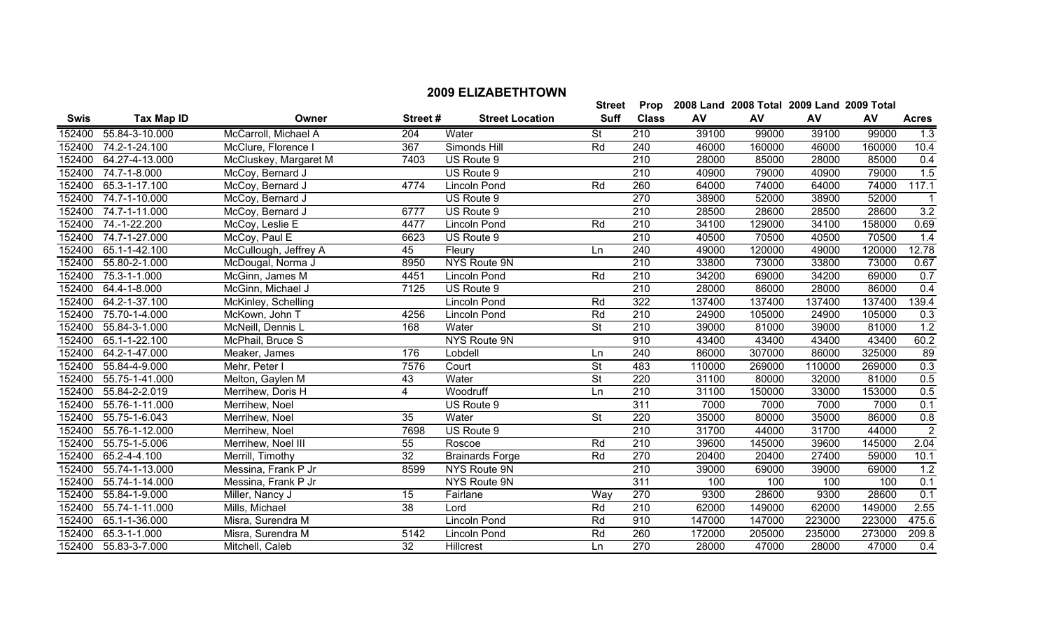## 2009 ELIZABETHTOWN

| Swis | Tax Map ID | Owner | Street # | Street Location | Street Suff | Prop Class | 2008 Land AV | 2008 Total AV | 2009 Land AV | 2009 Total AV | Acres |
|---|---|---|---|---|---|---|---|---|---|---|---|
| 152400 | 55.84-3-10.000 | McCarroll, Michael A | 204 | Water | St | 210 | 39100 | 99000 | 39100 | 99000 | 1.3 |
| 152400 | 74.2-1-24.100 | McClure, Florence I | 367 | Simonds Hill | Rd | 240 | 46000 | 160000 | 46000 | 160000 | 10.4 |
| 152400 | 64.27-4-13.000 | McCluskey, Margaret M | 7403 | US Route 9 | | 210 | 28000 | 85000 | 28000 | 85000 | 0.4 |
| 152400 | 74.7-1-8.000 | McCoy, Bernard J | | US Route 9 | | 210 | 40900 | 79000 | 40900 | 79000 | 1.5 |
| 152400 | 65.3-1-17.100 | McCoy, Bernard J | 4774 | Lincoln Pond | Rd | 260 | 64000 | 74000 | 64000 | 74000 | 117.1 |
| 152400 | 74.7-1-10.000 | McCoy, Bernard J | | US Route 9 | | 270 | 38900 | 52000 | 38900 | 52000 | 1 |
| 152400 | 74.7-1-11.000 | McCoy, Bernard J | 6777 | US Route 9 | | 210 | 28500 | 28600 | 28500 | 28600 | 3.2 |
| 152400 | 74.-1-22.200 | McCoy, Leslie E | 4477 | Lincoln Pond | Rd | 210 | 34100 | 129000 | 34100 | 158000 | 0.69 |
| 152400 | 74.7-1-27.000 | McCoy, Paul E | 6623 | US Route 9 | | 210 | 40500 | 70500 | 40500 | 70500 | 1.4 |
| 152400 | 65.1-1-42.100 | McCullough, Jeffrey A | 45 | Fleury | Ln | 240 | 49000 | 120000 | 49000 | 120000 | 12.78 |
| 152400 | 55.80-2-1.000 | McDougal, Norma J | 8950 | NYS Route 9N | | 210 | 33800 | 73000 | 33800 | 73000 | 0.67 |
| 152400 | 75.3-1-1.000 | McGinn, James M | 4451 | Lincoln Pond | Rd | 210 | 34200 | 69000 | 34200 | 69000 | 0.7 |
| 152400 | 64.4-1-8.000 | McGinn, Michael J | 7125 | US Route 9 | | 210 | 28000 | 86000 | 28000 | 86000 | 0.4 |
| 152400 | 64.2-1-37.100 | McKinley, Schelling | | Lincoln Pond | Rd | 322 | 137400 | 137400 | 137400 | 137400 | 139.4 |
| 152400 | 75.70-1-4.000 | McKown, John T | 4256 | Lincoln Pond | Rd | 210 | 24900 | 105000 | 24900 | 105000 | 0.3 |
| 152400 | 55.84-3-1.000 | McNeill, Dennis L | 168 | Water | St | 210 | 39000 | 81000 | 39000 | 81000 | 1.2 |
| 152400 | 65.1-1-22.100 | McPhail, Bruce S | | NYS Route 9N | | 910 | 43400 | 43400 | 43400 | 43400 | 60.2 |
| 152400 | 64.2-1-47.000 | Meaker, James | 176 | Lobdell | Ln | 240 | 86000 | 307000 | 86000 | 325000 | 89 |
| 152400 | 55.84-4-9.000 | Mehr, Peter I | 7576 | Court | St | 483 | 110000 | 269000 | 110000 | 269000 | 0.3 |
| 152400 | 55.75-1-41.000 | Melton, Gaylen M | 43 | Water | St | 220 | 31100 | 80000 | 32000 | 81000 | 0.5 |
| 152400 | 55.84-2-2.019 | Merrihew, Doris H | 4 | Woodruff | Ln | 210 | 31100 | 150000 | 33000 | 153000 | 0.5 |
| 152400 | 55.76-1-11.000 | Merrihew, Noel | | US Route 9 | | 311 | 7000 | 7000 | 7000 | 7000 | 0.1 |
| 152400 | 55.75-1-6.043 | Merrihew, Noel | 35 | Water | St | 220 | 35000 | 80000 | 35000 | 86000 | 0.8 |
| 152400 | 55.76-1-12.000 | Merrihew, Noel | 7698 | US Route 9 | | 210 | 31700 | 44000 | 31700 | 44000 | 2 |
| 152400 | 55.75-1-5.006 | Merrihew, Noel III | 55 | Roscoe | Rd | 210 | 39600 | 145000 | 39600 | 145000 | 2.04 |
| 152400 | 65.2-4-4.100 | Merrill, Timothy | 32 | Brainards Forge | Rd | 270 | 20400 | 20400 | 27400 | 59000 | 10.1 |
| 152400 | 55.74-1-13.000 | Messina, Frank P Jr | 8599 | NYS Route 9N | | 210 | 39000 | 69000 | 39000 | 69000 | 1.2 |
| 152400 | 55.74-1-14.000 | Messina, Frank P Jr | | NYS Route 9N | | 311 | 100 | 100 | 100 | 100 | 0.1 |
| 152400 | 55.84-1-9.000 | Miller, Nancy J | 15 | Fairlane | Way | 270 | 9300 | 28600 | 9300 | 28600 | 0.1 |
| 152400 | 55.74-1-11.000 | Mills, Michael | 38 | Lord | Rd | 210 | 62000 | 149000 | 62000 | 149000 | 2.55 |
| 152400 | 65.1-1-36.000 | Misra, Surendra M | | Lincoln Pond | Rd | 910 | 147000 | 147000 | 223000 | 223000 | 475.6 |
| 152400 | 65.3-1-1.000 | Misra, Surendra M | 5142 | Lincoln Pond | Rd | 260 | 172000 | 205000 | 235000 | 273000 | 209.8 |
| 152400 | 55.83-3-7.000 | Mitchell, Caleb | 32 | Hillcrest | Ln | 270 | 28000 | 47000 | 28000 | 47000 | 0.4 |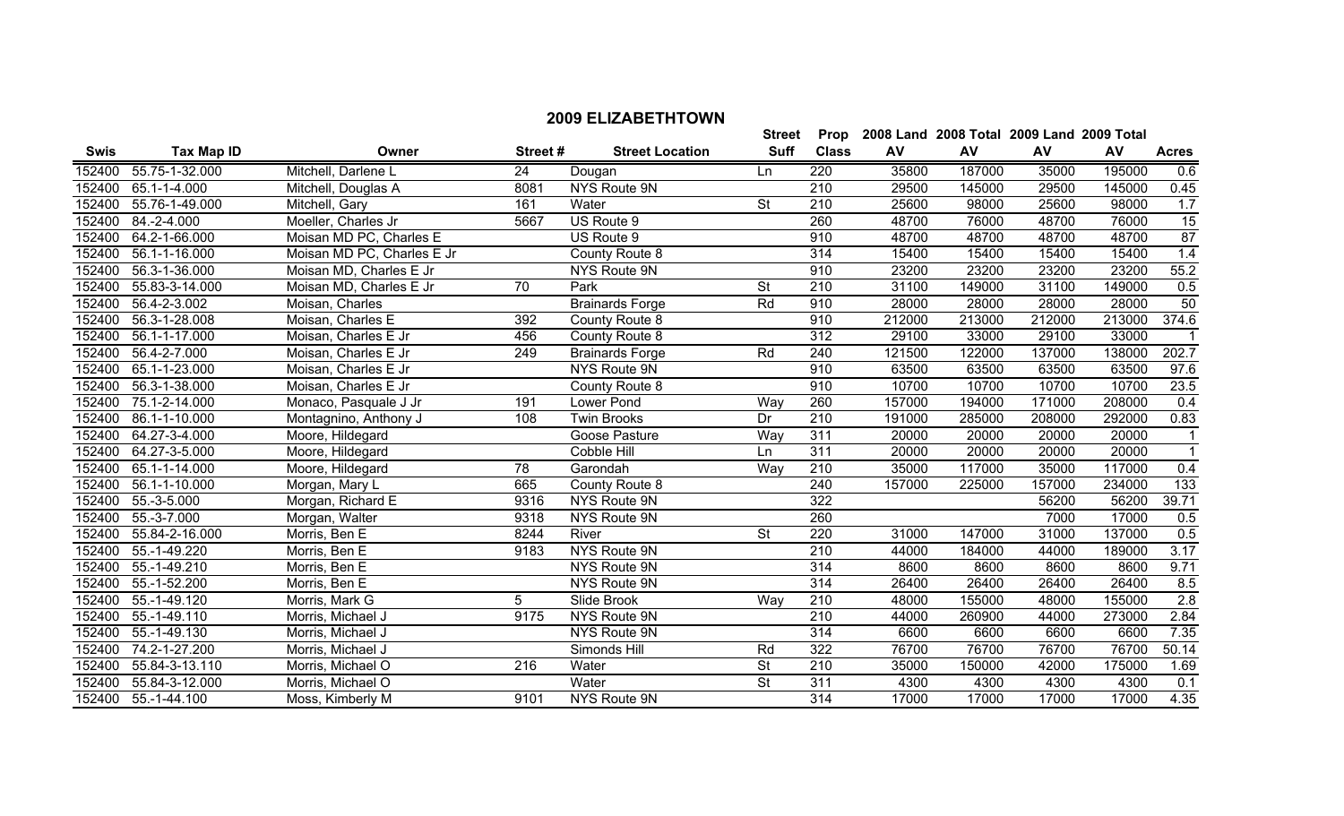## 2009 ELIZABETHTOWN

| Swis | Tax Map ID | Owner | Street # | Street Location | Street Suff | Prop Class | 2008 Land AV | 2008 Total AV | 2009 Land AV | 2009 Total AV | Acres |
|---|---|---|---|---|---|---|---|---|---|---|---|
| 152400 | 55.75-1-32.000 | Mitchell, Darlene L | 24 | Dougan | Ln | 220 | 35800 | 187000 | 35000 | 195000 | 0.6 |
| 152400 | 65.1-1-4.000 | Mitchell, Douglas A | 8081 | NYS Route 9N | | 210 | 29500 | 145000 | 29500 | 145000 | 0.45 |
| 152400 | 55.76-1-49.000 | Mitchell, Gary | 161 | Water | St | 210 | 25600 | 98000 | 25600 | 98000 | 1.7 |
| 152400 | 84.-2-4.000 | Moeller, Charles Jr | 5667 | US Route 9 | | 260 | 48700 | 76000 | 48700 | 76000 | 15 |
| 152400 | 64.2-1-66.000 | Moisan MD PC, Charles E | | US Route 9 | | 910 | 48700 | 48700 | 48700 | 48700 | 87 |
| 152400 | 56.1-1-16.000 | Moisan MD PC, Charles E Jr | | County Route 8 | | 314 | 15400 | 15400 | 15400 | 15400 | 1.4 |
| 152400 | 56.3-1-36.000 | Moisan MD, Charles E Jr | | NYS Route 9N | | 910 | 23200 | 23200 | 23200 | 23200 | 55.2 |
| 152400 | 55.83-3-14.000 | Moisan MD, Charles E Jr | 70 | Park | St | 210 | 31100 | 149000 | 31100 | 149000 | 0.5 |
| 152400 | 56.4-2-3.002 | Moisan, Charles | | Brainards Forge | Rd | 910 | 28000 | 28000 | 28000 | 28000 | 50 |
| 152400 | 56.3-1-28.008 | Moisan, Charles E | 392 | County Route 8 | | 910 | 212000 | 213000 | 212000 | 213000 | 374.6 |
| 152400 | 56.1-1-17.000 | Moisan, Charles E Jr | 456 | County Route 8 | | 312 | 29100 | 33000 | 29100 | 33000 | 1 |
| 152400 | 56.4-2-7.000 | Moisan, Charles E Jr | 249 | Brainards Forge | Rd | 240 | 121500 | 122000 | 137000 | 138000 | 202.7 |
| 152400 | 65.1-1-23.000 | Moisan, Charles E Jr | | NYS Route 9N | | 910 | 63500 | 63500 | 63500 | 63500 | 97.6 |
| 152400 | 56.3-1-38.000 | Moisan, Charles E Jr | | County Route 8 | | 910 | 10700 | 10700 | 10700 | 10700 | 23.5 |
| 152400 | 75.1-2-14.000 | Monaco, Pasquale J Jr | 191 | Lower Pond | Way | 260 | 157000 | 194000 | 171000 | 208000 | 0.4 |
| 152400 | 86.1-1-10.000 | Montagnino, Anthony J | 108 | Twin Brooks | Dr | 210 | 191000 | 285000 | 208000 | 292000 | 0.83 |
| 152400 | 64.27-3-4.000 | Moore, Hildegard | | Goose Pasture | Way | 311 | 20000 | 20000 | 20000 | 20000 | 1 |
| 152400 | 64.27-3-5.000 | Moore, Hildegard | | Cobble Hill | Ln | 311 | 20000 | 20000 | 20000 | 20000 | 1 |
| 152400 | 65.1-1-14.000 | Moore, Hildegard | 78 | Garondah | Way | 210 | 35000 | 117000 | 35000 | 117000 | 0.4 |
| 152400 | 56.1-1-10.000 | Morgan, Mary L | 665 | County Route 8 | | 240 | 157000 | 225000 | 157000 | 234000 | 133 |
| 152400 | 55.-3-5.000 | Morgan, Richard E | 9316 | NYS Route 9N | | 322 | | | 56200 | 56200 | 39.71 |
| 152400 | 55.-3-7.000 | Morgan, Walter | 9318 | NYS Route 9N | | 260 | | | 7000 | 17000 | 0.5 |
| 152400 | 55.84-2-16.000 | Morris, Ben E | 8244 | River | St | 220 | 31000 | 147000 | 31000 | 137000 | 0.5 |
| 152400 | 55.-1-49.220 | Morris, Ben E | 9183 | NYS Route 9N | | 210 | 44000 | 184000 | 44000 | 189000 | 3.17 |
| 152400 | 55.-1-49.210 | Morris, Ben E | | NYS Route 9N | | 314 | 8600 | 8600 | 8600 | 8600 | 9.71 |
| 152400 | 55.-1-52.200 | Morris, Ben E | | NYS Route 9N | | 314 | 26400 | 26400 | 26400 | 26400 | 8.5 |
| 152400 | 55.-1-49.120 | Morris, Mark G | 5 | Slide Brook | Way | 210 | 48000 | 155000 | 48000 | 155000 | 2.8 |
| 152400 | 55.-1-49.110 | Morris, Michael J | 9175 | NYS Route 9N | | 210 | 44000 | 260900 | 44000 | 273000 | 2.84 |
| 152400 | 55.-1-49.130 | Morris, Michael J | | NYS Route 9N | | 314 | 6600 | 6600 | 6600 | 6600 | 7.35 |
| 152400 | 74.2-1-27.200 | Morris, Michael J | | Simonds Hill | Rd | 322 | 76700 | 76700 | 76700 | 76700 | 50.14 |
| 152400 | 55.84-3-13.110 | Morris, Michael O | 216 | Water | St | 210 | 35000 | 150000 | 42000 | 175000 | 1.69 |
| 152400 | 55.84-3-12.000 | Morris, Michael O | | Water | St | 311 | 4300 | 4300 | 4300 | 4300 | 0.1 |
| 152400 | 55.-1-44.100 | Moss, Kimberly M | 9101 | NYS Route 9N | | 314 | 17000 | 17000 | 17000 | 17000 | 4.35 |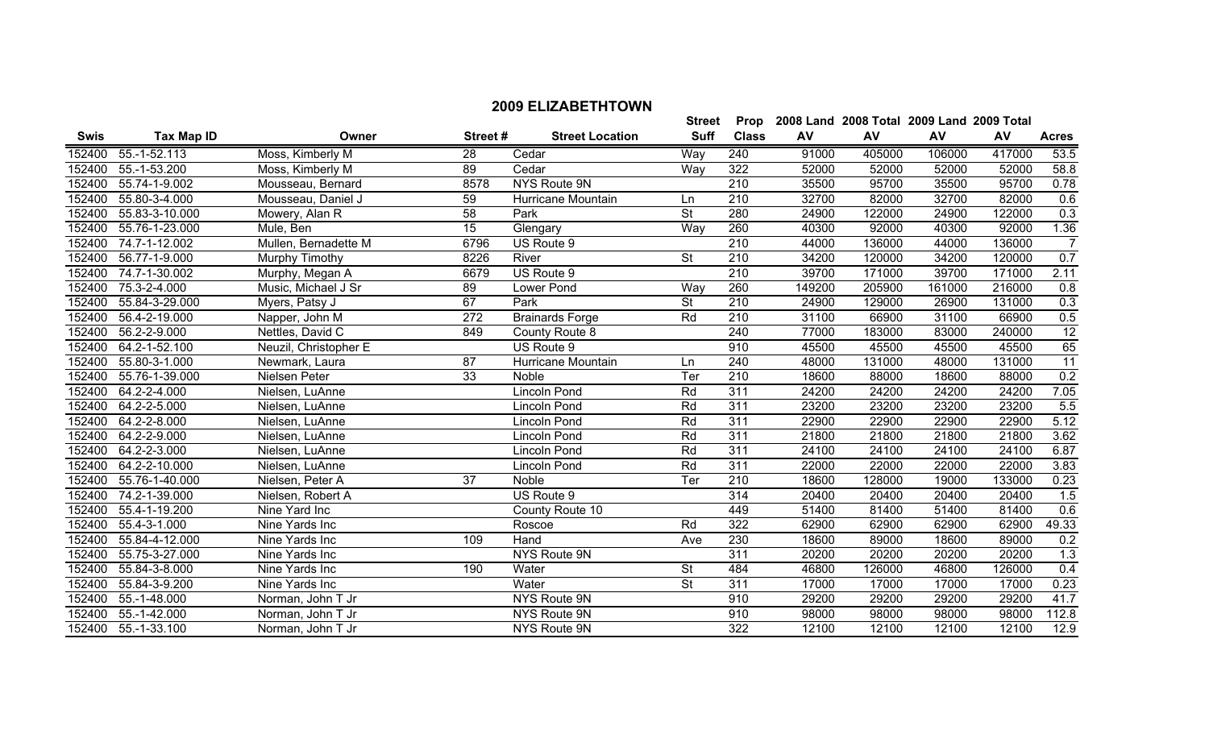## 2009 ELIZABETHTOWN

| Swis | Tax Map ID | Owner | Street # | Street Location | Street Suff | Prop Class | 2008 Land AV | 2008 Total AV | 2009 Land AV | 2009 Total AV | Acres |
|---|---|---|---|---|---|---|---|---|---|---|---|
| 152400 | 55.-1-52.113 | Moss, Kimberly M | 28 | Cedar | Way | 240 | 91000 | 405000 | 106000 | 417000 | 53.5 |
| 152400 | 55.-1-53.200 | Moss, Kimberly M | 89 | Cedar | Way | 322 | 52000 | 52000 | 52000 | 52000 | 58.8 |
| 152400 | 55.74-1-9.002 | Mousseau, Bernard | 8578 | NYS Route 9N | | 210 | 35500 | 95700 | 35500 | 95700 | 0.78 |
| 152400 | 55.80-3-4.000 | Mousseau, Daniel J | 59 | Hurricane Mountain | Ln | 210 | 32700 | 82000 | 32700 | 82000 | 0.6 |
| 152400 | 55.83-3-10.000 | Mowery, Alan R | 58 | Park | St | 280 | 24900 | 122000 | 24900 | 122000 | 0.3 |
| 152400 | 55.76-1-23.000 | Mule, Ben | 15 | Glengary | Way | 260 | 40300 | 92000 | 40300 | 92000 | 1.36 |
| 152400 | 74.7-1-12.002 | Mullen, Bernadette M | 6796 | US Route 9 | | 210 | 44000 | 136000 | 44000 | 136000 | 7 |
| 152400 | 56.77-1-9.000 | Murphy Timothy | 8226 | River | St | 210 | 34200 | 120000 | 34200 | 120000 | 0.7 |
| 152400 | 74.7-1-30.002 | Murphy, Megan A | 6679 | US Route 9 | | 210 | 39700 | 171000 | 39700 | 171000 | 2.11 |
| 152400 | 75.3-2-4.000 | Music, Michael J Sr | 89 | Lower Pond | Way | 260 | 149200 | 205900 | 161000 | 216000 | 0.8 |
| 152400 | 55.84-3-29.000 | Myers, Patsy J | 67 | Park | St | 210 | 24900 | 129000 | 26900 | 131000 | 0.3 |
| 152400 | 56.4-2-19.000 | Napper, John M | 272 | Brainards Forge | Rd | 210 | 31100 | 66900 | 31100 | 66900 | 0.5 |
| 152400 | 56.2-2-9.000 | Nettles, David C | 849 | County Route 8 | | 240 | 77000 | 183000 | 83000 | 240000 | 12 |
| 152400 | 64.2-1-52.100 | Neuzil, Christopher E | | US Route 9 | | 910 | 45500 | 45500 | 45500 | 45500 | 65 |
| 152400 | 55.80-3-1.000 | Newmark, Laura | 87 | Hurricane Mountain | Ln | 240 | 48000 | 131000 | 48000 | 131000 | 11 |
| 152400 | 55.76-1-39.000 | Nielsen Peter | 33 | Noble | Ter | 210 | 18600 | 88000 | 18600 | 88000 | 0.2 |
| 152400 | 64.2-2-4.000 | Nielsen, LuAnne | | Lincoln Pond | Rd | 311 | 24200 | 24200 | 24200 | 24200 | 7.05 |
| 152400 | 64.2-2-5.000 | Nielsen, LuAnne | | Lincoln Pond | Rd | 311 | 23200 | 23200 | 23200 | 23200 | 5.5 |
| 152400 | 64.2-2-8.000 | Nielsen, LuAnne | | Lincoln Pond | Rd | 311 | 22900 | 22900 | 22900 | 22900 | 5.12 |
| 152400 | 64.2-2-9.000 | Nielsen, LuAnne | | Lincoln Pond | Rd | 311 | 21800 | 21800 | 21800 | 21800 | 3.62 |
| 152400 | 64.2-2-3.000 | Nielsen, LuAnne | | Lincoln Pond | Rd | 311 | 24100 | 24100 | 24100 | 24100 | 6.87 |
| 152400 | 64.2-2-10.000 | Nielsen, LuAnne | | Lincoln Pond | Rd | 311 | 22000 | 22000 | 22000 | 22000 | 3.83 |
| 152400 | 55.76-1-40.000 | Nielsen, Peter A | 37 | Noble | Ter | 210 | 18600 | 128000 | 19000 | 133000 | 0.23 |
| 152400 | 74.2-1-39.000 | Nielsen, Robert A | | US Route 9 | | 314 | 20400 | 20400 | 20400 | 20400 | 1.5 |
| 152400 | 55.4-1-19.200 | Nine Yard Inc | | County Route 10 | | 449 | 51400 | 81400 | 51400 | 81400 | 0.6 |
| 152400 | 55.4-3-1.000 | Nine Yards Inc | | Roscoe | Rd | 322 | 62900 | 62900 | 62900 | 62900 | 49.33 |
| 152400 | 55.84-4-12.000 | Nine Yards Inc | 109 | Hand | Ave | 230 | 18600 | 89000 | 18600 | 89000 | 0.2 |
| 152400 | 55.75-3-27.000 | Nine Yards Inc | | NYS Route 9N | | 311 | 20200 | 20200 | 20200 | 20200 | 1.3 |
| 152400 | 55.84-3-8.000 | Nine Yards Inc | 190 | Water | St | 484 | 46800 | 126000 | 46800 | 126000 | 0.4 |
| 152400 | 55.84-3-9.200 | Nine Yards Inc | | Water | St | 311 | 17000 | 17000 | 17000 | 17000 | 0.23 |
| 152400 | 55.-1-48.000 | Norman, John T Jr | | NYS Route 9N | | 910 | 29200 | 29200 | 29200 | 29200 | 41.7 |
| 152400 | 55.-1-42.000 | Norman, John T Jr | | NYS Route 9N | | 910 | 98000 | 98000 | 98000 | 98000 | 112.8 |
| 152400 | 55.-1-33.100 | Norman, John T Jr | | NYS Route 9N | | 322 | 12100 | 12100 | 12100 | 12100 | 12.9 |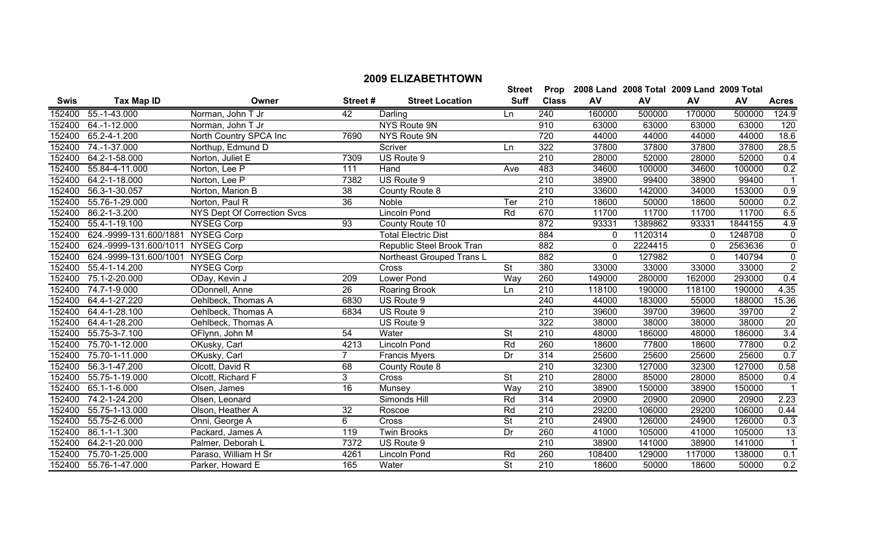## 2009 ELIZABETHTOWN

| Swis | Tax Map ID | Owner | Street # | Street Location | Street Suff | Prop Class | 2008 Land AV | 2008 Total AV | 2009 Land AV | 2009 Total AV | Acres |
|---|---|---|---|---|---|---|---|---|---|---|---|
| 152400 | 55.-1-43.000 | Norman, John T Jr | 42 | Darling | Ln | 240 | 160000 | 500000 | 170000 | 500000 | 124.9 |
| 152400 | 64.-1-12.000 | Norman, John T Jr | | NYS Route 9N | | 910 | 63000 | 63000 | 63000 | 63000 | 120 |
| 152400 | 65.2-4-1.200 | North Country SPCA Inc | 7690 | NYS Route 9N | | 720 | 44000 | 44000 | 44000 | 44000 | 18.6 |
| 152400 | 74.-1-37.000 | Northup, Edmund D | | Scriver | Ln | 322 | 37800 | 37800 | 37800 | 37800 | 28.5 |
| 152400 | 64.2-1-58.000 | Norton, Juliet E | 7309 | US Route 9 | | 210 | 28000 | 52000 | 28000 | 52000 | 0.4 |
| 152400 | 55.84-4-11.000 | Norton, Lee P | 111 | Hand | Ave | 483 | 34600 | 100000 | 34600 | 100000 | 0.2 |
| 152400 | 64.2-1-18.000 | Norton, Lee P | 7382 | US Route 9 | | 210 | 38900 | 99400 | 38900 | 99400 | 1 |
| 152400 | 56.3-1-30.057 | Norton, Marion B | 38 | County Route 8 | | 210 | 33600 | 142000 | 34000 | 153000 | 0.9 |
| 152400 | 55.76-1-29.000 | Norton, Paul R | 36 | Noble | Ter | 210 | 18600 | 50000 | 18600 | 50000 | 0.2 |
| 152400 | 86.2-1-3.200 | NYS Dept Of Correction Svcs | | Lincoln Pond | Rd | 670 | 11700 | 11700 | 11700 | 11700 | 6.5 |
| 152400 | 55.4-1-19.100 | NYSEG Corp | 93 | County Route 10 | | 872 | 93331 | 1389862 | 93331 | 1844155 | 4.9 |
| 152400 | 624.-9999-131.600/1881 | NYSEG Corp | | Total Electric Dist | | 884 | 0 | 1120314 | 0 | 1248708 | 0 |
| 152400 | 624.-9999-131.600/1011 | NYSEG Corp | | Republic Steel Brook Tran | | 882 | 0 | 2224415 | 0 | 2563636 | 0 |
| 152400 | 624.-9999-131.600/1001 | NYSEG Corp | | Northeast Grouped Trans L | | 882 | 0 | 127982 | 0 | 140794 | 0 |
| 152400 | 55.4-1-14.200 | NYSEG Corp | | Cross | St | 380 | 33000 | 33000 | 33000 | 33000 | 2 |
| 152400 | 75.1-2-20.000 | ODay, Kevin J | 209 | Lower Pond | Way | 260 | 149000 | 280000 | 162000 | 293000 | 0.4 |
| 152400 | 74.7-1-9.000 | ODonnell, Anne | 26 | Roaring Brook | Ln | 210 | 118100 | 190000 | 118100 | 190000 | 4.35 |
| 152400 | 64.4-1-27.220 | Oehlbeck, Thomas A | 6830 | US Route 9 | | 240 | 44000 | 183000 | 55000 | 188000 | 15.36 |
| 152400 | 64.4-1-28.100 | Oehlbeck, Thomas A | 6834 | US Route 9 | | 210 | 39600 | 39700 | 39600 | 39700 | 2 |
| 152400 | 64.4-1-28.200 | Oehlbeck, Thomas A | | US Route 9 | | 322 | 38000 | 38000 | 38000 | 38000 | 20 |
| 152400 | 55.75-3-7.100 | OFlynn, John M | 54 | Water | St | 210 | 48000 | 186000 | 48000 | 186000 | 3.4 |
| 152400 | 75.70-1-12.000 | OKusky, Carl | 4213 | Lincoln Pond | Rd | 260 | 18600 | 77800 | 18600 | 77800 | 0.2 |
| 152400 | 75.70-1-11.000 | OKusky, Carl | 7 | Francis Myers | Dr | 314 | 25600 | 25600 | 25600 | 25600 | 0.7 |
| 152400 | 56.3-1-47.200 | Olcott, David R | 68 | County Route 8 | | 210 | 32300 | 127000 | 32300 | 127000 | 0.58 |
| 152400 | 55.75-1-19.000 | Olcott, Richard F | 3 | Cross | St | 210 | 28000 | 85000 | 28000 | 85000 | 0.4 |
| 152400 | 65.1-1-6.000 | Olsen, James | 16 | Munsey | Way | 210 | 38900 | 150000 | 38900 | 150000 | 1 |
| 152400 | 74.2-1-24.200 | Olsen, Leonard | | Simonds Hill | Rd | 314 | 20900 | 20900 | 20900 | 20900 | 2.23 |
| 152400 | 55.75-1-13.000 | Olson, Heather A | 32 | Roscoe | Rd | 210 | 29200 | 106000 | 29200 | 106000 | 0.44 |
| 152400 | 55.75-2-6.000 | Onni, George A | 6 | Cross | St | 210 | 24900 | 126000 | 24900 | 126000 | 0.3 |
| 152400 | 86.1-1-1.300 | Packard, James A | 119 | Twin Brooks | Dr | 260 | 41000 | 105000 | 41000 | 105000 | 13 |
| 152400 | 64.2-1-20.000 | Palmer, Deborah L | 7372 | US Route 9 | | 210 | 38900 | 141000 | 38900 | 141000 | 1 |
| 152400 | 75.70-1-25.000 | Paraso, William H Sr | 4261 | Lincoln Pond | Rd | 260 | 108400 | 129000 | 117000 | 138000 | 0.1 |
| 152400 | 55.76-1-47.000 | Parker, Howard E | 165 | Water | St | 210 | 18600 | 50000 | 18600 | 50000 | 0.2 |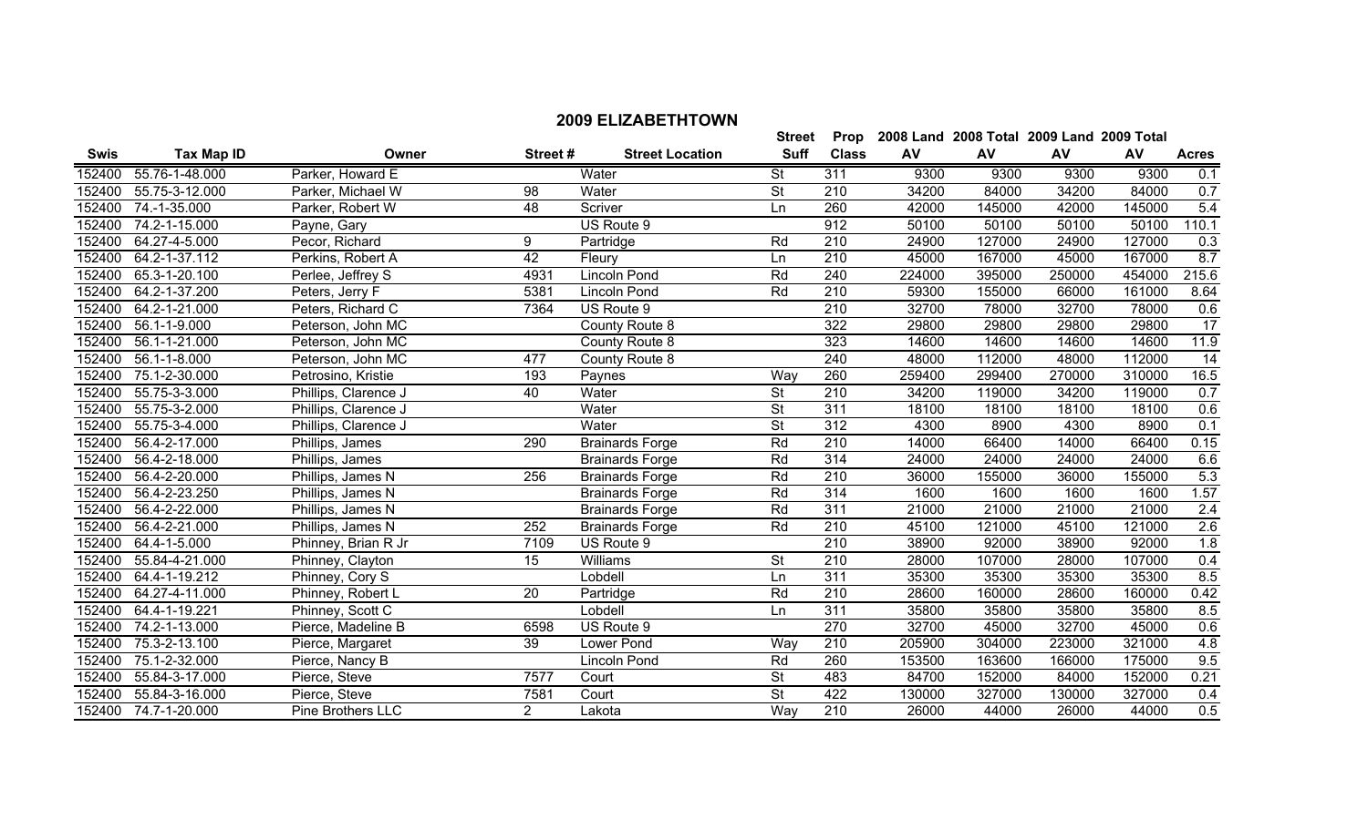## 2009 ELIZABETHTOWN

| Swis | Tax Map ID | Owner | Street # | Street Location | Street Suff | Prop Class | 2008 Land AV | 2008 Total AV | 2009 Land AV | 2009 Total AV | Acres |
|---|---|---|---|---|---|---|---|---|---|---|---|
| 152400 | 55.76-1-48.000 | Parker, Howard E | | Water | St | 311 | 9300 | 9300 | 9300 | 9300 | 0.1 |
| 152400 | 55.75-3-12.000 | Parker, Michael W | 98 | Water | St | 210 | 34200 | 84000 | 34200 | 84000 | 0.7 |
| 152400 | 74.-1-35.000 | Parker, Robert W | 48 | Scriver | Ln | 260 | 42000 | 145000 | 42000 | 145000 | 5.4 |
| 152400 | 74.2-1-15.000 | Payne, Gary | | US Route 9 | | 912 | 50100 | 50100 | 50100 | 50100 | 110.1 |
| 152400 | 64.27-4-5.000 | Pecor, Richard | 9 | Partridge | Rd | 210 | 24900 | 127000 | 24900 | 127000 | 0.3 |
| 152400 | 64.2-1-37.112 | Perkins, Robert A | 42 | Fleury | Ln | 210 | 45000 | 167000 | 45000 | 167000 | 8.7 |
| 152400 | 65.3-1-20.100 | Perlee, Jeffrey S | 4931 | Lincoln Pond | Rd | 240 | 224000 | 395000 | 250000 | 454000 | 215.6 |
| 152400 | 64.2-1-37.200 | Peters, Jerry F | 5381 | Lincoln Pond | Rd | 210 | 59300 | 155000 | 66000 | 161000 | 8.64 |
| 152400 | 64.2-1-21.000 | Peters, Richard C | 7364 | US Route 9 | | 210 | 32700 | 78000 | 32700 | 78000 | 0.6 |
| 152400 | 56.1-1-9.000 | Peterson, John MC | | County Route 8 | | 322 | 29800 | 29800 | 29800 | 29800 | 17 |
| 152400 | 56.1-1-21.000 | Peterson, John MC | | County Route 8 | | 323 | 14600 | 14600 | 14600 | 14600 | 11.9 |
| 152400 | 56.1-1-8.000 | Peterson, John MC | 477 | County Route 8 | | 240 | 48000 | 112000 | 48000 | 112000 | 14 |
| 152400 | 75.1-2-30.000 | Petrosino, Kristie | 193 | Paynes | Way | 260 | 259400 | 299400 | 270000 | 310000 | 16.5 |
| 152400 | 55.75-3-3.000 | Phillips, Clarence J | 40 | Water | St | 210 | 34200 | 119000 | 34200 | 119000 | 0.7 |
| 152400 | 55.75-3-2.000 | Phillips, Clarence J | | Water | St | 311 | 18100 | 18100 | 18100 | 18100 | 0.6 |
| 152400 | 55.75-3-4.000 | Phillips, Clarence J | | Water | St | 312 | 4300 | 8900 | 4300 | 8900 | 0.1 |
| 152400 | 56.4-2-17.000 | Phillips, James | 290 | Brainards Forge | Rd | 210 | 14000 | 66400 | 14000 | 66400 | 0.15 |
| 152400 | 56.4-2-18.000 | Phillips, James | | Brainards Forge | Rd | 314 | 24000 | 24000 | 24000 | 24000 | 6.6 |
| 152400 | 56.4-2-20.000 | Phillips, James N | 256 | Brainards Forge | Rd | 210 | 36000 | 155000 | 36000 | 155000 | 5.3 |
| 152400 | 56.4-2-23.250 | Phillips, James N | | Brainards Forge | Rd | 314 | 1600 | 1600 | 1600 | 1600 | 1.57 |
| 152400 | 56.4-2-22.000 | Phillips, James N | | Brainards Forge | Rd | 311 | 21000 | 21000 | 21000 | 21000 | 2.4 |
| 152400 | 56.4-2-21.000 | Phillips, James N | 252 | Brainards Forge | Rd | 210 | 45100 | 121000 | 45100 | 121000 | 2.6 |
| 152400 | 64.4-1-5.000 | Phinney, Brian R Jr | 7109 | US Route 9 | | 210 | 38900 | 92000 | 38900 | 92000 | 1.8 |
| 152400 | 55.84-4-21.000 | Phinney, Clayton | 15 | Williams | St | 210 | 28000 | 107000 | 28000 | 107000 | 0.4 |
| 152400 | 64.4-1-19.212 | Phinney, Cory S | | Lobdell | Ln | 311 | 35300 | 35300 | 35300 | 35300 | 8.5 |
| 152400 | 64.27-4-11.000 | Phinney, Robert L | 20 | Partridge | Rd | 210 | 28600 | 160000 | 28600 | 160000 | 0.42 |
| 152400 | 64.4-1-19.221 | Phinney, Scott C | | Lobdell | Ln | 311 | 35800 | 35800 | 35800 | 35800 | 8.5 |
| 152400 | 74.2-1-13.000 | Pierce, Madeline B | 6598 | US Route 9 | | 270 | 32700 | 45000 | 32700 | 45000 | 0.6 |
| 152400 | 75.3-2-13.100 | Pierce, Margaret | 39 | Lower Pond | Way | 210 | 205900 | 304000 | 223000 | 321000 | 4.8 |
| 152400 | 75.1-2-32.000 | Pierce, Nancy B | | Lincoln Pond | Rd | 260 | 153500 | 163600 | 166000 | 175000 | 9.5 |
| 152400 | 55.84-3-17.000 | Pierce, Steve | 7577 | Court | St | 483 | 84700 | 152000 | 84000 | 152000 | 0.21 |
| 152400 | 55.84-3-16.000 | Pierce, Steve | 7581 | Court | St | 422 | 130000 | 327000 | 130000 | 327000 | 0.4 |
| 152400 | 74.7-1-20.000 | Pine Brothers LLC | 2 | Lakota | Way | 210 | 26000 | 44000 | 26000 | 44000 | 0.5 |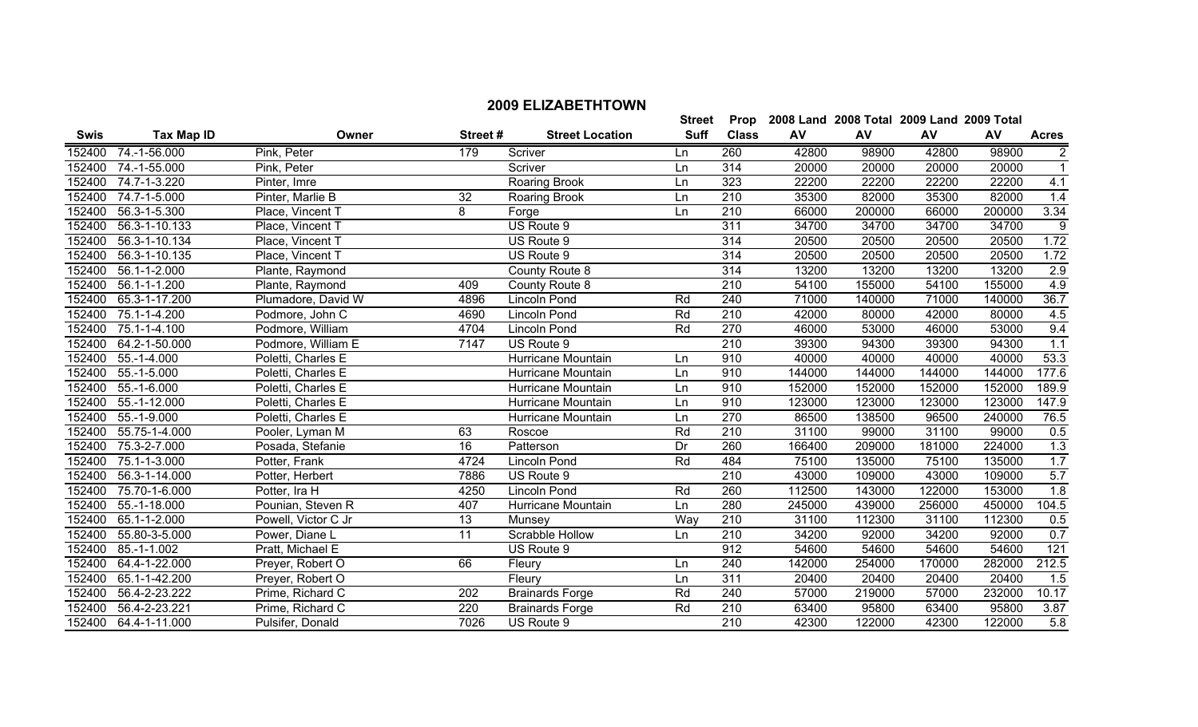## 2009 ELIZABETHTOWN

| Swis | Tax Map ID | Owner | Street # | Street Location | Street Suff | Prop Class | 2008 Land AV | 2008 Total AV | 2009 Land AV | 2009 Total AV | Acres |
|---|---|---|---|---|---|---|---|---|---|---|---|
| 152400 | 74.-1-56.000 | Pink, Peter | 179 | Scriver | Ln | 260 | 42800 | 98900 | 42800 | 98900 | 2 |
| 152400 | 74.-1-55.000 | Pink, Peter | | Scriver | Ln | 314 | 20000 | 20000 | 20000 | 20000 | 1 |
| 152400 | 74.7-1-3.220 | Pinter, Imre | | Roaring Brook | Ln | 323 | 22200 | 22200 | 22200 | 22200 | 4.1 |
| 152400 | 74.7-1-5.000 | Pinter, Marlie B | 32 | Roaring Brook | Ln | 210 | 35300 | 82000 | 35300 | 82000 | 1.4 |
| 152400 | 56.3-1-5.300 | Place, Vincent T | 8 | Forge | Ln | 210 | 66000 | 200000 | 66000 | 200000 | 3.34 |
| 152400 | 56.3-1-10.133 | Place, Vincent T | | US Route 9 | | 311 | 34700 | 34700 | 34700 | 34700 | 9 |
| 152400 | 56.3-1-10.134 | Place, Vincent T | | US Route 9 | | 314 | 20500 | 20500 | 20500 | 20500 | 1.72 |
| 152400 | 56.3-1-10.135 | Place, Vincent T | | US Route 9 | | 314 | 20500 | 20500 | 20500 | 20500 | 1.72 |
| 152400 | 56.1-1-2.000 | Plante, Raymond | | County Route 8 | | 314 | 13200 | 13200 | 13200 | 13200 | 2.9 |
| 152400 | 56.1-1-1.200 | Plante, Raymond | 409 | County Route 8 | | 210 | 54100 | 155000 | 54100 | 155000 | 4.9 |
| 152400 | 65.3-1-17.200 | Plumadore, David W | 4896 | Lincoln Pond | Rd | 240 | 71000 | 140000 | 71000 | 140000 | 36.7 |
| 152400 | 75.1-1-4.200 | Podmore, John C | 4690 | Lincoln Pond | Rd | 210 | 42000 | 80000 | 42000 | 80000 | 4.5 |
| 152400 | 75.1-1-4.100 | Podmore, William | 4704 | Lincoln Pond | Rd | 270 | 46000 | 53000 | 46000 | 53000 | 9.4 |
| 152400 | 64.2-1-50.000 | Podmore, William E | 7147 | US Route 9 | | 210 | 39300 | 94300 | 39300 | 94300 | 1.1 |
| 152400 | 55.-1-4.000 | Poletti, Charles E | | Hurricane Mountain | Ln | 910 | 40000 | 40000 | 40000 | 40000 | 53.3 |
| 152400 | 55.-1-5.000 | Poletti, Charles E | | Hurricane Mountain | Ln | 910 | 144000 | 144000 | 144000 | 144000 | 177.6 |
| 152400 | 55.-1-6.000 | Poletti, Charles E | | Hurricane Mountain | Ln | 910 | 152000 | 152000 | 152000 | 152000 | 189.9 |
| 152400 | 55.-1-12.000 | Poletti, Charles E | | Hurricane Mountain | Ln | 910 | 123000 | 123000 | 123000 | 123000 | 147.9 |
| 152400 | 55.-1-9.000 | Poletti, Charles E | | Hurricane Mountain | Ln | 270 | 86500 | 138500 | 96500 | 240000 | 76.5 |
| 152400 | 55.75-1-4.000 | Pooler, Lyman M | 63 | Roscoe | Rd | 210 | 31100 | 99000 | 31100 | 99000 | 0.5 |
| 152400 | 75.3-2-7.000 | Posada, Stefanie | 16 | Patterson | Dr | 260 | 166400 | 209000 | 181000 | 224000 | 1.3 |
| 152400 | 75.1-1-3.000 | Potter, Frank | 4724 | Lincoln Pond | Rd | 484 | 75100 | 135000 | 75100 | 135000 | 1.7 |
| 152400 | 56.3-1-14.000 | Potter, Herbert | 7886 | US Route 9 | | 210 | 43000 | 109000 | 43000 | 109000 | 5.7 |
| 152400 | 75.70-1-6.000 | Potter, Ira H | 4250 | Lincoln Pond | Rd | 260 | 112500 | 143000 | 122000 | 153000 | 1.8 |
| 152400 | 55.-1-18.000 | Pounian, Steven R | 407 | Hurricane Mountain | Ln | 280 | 245000 | 439000 | 256000 | 450000 | 104.5 |
| 152400 | 65.1-1-2.000 | Powell, Victor C Jr | 13 | Munsey | Way | 210 | 31100 | 112300 | 31100 | 112300 | 0.5 |
| 152400 | 55.80-3-5.000 | Power, Diane L | 11 | Scrabble Hollow | Ln | 210 | 34200 | 92000 | 34200 | 92000 | 0.7 |
| 152400 | 85.-1-1.002 | Pratt, Michael E | | US Route 9 | | 912 | 54600 | 54600 | 54600 | 54600 | 121 |
| 152400 | 64.4-1-22.000 | Preyer, Robert O | 66 | Fleury | Ln | 240 | 142000 | 254000 | 170000 | 282000 | 212.5 |
| 152400 | 65.1-1-42.200 | Preyer, Robert O | | Fleury | Ln | 311 | 20400 | 20400 | 20400 | 20400 | 1.5 |
| 152400 | 56.4-2-23.222 | Prime, Richard C | 202 | Brainards Forge | Rd | 240 | 57000 | 219000 | 57000 | 232000 | 10.17 |
| 152400 | 56.4-2-23.221 | Prime, Richard C | 220 | Brainards Forge | Rd | 210 | 63400 | 95800 | 63400 | 95800 | 3.87 |
| 152400 | 64.4-1-11.000 | Pulsifer, Donald | 7026 | US Route 9 | | 210 | 42300 | 122000 | 42300 | 122000 | 5.8 |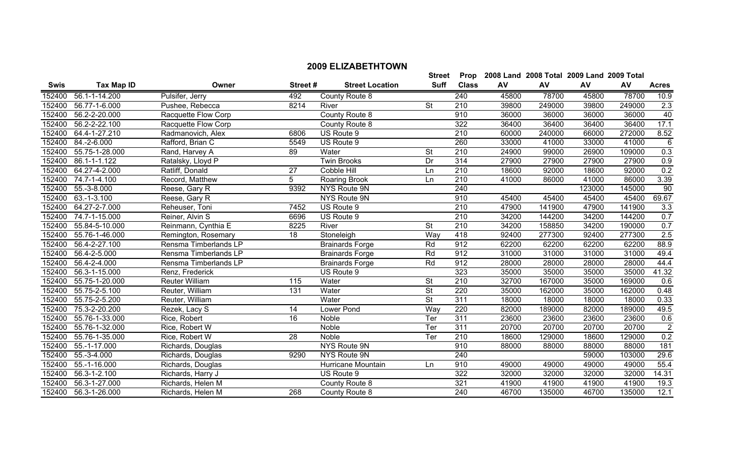## 2009 ELIZABETHTOWN

| Swis | Tax Map ID | Owner | Street # | Street Location | Street Suff | Prop Class | 2008 Land AV | 2008 Total AV | 2009 Land AV | 2009 Total AV | Acres |
|---|---|---|---|---|---|---|---|---|---|---|---|
| 152400 | 56.1-1-14.200 | Pulsifer, Jerry | 492 | County Route 8 | | 240 | 45800 | 78700 | 45800 | 78700 | 10.9 |
| 152400 | 56.77-1-6.000 | Pushee, Rebecca | 8214 | River | St | 210 | 39800 | 249000 | 39800 | 249000 | 2.3 |
| 152400 | 56.2-2-20.000 | Racquette Flow Corp | | County Route 8 | | 910 | 36000 | 36000 | 36000 | 36000 | 40 |
| 152400 | 56.2-2-22.100 | Racquette Flow Corp | | County Route 8 | | 322 | 36400 | 36400 | 36400 | 36400 | 17.1 |
| 152400 | 64.4-1-27.210 | Radmanovich, Alex | 6806 | US Route 9 | | 210 | 60000 | 240000 | 66000 | 272000 | 8.52 |
| 152400 | 84.-2-6.000 | Rafford, Brian C | 5549 | US Route 9 | | 260 | 33000 | 41000 | 33000 | 41000 | 6 |
| 152400 | 55.75-1-28.000 | Rand, Harvey A | 89 | Water | St | 210 | 24900 | 99000 | 26900 | 109000 | 0.3 |
| 152400 | 86.1-1-1.122 | Ratalsky, Lloyd P | | Twin Brooks | Dr | 314 | 27900 | 27900 | 27900 | 27900 | 0.9 |
| 152400 | 64.27-4-2.000 | Ratliff, Donald | 27 | Cobble Hill | Ln | 210 | 18600 | 92000 | 18600 | 92000 | 0.2 |
| 152400 | 74.7-1-4.100 | Record, Matthew | 5 | Roaring Brook | Ln | 210 | 41000 | 86000 | 41000 | 86000 | 3.39 |
| 152400 | 55.-3-8.000 | Reese, Gary R | 9392 | NYS Route 9N | | 240 | | | 123000 | 145000 | 90 |
| 152400 | 63.-1-3.100 | Reese, Gary R | | NYS Route 9N | | 910 | 45400 | 45400 | 45400 | 45400 | 69.67 |
| 152400 | 64.27-2-7.000 | Reheuser, Toni | 7452 | US Route 9 | | 210 | 47900 | 141900 | 47900 | 141900 | 3.3 |
| 152400 | 74.7-1-15.000 | Reiner, Alvin S | 6696 | US Route 9 | | 210 | 34200 | 144200 | 34200 | 144200 | 0.7 |
| 152400 | 55.84-5-10.000 | Reinmann, Cynthia E | 8225 | River | St | 210 | 34200 | 158850 | 34200 | 190000 | 0.7 |
| 152400 | 55.76-1-46.000 | Remington, Rosemary | 18 | Stoneleigh | Way | 418 | 92400 | 277300 | 92400 | 277300 | 2.5 |
| 152400 | 56.4-2-27.100 | Rensma Timberlands LP | | Brainards Forge | Rd | 912 | 62200 | 62200 | 62200 | 62200 | 88.9 |
| 152400 | 56.4-2-5.000 | Rensma Timberlands LP | | Brainards Forge | Rd | 912 | 31000 | 31000 | 31000 | 31000 | 49.4 |
| 152400 | 56.4-2-4.000 | Rensma Timberlands LP | | Brainards Forge | Rd | 912 | 28000 | 28000 | 28000 | 28000 | 44.4 |
| 152400 | 56.3-1-15.000 | Renz, Frederick | | US Route 9 | | 323 | 35000 | 35000 | 35000 | 35000 | 41.32 |
| 152400 | 55.75-1-20.000 | Reuter William | 115 | Water | St | 210 | 32700 | 167000 | 35000 | 169000 | 0.6 |
| 152400 | 55.75-2-5.100 | Reuter, William | 131 | Water | St | 220 | 35000 | 162000 | 35000 | 162000 | 0.48 |
| 152400 | 55.75-2-5.200 | Reuter, William | | Water | St | 311 | 18000 | 18000 | 18000 | 18000 | 0.33 |
| 152400 | 75.3-2-20.200 | Rezek, Lacy S | 14 | Lower Pond | Way | 220 | 82000 | 189000 | 82000 | 189000 | 49.5 |
| 152400 | 55.76-1-33.000 | Rice, Robert | 16 | Noble | Ter | 311 | 23600 | 23600 | 23600 | 23600 | 0.6 |
| 152400 | 55.76-1-32.000 | Rice, Robert W | | Noble | Ter | 311 | 20700 | 20700 | 20700 | 20700 | 2 |
| 152400 | 55.76-1-35.000 | Rice, Robert W | 28 | Noble | Ter | 210 | 18600 | 129000 | 18600 | 129000 | 0.2 |
| 152400 | 55.-1-17.000 | Richards, Douglas | | NYS Route 9N | | 910 | 88000 | 88000 | 88000 | 88000 | 181 |
| 152400 | 55.-3-4.000 | Richards, Douglas | 9290 | NYS Route 9N | | 240 | | | 59000 | 103000 | 29.6 |
| 152400 | 55.-1-16.000 | Richards, Douglas | | Hurricane Mountain | Ln | 910 | 49000 | 49000 | 49000 | 49000 | 55.4 |
| 152400 | 56.3-1-2.100 | Richards, Harry J | | US Route 9 | | 322 | 32000 | 32000 | 32000 | 32000 | 14.31 |
| 152400 | 56.3-1-27.000 | Richards, Helen M | | County Route 8 | | 321 | 41900 | 41900 | 41900 | 41900 | 19.3 |
| 152400 | 56.3-1-26.000 | Richards, Helen M | 268 | County Route 8 | | 240 | 46700 | 135000 | 46700 | 135000 | 12.1 |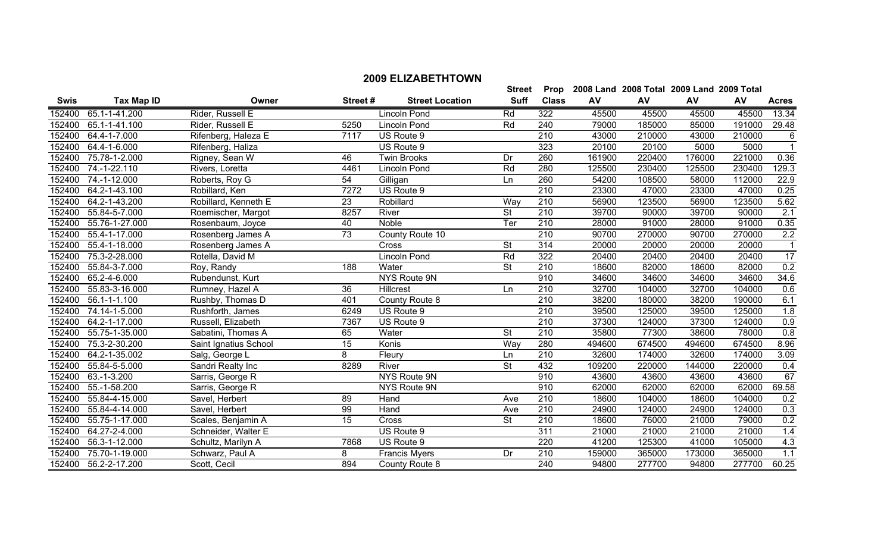## 2009 ELIZABETHTOWN

| Swis | Tax Map ID | Owner | Street # | Street Location | Street Suff | Prop Class | 2008 Land AV | 2008 Total AV | 2009 Land AV | 2009 Total AV | Acres |
|---|---|---|---|---|---|---|---|---|---|---|---|
| 152400 | 65.1-1-41.200 | Rider, Russell E | | Lincoln Pond | Rd | 322 | 45500 | 45500 | 45500 | 45500 | 13.34 |
| 152400 | 65.1-1-41.100 | Rider, Russell E | 5250 | Lincoln Pond | Rd | 240 | 79000 | 185000 | 85000 | 191000 | 29.48 |
| 152400 | 64.4-1-7.000 | Rifenberg, Haleza E | 7117 | US Route 9 | | 210 | 43000 | 210000 | 43000 | 210000 | 6 |
| 152400 | 64.4-1-6.000 | Rifenberg, Haliza | | US Route 9 | | 323 | 20100 | 20100 | 5000 | 5000 | 1 |
| 152400 | 75.78-1-2.000 | Rigney, Sean W | 46 | Twin Brooks | Dr | 260 | 161900 | 220400 | 176000 | 221000 | 0.36 |
| 152400 | 74.-1-22.110 | Rivers, Loretta | 4461 | Lincoln Pond | Rd | 280 | 125500 | 230400 | 125500 | 230400 | 129.3 |
| 152400 | 74.-1-12.000 | Roberts, Roy G | 54 | Gilligan | Ln | 260 | 54200 | 108500 | 58000 | 112000 | 22.9 |
| 152400 | 64.2-1-43.100 | Robillard, Ken | 7272 | US Route 9 | | 210 | 23300 | 47000 | 23300 | 47000 | 0.25 |
| 152400 | 64.2-1-43.200 | Robillard, Kenneth E | 23 | Robillard | Way | 210 | 56900 | 123500 | 56900 | 123500 | 5.62 |
| 152400 | 55.84-5-7.000 | Roemischer, Margot | 8257 | River | St | 210 | 39700 | 90000 | 39700 | 90000 | 2.1 |
| 152400 | 55.76-1-27.000 | Rosenbaum, Joyce | 40 | Noble | Ter | 210 | 28000 | 91000 | 28000 | 91000 | 0.35 |
| 152400 | 55.4-1-17.000 | Rosenberg James A | 73 | County Route 10 | | 210 | 90700 | 270000 | 90700 | 270000 | 2.2 |
| 152400 | 55.4-1-18.000 | Rosenberg James A | | Cross | St | 314 | 20000 | 20000 | 20000 | 20000 | 1 |
| 152400 | 75.3-2-28.000 | Rotella, David M | | Lincoln Pond | Rd | 322 | 20400 | 20400 | 20400 | 20400 | 17 |
| 152400 | 55.84-3-7.000 | Roy, Randy | 188 | Water | St | 210 | 18600 | 82000 | 18600 | 82000 | 0.2 |
| 152400 | 65.2-4-6.000 | Rubendunst, Kurt | | NYS Route 9N | | 910 | 34600 | 34600 | 34600 | 34600 | 34.6 |
| 152400 | 55.83-3-16.000 | Rumney, Hazel A | 36 | Hillcrest | Ln | 210 | 32700 | 104000 | 32700 | 104000 | 0.6 |
| 152400 | 56.1-1-1.100 | Rushby, Thomas D | 401 | County Route 8 | | 210 | 38200 | 180000 | 38200 | 190000 | 6.1 |
| 152400 | 74.14-1-5.000 | Rushforth, James | 6249 | US Route 9 | | 210 | 39500 | 125000 | 39500 | 125000 | 1.8 |
| 152400 | 64.2-1-17.000 | Russell, Elizabeth | 7367 | US Route 9 | | 210 | 37300 | 124000 | 37300 | 124000 | 0.9 |
| 152400 | 55.75-1-35.000 | Sabatini, Thomas A | 65 | Water | St | 210 | 35800 | 77300 | 38600 | 78000 | 0.8 |
| 152400 | 75.3-2-30.200 | Saint Ignatius School | 15 | Konis | Way | 280 | 494600 | 674500 | 494600 | 674500 | 8.96 |
| 152400 | 64.2-1-35.002 | Salg, George L | 8 | Fleury | Ln | 210 | 32600 | 174000 | 32600 | 174000 | 3.09 |
| 152400 | 55.84-5-5.000 | Sandri Realty Inc | 8289 | River | St | 432 | 109200 | 220000 | 144000 | 220000 | 0.4 |
| 152400 | 63.-1-3.200 | Sarris, George R | | NYS Route 9N | | 910 | 43600 | 43600 | 43600 | 43600 | 67 |
| 152400 | 55.-1-58.200 | Sarris, George R | | NYS Route 9N | | 910 | 62000 | 62000 | 62000 | 62000 | 69.58 |
| 152400 | 55.84-4-15.000 | Savel, Herbert | 89 | Hand | Ave | 210 | 18600 | 104000 | 18600 | 104000 | 0.2 |
| 152400 | 55.84-4-14.000 | Savel, Herbert | 99 | Hand | Ave | 210 | 24900 | 124000 | 24900 | 124000 | 0.3 |
| 152400 | 55.75-1-17.000 | Scales, Benjamin A | 15 | Cross | St | 210 | 18600 | 76000 | 21000 | 79000 | 0.2 |
| 152400 | 64.27-2-4.000 | Schneider, Walter E | | US Route 9 | | 311 | 21000 | 21000 | 21000 | 21000 | 1.4 |
| 152400 | 56.3-1-12.000 | Schultz, Marilyn A | 7868 | US Route 9 | | 220 | 41200 | 125300 | 41000 | 105000 | 4.3 |
| 152400 | 75.70-1-19.000 | Schwarz, Paul A | 8 | Francis Myers | Dr | 210 | 159000 | 365000 | 173000 | 365000 | 1.1 |
| 152400 | 56.2-2-17.200 | Scott, Cecil | 894 | County Route 8 | | 240 | 94800 | 277700 | 94800 | 277700 | 60.25 |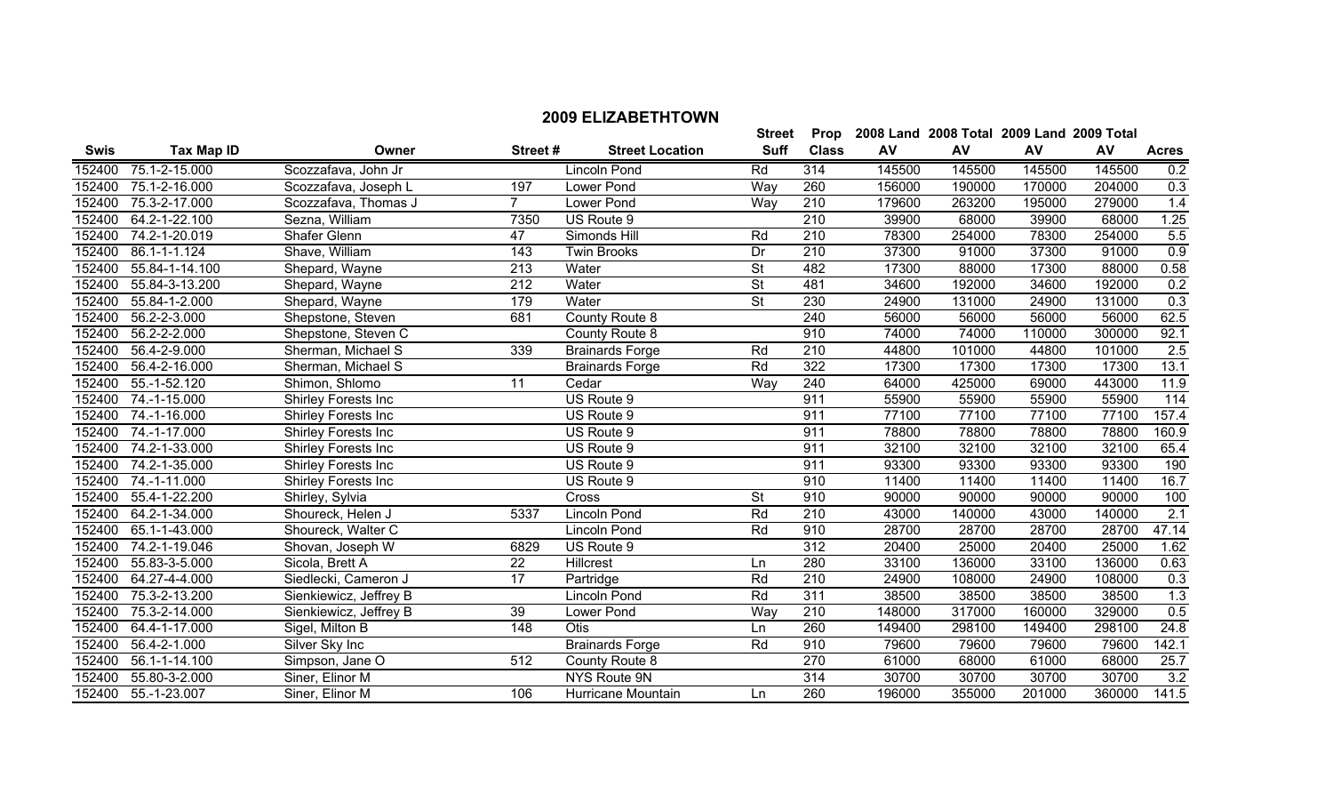## 2009 ELIZABETHTOWN

| Swis | Tax Map ID | Owner | Street # | Street Location | Street Suff | Prop Class | 2008 Land AV | 2008 Total AV | 2009 Land AV | 2009 Total AV | Acres |
|---|---|---|---|---|---|---|---|---|---|---|---|
| 152400 | 75.1-2-15.000 | Scozzafava, John Jr | | Lincoln Pond | Rd | 314 | 145500 | 145500 | 145500 | 145500 | 0.2 |
| 152400 | 75.1-2-16.000 | Scozzafava, Joseph L | 197 | Lower Pond | Way | 260 | 156000 | 190000 | 170000 | 204000 | 0.3 |
| 152400 | 75.3-2-17.000 | Scozzafava, Thomas J | 7 | Lower Pond | Way | 210 | 179600 | 263200 | 195000 | 279000 | 1.4 |
| 152400 | 64.2-1-22.100 | Sezna, William | 7350 | US Route 9 | | 210 | 39900 | 68000 | 39900 | 68000 | 1.25 |
| 152400 | 74.2-1-20.019 | Shafer Glenn | 47 | Simonds Hill | Rd | 210 | 78300 | 254000 | 78300 | 254000 | 5.5 |
| 152400 | 86.1-1-1.124 | Shave, William | 143 | Twin Brooks | Dr | 210 | 37300 | 91000 | 37300 | 91000 | 0.9 |
| 152400 | 55.84-1-14.100 | Shepard, Wayne | 213 | Water | St | 482 | 17300 | 88000 | 17300 | 88000 | 0.58 |
| 152400 | 55.84-3-13.200 | Shepard, Wayne | 212 | Water | St | 481 | 34600 | 192000 | 34600 | 192000 | 0.2 |
| 152400 | 55.84-1-2.000 | Shepard, Wayne | 179 | Water | St | 230 | 24900 | 131000 | 24900 | 131000 | 0.3 |
| 152400 | 56.2-2-3.000 | Shepstone, Steven | 681 | County Route 8 | | 240 | 56000 | 56000 | 56000 | 56000 | 62.5 |
| 152400 | 56.2-2-2.000 | Shepstone, Steven C | | County Route 8 | | 910 | 74000 | 74000 | 110000 | 300000 | 92.1 |
| 152400 | 56.4-2-9.000 | Sherman, Michael S | 339 | Brainards Forge | Rd | 210 | 44800 | 101000 | 44800 | 101000 | 2.5 |
| 152400 | 56.4-2-16.000 | Sherman, Michael S | | Brainards Forge | Rd | 322 | 17300 | 17300 | 17300 | 17300 | 13.1 |
| 152400 | 55.-1-52.120 | Shimon, Shlomo | 11 | Cedar | Way | 240 | 64000 | 425000 | 69000 | 443000 | 11.9 |
| 152400 | 74.-1-15.000 | Shirley Forests Inc | | US Route 9 | | 911 | 55900 | 55900 | 55900 | 55900 | 114 |
| 152400 | 74.-1-16.000 | Shirley Forests Inc | | US Route 9 | | 911 | 77100 | 77100 | 77100 | 77100 | 157.4 |
| 152400 | 74.-1-17.000 | Shirley Forests Inc | | US Route 9 | | 911 | 78800 | 78800 | 78800 | 78800 | 160.9 |
| 152400 | 74.2-1-33.000 | Shirley Forests Inc | | US Route 9 | | 911 | 32100 | 32100 | 32100 | 32100 | 65.4 |
| 152400 | 74.2-1-35.000 | Shirley Forests Inc | | US Route 9 | | 911 | 93300 | 93300 | 93300 | 93300 | 190 |
| 152400 | 74.-1-11.000 | Shirley Forests Inc | | US Route 9 | | 910 | 11400 | 11400 | 11400 | 11400 | 16.7 |
| 152400 | 55.4-1-22.200 | Shirley, Sylvia | | Cross | St | 910 | 90000 | 90000 | 90000 | 90000 | 100 |
| 152400 | 64.2-1-34.000 | Shoureck, Helen J | 5337 | Lincoln Pond | Rd | 210 | 43000 | 140000 | 43000 | 140000 | 2.1 |
| 152400 | 65.1-1-43.000 | Shoureck, Walter C | | Lincoln Pond | Rd | 910 | 28700 | 28700 | 28700 | 28700 | 47.14 |
| 152400 | 74.2-1-19.046 | Shovan, Joseph W | 6829 | US Route 9 | | 312 | 20400 | 25000 | 20400 | 25000 | 1.62 |
| 152400 | 55.83-3-5.000 | Sicola, Brett A | 22 | Hillcrest | Ln | 280 | 33100 | 136000 | 33100 | 136000 | 0.63 |
| 152400 | 64.27-4-4.000 | Siedlecki, Cameron J | 17 | Partridge | Rd | 210 | 24900 | 108000 | 24900 | 108000 | 0.3 |
| 152400 | 75.3-2-13.200 | Sienkiewicz, Jeffrey B | | Lincoln Pond | Rd | 311 | 38500 | 38500 | 38500 | 38500 | 1.3 |
| 152400 | 75.3-2-14.000 | Sienkiewicz, Jeffrey B | 39 | Lower Pond | Way | 210 | 148000 | 317000 | 160000 | 329000 | 0.5 |
| 152400 | 64.4-1-17.000 | Sigel, Milton B | 148 | Otis | Ln | 260 | 149400 | 298100 | 149400 | 298100 | 24.8 |
| 152400 | 56.4-2-1.000 | Silver Sky Inc | | Brainards Forge | Rd | 910 | 79600 | 79600 | 79600 | 79600 | 142.1 |
| 152400 | 56.1-1-14.100 | Simpson, Jane O | 512 | County Route 8 | | 270 | 61000 | 68000 | 61000 | 68000 | 25.7 |
| 152400 | 55.80-3-2.000 | Siner, Elinor M | | NYS Route 9N | | 314 | 30700 | 30700 | 30700 | 30700 | 3.2 |
| 152400 | 55.-1-23.007 | Siner, Elinor M | 106 | Hurricane Mountain | Ln | 260 | 196000 | 355000 | 201000 | 360000 | 141.5 |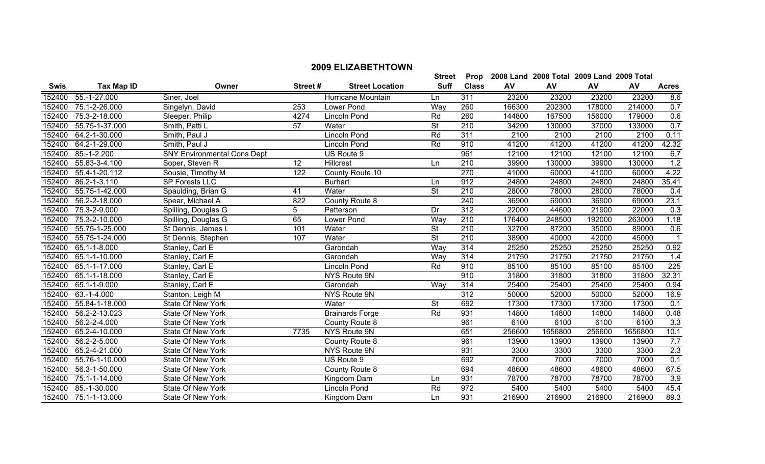# 2009 ELIZABETHTOWN

| Swis | Tax Map ID | Owner | Street # | Street Location | Street Suff | Prop Class | 2008 Land AV | 2008 Total AV | 2009 Land AV | 2009 Total AV | Acres |
|---|---|---|---|---|---|---|---|---|---|---|---|
| 152400 | 55.-1-27.000 | Siner, Joel | | Hurricane Mountain | Ln | 311 | 23200 | 23200 | 23200 | 23200 | 8.6 |
| 152400 | 75.1-2-26.000 | Singelyn, David | 253 | Lower Pond | Way | 260 | 166300 | 202300 | 178000 | 214000 | 0.7 |
| 152400 | 75.3-2-18.000 | Sleeper, Philip | 4274 | Lincoln Pond | Rd | 260 | 144800 | 167500 | 156000 | 179000 | 0.6 |
| 152400 | 55.75-1-37.000 | Smith, Patti L | 57 | Water | St | 210 | 34200 | 130000 | 37000 | 133000 | 0.7 |
| 152400 | 64.2-1-30.000 | Smith, Paul J | | Lincoln Pond | Rd | 311 | 2100 | 2100 | 2100 | 2100 | 0.11 |
| 152400 | 64.2-1-29.000 | Smith, Paul J | | Lincoln Pond | Rd | 910 | 41200 | 41200 | 41200 | 41200 | 42.32 |
| 152400 | 85.-1-2.200 | SNY Environmental Cons Dept | | US Route 9 | | 961 | 12100 | 12100 | 12100 | 12100 | 6.7 |
| 152400 | 55.83-3-4.100 | Soper, Steven R | 12 | Hillcrest | Ln | 210 | 39900 | 130000 | 39900 | 130000 | 1.2 |
| 152400 | 55.4-1-20.112 | Sousie, Timothy M | 122 | County Route 10 | | 270 | 41000 | 60000 | 41000 | 60000 | 4.22 |
| 152400 | 86.2-1-3.110 | SP Forests LLC | | Burhart | Ln | 912 | 24800 | 24800 | 24800 | 24800 | 35.41 |
| 152400 | 55.75-1-42.000 | Spaulding, Brian G | 41 | Water | St | 210 | 28000 | 78000 | 28000 | 78000 | 0.4 |
| 152400 | 56.2-2-18.000 | Spear, Michael A | 822 | County Route 8 | | 240 | 36900 | 69000 | 36900 | 69000 | 23.1 |
| 152400 | 75.3-2-9.000 | Spilling, Douglas G | 5 | Patterson | Dr | 312 | 22000 | 44600 | 21900 | 22000 | 0.3 |
| 152400 | 75.3-2-10.000 | Spilling, Douglas G | 65 | Lower Pond | Way | 210 | 176400 | 248500 | 192000 | 263000 | 1.18 |
| 152400 | 55.75-1-25.000 | St Dennis, James L | 101 | Water | St | 210 | 32700 | 87200 | 35000 | 89000 | 0.6 |
| 152400 | 55.75-1-24.000 | St Dennis, Stephen | 107 | Water | St | 210 | 38900 | 40000 | 42000 | 45000 | 1 |
| 152400 | 65.1-1-8.000 | Stanley, Carl E | | Garondah | Way | 314 | 25250 | 25250 | 25250 | 25250 | 0.92 |
| 152400 | 65.1-1-10.000 | Stanley, Carl E | | Garondah | Way | 314 | 21750 | 21750 | 21750 | 21750 | 1.4 |
| 152400 | 65.1-1-17.000 | Stanley, Carl E | | Lincoln Pond | Rd | 910 | 85100 | 85100 | 85100 | 85100 | 225 |
| 152400 | 65.1-1-18.000 | Stanley, Carl E | | NYS Route 9N | | 910 | 31800 | 31800 | 31800 | 31800 | 32.31 |
| 152400 | 65.1-1-9.000 | Stanley, Carl E | | Garondah | Way | 314 | 25400 | 25400 | 25400 | 25400 | 0.94 |
| 152400 | 63.-1-4.000 | Stanton, Leigh M | | NYS Route 9N | | 312 | 50000 | 52000 | 50000 | 52000 | 16.9 |
| 152400 | 55.84-1-18.000 | State Of New York | | Water | St | 692 | 17300 | 17300 | 17300 | 17300 | 0.1 |
| 152400 | 56.2-2-13.023 | State Of New York | | Brainards Forge | Rd | 931 | 14800 | 14800 | 14800 | 14800 | 0.48 |
| 152400 | 56.2-2-4.000 | State Of New York | | County Route 8 | | 961 | 6100 | 6100 | 6100 | 6100 | 3.3 |
| 152400 | 65.2-4-10.000 | State Of New York | 7735 | NYS Route 9N | | 651 | 256600 | 1656800 | 256600 | 1656800 | 10.1 |
| 152400 | 56.2-2-5.000 | State Of New York | | County Route 8 | | 961 | 13900 | 13900 | 13900 | 13900 | 7.7 |
| 152400 | 65.2-4-21.000 | State Of New York | | NYS Route 9N | | 931 | 3300 | 3300 | 3300 | 3300 | 2.3 |
| 152400 | 55.76-1-10.000 | State Of New York | | US Route 9 | | 692 | 7000 | 7000 | 7000 | 7000 | 0.1 |
| 152400 | 56.3-1-50.000 | State Of New York | | County Route 8 | | 694 | 48600 | 48600 | 48600 | 48600 | 67.5 |
| 152400 | 75.1-1-14.000 | State Of New York | | Kingdom Dam | Ln | 931 | 78700 | 78700 | 78700 | 78700 | 3.9 |
| 152400 | 85.-1-30.000 | State Of New York | | Lincoln Pond | Rd | 972 | 5400 | 5400 | 5400 | 5400 | 45.4 |
| 152400 | 75.1-1-13.000 | State Of New York | | Kingdom Dam | Ln | 931 | 216900 | 216900 | 216900 | 216900 | 89.3 |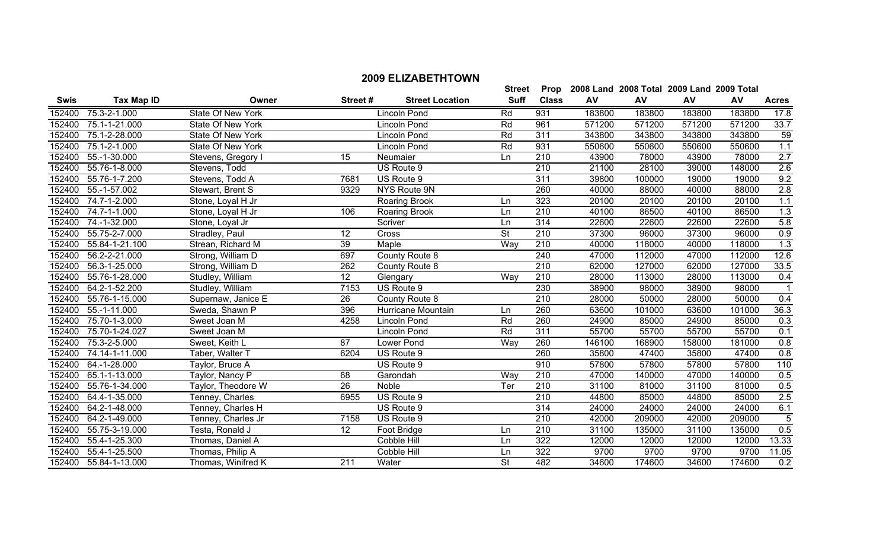## 2009 ELIZABETHTOWN

| Swis | Tax Map ID | Owner | Street # | Street Location | Street Suff | Prop Class | 2008 Land AV | 2008 Total AV | 2009 Land AV | 2009 Total AV | Acres |
|---|---|---|---|---|---|---|---|---|---|---|---|
| 152400 | 75.3-2-1.000 | State Of New York | | Lincoln Pond | Rd | 931 | 183800 | 183800 | 183800 | 183800 | 17.8 |
| 152400 | 75.1-1-21.000 | State Of New York | | Lincoln Pond | Rd | 961 | 571200 | 571200 | 571200 | 571200 | 33.7 |
| 152400 | 75.1-2-28.000 | State Of New York | | Lincoln Pond | Rd | 311 | 343800 | 343800 | 343800 | 343800 | 59 |
| 152400 | 75.1-2-1.000 | State Of New York | | Lincoln Pond | Rd | 931 | 550600 | 550600 | 550600 | 550600 | 1.1 |
| 152400 | 55.-1-30.000 | Stevens, Gregory I | 15 | Neumaier | Ln | 210 | 43900 | 78000 | 43900 | 78000 | 2.7 |
| 152400 | 55.76-1-8.000 | Stevens, Todd | | US Route 9 | | 210 | 21100 | 28100 | 39000 | 148000 | 2.6 |
| 152400 | 55.76-1-7.200 | Stevens, Todd A | 7681 | US Route 9 | | 311 | 39800 | 100000 | 19000 | 19000 | 9.2 |
| 152400 | 55.-1-57.002 | Stewart, Brent S | 9329 | NYS Route 9N | | 260 | 40000 | 88000 | 40000 | 88000 | 2.8 |
| 152400 | 74.7-1-2.000 | Stone, Loyal H Jr | | Roaring Brook | Ln | 323 | 20100 | 20100 | 20100 | 20100 | 1.1 |
| 152400 | 74.7-1-1.000 | Stone, Loyal H Jr | 106 | Roaring Brook | Ln | 210 | 40100 | 86500 | 40100 | 86500 | 1.3 |
| 152400 | 74.-1-32.000 | Stone, Loyal Jr | | Scriver | Ln | 314 | 22600 | 22600 | 22600 | 22600 | 5.8 |
| 152400 | 55.75-2-7.000 | Stradley, Paul | 12 | Cross | St | 210 | 37300 | 96000 | 37300 | 96000 | 0.9 |
| 152400 | 55.84-1-21.100 | Strean, Richard M | 39 | Maple | Way | 210 | 40000 | 118000 | 40000 | 118000 | 1.3 |
| 152400 | 56.2-2-21.000 | Strong, William D | 697 | County Route 8 | | 240 | 47000 | 112000 | 47000 | 112000 | 12.6 |
| 152400 | 56.3-1-25.000 | Strong, William D | 262 | County Route 8 | | 210 | 62000 | 127000 | 62000 | 127000 | 33.5 |
| 152400 | 55.76-1-28.000 | Studley, William | 12 | Glengary | Way | 210 | 28000 | 113000 | 28000 | 113000 | 0.4 |
| 152400 | 64.2-1-52.200 | Studley, William | 7153 | US Route 9 | | 230 | 38900 | 98000 | 38900 | 98000 | 1 |
| 152400 | 55.76-1-15.000 | Supernaw, Janice E | 26 | County Route 8 | | 210 | 28000 | 50000 | 28000 | 50000 | 0.4 |
| 152400 | 55.-1-11.000 | Sweda, Shawn P | 396 | Hurricane Mountain | Ln | 260 | 63600 | 101000 | 63600 | 101000 | 36.3 |
| 152400 | 75.70-1-3.000 | Sweet Joan M | 4258 | Lincoln Pond | Rd | 260 | 24900 | 85000 | 24900 | 85000 | 0.3 |
| 152400 | 75.70-1-24.027 | Sweet Joan M | | Lincoln Pond | Rd | 311 | 55700 | 55700 | 55700 | 55700 | 0.1 |
| 152400 | 75.3-2-5.000 | Sweet, Keith L | 87 | Lower Pond | Way | 260 | 146100 | 168900 | 158000 | 181000 | 0.8 |
| 152400 | 74.14-1-11.000 | Taber, Walter T | 6204 | US Route 9 | | 260 | 35800 | 47400 | 35800 | 47400 | 0.8 |
| 152400 | 64.-1-28.000 | Taylor, Bruce A | | US Route 9 | | 910 | 57800 | 57800 | 57800 | 57800 | 110 |
| 152400 | 65.1-1-13.000 | Taylor, Nancy P | 68 | Garondah | Way | 210 | 47000 | 140000 | 47000 | 140000 | 0.5 |
| 152400 | 55.76-1-34.000 | Taylor, Theodore W | 26 | Noble | Ter | 210 | 31100 | 81000 | 31100 | 81000 | 0.5 |
| 152400 | 64.4-1-35.000 | Tenney, Charles | 6955 | US Route 9 | | 210 | 44800 | 85000 | 44800 | 85000 | 2.5 |
| 152400 | 64.2-1-48.000 | Tenney, Charles H | | US Route 9 | | 314 | 24000 | 24000 | 24000 | 24000 | 6.1 |
| 152400 | 64.2-1-49.000 | Tenney, Charles Jr | 7158 | US Route 9 | | 210 | 42000 | 209000 | 42000 | 209000 | 5 |
| 152400 | 55.75-3-19.000 | Testa, Ronald J | 12 | Foot Bridge | Ln | 210 | 31100 | 135000 | 31100 | 135000 | 0.5 |
| 152400 | 55.4-1-25.300 | Thomas, Daniel A | | Cobble Hill | Ln | 322 | 12000 | 12000 | 12000 | 12000 | 13.33 |
| 152400 | 55.4-1-25.500 | Thomas, Philip A | | Cobble Hill | Ln | 322 | 9700 | 9700 | 9700 | 9700 | 11.05 |
| 152400 | 55.84-1-13.000 | Thomas, Winifred K | 211 | Water | St | 482 | 34600 | 174600 | 34600 | 174600 | 0.2 |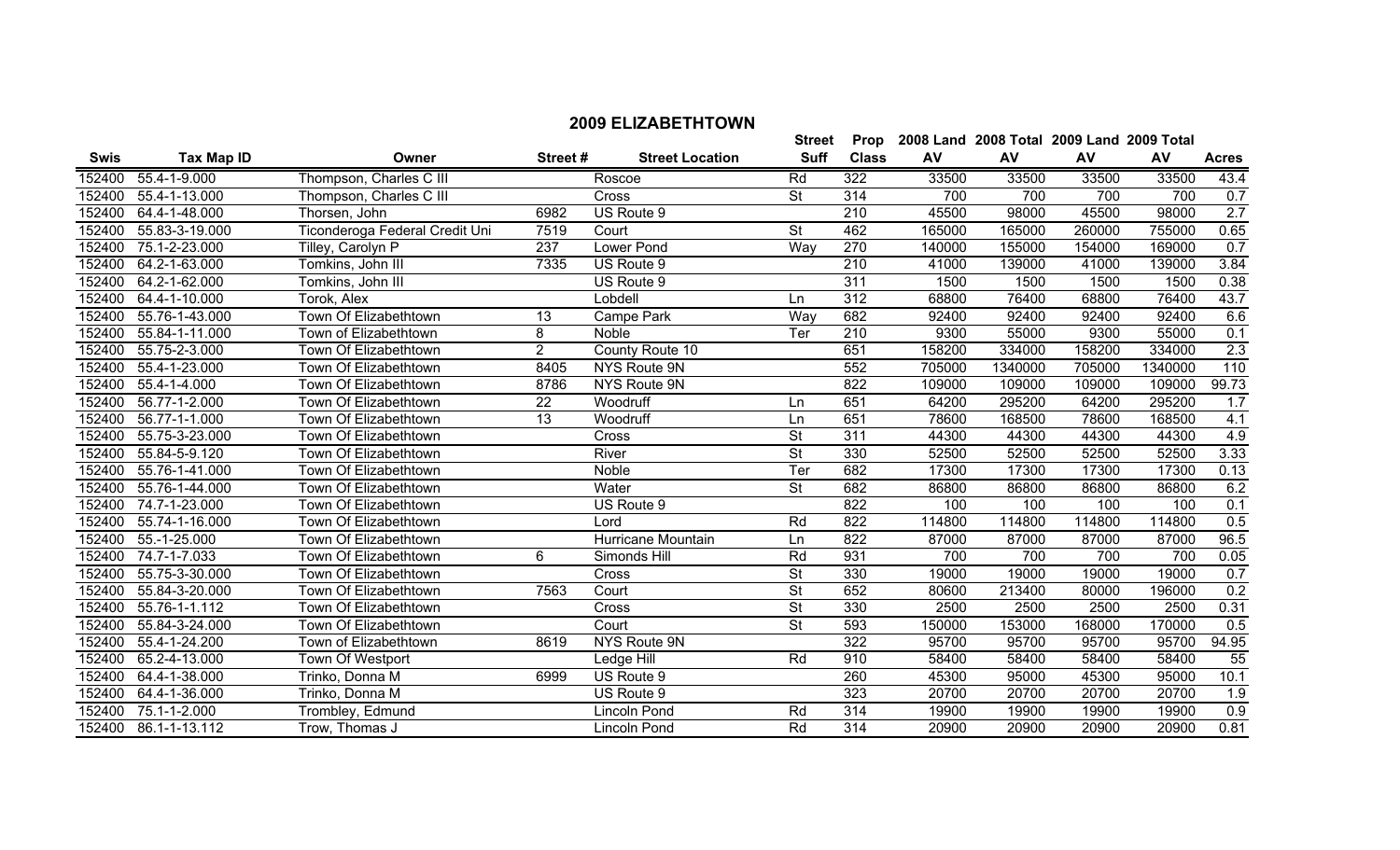## 2009 ELIZABETHTOWN

| Swis | Tax Map ID | Owner | Street # | Street Location | Street Suff | Prop Class | 2008 Land AV | 2008 Total AV | 2009 Land AV | 2009 Total AV | Acres |
|---|---|---|---|---|---|---|---|---|---|---|---|
| 152400 | 55.4-1-9.000 | Thompson, Charles C III | | Roscoe | Rd | 322 | 33500 | 33500 | 33500 | 33500 | 43.4 |
| 152400 | 55.4-1-13.000 | Thompson, Charles C III | | Cross | St | 314 | 700 | 700 | 700 | 700 | 0.7 |
| 152400 | 64.4-1-48.000 | Thorsen, John | 6982 | US Route 9 | | 210 | 45500 | 98000 | 45500 | 98000 | 2.7 |
| 152400 | 55.83-3-19.000 | Ticonderoga Federal Credit Uni | 7519 | Court | St | 462 | 165000 | 165000 | 260000 | 755000 | 0.65 |
| 152400 | 75.1-2-23.000 | Tilley, Carolyn P | 237 | Lower Pond | Way | 270 | 140000 | 155000 | 154000 | 169000 | 0.7 |
| 152400 | 64.2-1-63.000 | Tomkins, John III | 7335 | US Route 9 | | 210 | 41000 | 139000 | 41000 | 139000 | 3.84 |
| 152400 | 64.2-1-62.000 | Tomkins, John III | | US Route 9 | | 311 | 1500 | 1500 | 1500 | 1500 | 0.38 |
| 152400 | 64.4-1-10.000 | Torok, Alex | | Lobdell | Ln | 312 | 68800 | 76400 | 68800 | 76400 | 43.7 |
| 152400 | 55.76-1-43.000 | Town Of Elizabethtown | 13 | Campe Park | Way | 682 | 92400 | 92400 | 92400 | 92400 | 6.6 |
| 152400 | 55.84-1-11.000 | Town of Elizabethtown | 8 | Noble | Ter | 210 | 9300 | 55000 | 9300 | 55000 | 0.1 |
| 152400 | 55.75-2-3.000 | Town Of Elizabethtown | 2 | County Route 10 | | 651 | 158200 | 334000 | 158200 | 334000 | 2.3 |
| 152400 | 55.4-1-23.000 | Town Of Elizabethtown | 8405 | NYS Route 9N | | 552 | 705000 | 1340000 | 705000 | 1340000 | 110 |
| 152400 | 55.4-1-4.000 | Town Of Elizabethtown | 8786 | NYS Route 9N | | 822 | 109000 | 109000 | 109000 | 109000 | 99.73 |
| 152400 | 56.77-1-2.000 | Town Of Elizabethtown | 22 | Woodruff | Ln | 651 | 64200 | 295200 | 64200 | 295200 | 1.7 |
| 152400 | 56.77-1-1.000 | Town Of Elizabethtown | 13 | Woodruff | Ln | 651 | 78600 | 168500 | 78600 | 168500 | 4.1 |
| 152400 | 55.75-3-23.000 | Town Of Elizabethtown | | Cross | St | 311 | 44300 | 44300 | 44300 | 44300 | 4.9 |
| 152400 | 55.84-5-9.120 | Town Of Elizabethtown | | River | St | 330 | 52500 | 52500 | 52500 | 52500 | 3.33 |
| 152400 | 55.76-1-41.000 | Town Of Elizabethtown | | Noble | Ter | 682 | 17300 | 17300 | 17300 | 17300 | 0.13 |
| 152400 | 55.76-1-44.000 | Town Of Elizabethtown | | Water | St | 682 | 86800 | 86800 | 86800 | 86800 | 6.2 |
| 152400 | 74.7-1-23.000 | Town Of Elizabethtown | | US Route 9 | | 822 | 100 | 100 | 100 | 100 | 0.1 |
| 152400 | 55.74-1-16.000 | Town Of Elizabethtown | | Lord | Rd | 822 | 114800 | 114800 | 114800 | 114800 | 0.5 |
| 152400 | 55.-1-25.000 | Town Of Elizabethtown | | Hurricane Mountain | Ln | 822 | 87000 | 87000 | 87000 | 87000 | 96.5 |
| 152400 | 74.7-1-7.033 | Town Of Elizabethtown | 6 | Simonds Hill | Rd | 931 | 700 | 700 | 700 | 700 | 0.05 |
| 152400 | 55.75-3-30.000 | Town Of Elizabethtown | | Cross | St | 330 | 19000 | 19000 | 19000 | 19000 | 0.7 |
| 152400 | 55.84-3-20.000 | Town Of Elizabethtown | 7563 | Court | St | 652 | 80600 | 213400 | 80000 | 196000 | 0.2 |
| 152400 | 55.76-1-1.112 | Town Of Elizabethtown | | Cross | St | 330 | 2500 | 2500 | 2500 | 2500 | 0.31 |
| 152400 | 55.84-3-24.000 | Town Of Elizabethtown | | Court | St | 593 | 150000 | 153000 | 168000 | 170000 | 0.5 |
| 152400 | 55.4-1-24.200 | Town of Elizabethtown | 8619 | NYS Route 9N | | 322 | 95700 | 95700 | 95700 | 95700 | 94.95 |
| 152400 | 65.2-4-13.000 | Town Of Westport | | Ledge Hill | Rd | 910 | 58400 | 58400 | 58400 | 58400 | 55 |
| 152400 | 64.4-1-38.000 | Trinko, Donna M | 6999 | US Route 9 | | 260 | 45300 | 95000 | 45300 | 95000 | 10.1 |
| 152400 | 64.4-1-36.000 | Trinko, Donna M | | US Route 9 | | 323 | 20700 | 20700 | 20700 | 20700 | 1.9 |
| 152400 | 75.1-1-2.000 | Trombley, Edmund | | Lincoln Pond | Rd | 314 | 19900 | 19900 | 19900 | 19900 | 0.9 |
| 152400 | 86.1-1-13.112 | Trow, Thomas J | | Lincoln Pond | Rd | 314 | 20900 | 20900 | 20900 | 20900 | 0.81 |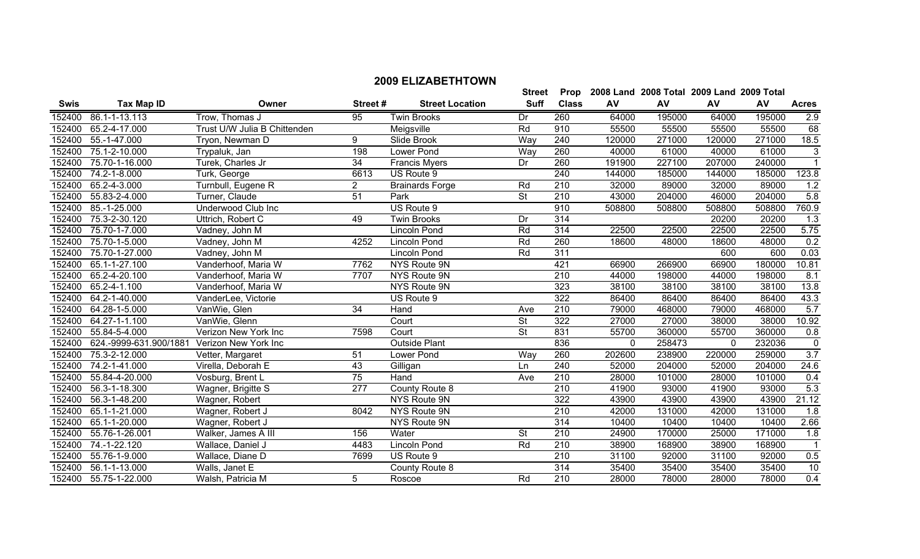# 2009 ELIZABETHTOWN

| Swis | Tax Map ID | Owner | Street # | Street Location | Street Suff | Prop Class | 2008 Land AV | 2008 Total AV | 2009 Land AV | 2009 Total AV | Acres |
|---|---|---|---|---|---|---|---|---|---|---|---|
| 152400 | 86.1-1-13.113 | Trow, Thomas J | 95 | Twin Brooks | Dr | 260 | 64000 | 195000 | 64000 | 195000 | 2.9 |
| 152400 | 65.2-4-17.000 | Trust U/W Julia B Chittenden | | Meigsville | Rd | 910 | 55500 | 55500 | 55500 | 55500 | 68 |
| 152400 | 55.-1-47.000 | Tryon, Newman D | 9 | Slide Brook | Way | 240 | 120000 | 271000 | 120000 | 271000 | 18.5 |
| 152400 | 75.1-2-10.000 | Trypaluk, Jan | 198 | Lower Pond | Way | 260 | 40000 | 61000 | 40000 | 61000 | 3 |
| 152400 | 75.70-1-16.000 | Turek, Charles Jr | 34 | Francis Myers | Dr | 260 | 191900 | 227100 | 207000 | 240000 | 1 |
| 152400 | 74.2-1-8.000 | Turk, George | 6613 | US Route 9 | | 240 | 144000 | 185000 | 144000 | 185000 | 123.8 |
| 152400 | 65.2-4-3.000 | Turnbull, Eugene R | 2 | Brainards Forge | Rd | 210 | 32000 | 89000 | 32000 | 89000 | 1.2 |
| 152400 | 55.83-2-4.000 | Turner, Claude | 51 | Park | St | 210 | 43000 | 204000 | 46000 | 204000 | 5.8 |
| 152400 | 85.-1-25.000 | Underwood Club Inc | | US Route 9 | | 910 | 508800 | 508800 | 508800 | 508800 | 760.9 |
| 152400 | 75.3-2-30.120 | Uttrich, Robert C | 49 | Twin Brooks | Dr | 314 | | | 20200 | 20200 | 1.3 |
| 152400 | 75.70-1-7.000 | Vadney, John M | | Lincoln Pond | Rd | 314 | 22500 | 22500 | 22500 | 22500 | 5.75 |
| 152400 | 75.70-1-5.000 | Vadney, John M | 4252 | Lincoln Pond | Rd | 260 | 18600 | 48000 | 18600 | 48000 | 0.2 |
| 152400 | 75.70-1-27.000 | Vadney, John M | | Lincoln Pond | Rd | 311 | | | 600 | 600 | 0.03 |
| 152400 | 65.1-1-27.100 | Vanderhoof, Maria W | 7762 | NYS Route 9N | | 421 | 66900 | 266900 | 66900 | 180000 | 10.81 |
| 152400 | 65.2-4-20.100 | Vanderhoof, Maria W | 7707 | NYS Route 9N | | 210 | 44000 | 198000 | 44000 | 198000 | 8.1 |
| 152400 | 65.2-4-1.100 | Vanderhoof, Maria W | | NYS Route 9N | | 323 | 38100 | 38100 | 38100 | 38100 | 13.8 |
| 152400 | 64.2-1-40.000 | VanderLee, Victorie | | US Route 9 | | 322 | 86400 | 86400 | 86400 | 86400 | 43.3 |
| 152400 | 64.28-1-5.000 | VanWie, Glen | 34 | Hand | Ave | 210 | 79000 | 468000 | 79000 | 468000 | 5.7 |
| 152400 | 64.27-1-1.100 | VanWie, Glenn | | Court | St | 322 | 27000 | 27000 | 38000 | 38000 | 10.92 |
| 152400 | 55.84-5-4.000 | Verizon New York Inc | 7598 | Court | St | 831 | 55700 | 360000 | 55700 | 360000 | 0.8 |
| 152400 | 624.-9999-631.900/1881 | Verizon New York Inc | | Outside Plant | | 836 | 0 | 258473 | 0 | 232036 | 0 |
| 152400 | 75.3-2-12.000 | Vetter, Margaret | 51 | Lower Pond | Way | 260 | 202600 | 238900 | 220000 | 259000 | 3.7 |
| 152400 | 74.2-1-41.000 | Virella, Deborah E | 43 | Gilligan | Ln | 240 | 52000 | 204000 | 52000 | 204000 | 24.6 |
| 152400 | 55.84-4-20.000 | Vosburg, Brent L | 75 | Hand | Ave | 210 | 28000 | 101000 | 28000 | 101000 | 0.4 |
| 152400 | 56.3-1-18.300 | Wagner, Brigitte S | 277 | County Route 8 | | 210 | 41900 | 93000 | 41900 | 93000 | 5.3 |
| 152400 | 56.3-1-48.200 | Wagner, Robert | | NYS Route 9N | | 322 | 43900 | 43900 | 43900 | 43900 | 21.12 |
| 152400 | 65.1-1-21.000 | Wagner, Robert J | 8042 | NYS Route 9N | | 210 | 42000 | 131000 | 42000 | 131000 | 1.8 |
| 152400 | 65.1-1-20.000 | Wagner, Robert J | | NYS Route 9N | | 314 | 10400 | 10400 | 10400 | 10400 | 2.66 |
| 152400 | 55.76-1-26.001 | Walker, James A III | 156 | Water | St | 210 | 24900 | 170000 | 25000 | 171000 | 1.8 |
| 152400 | 74.-1-22.120 | Wallace, Daniel J | 4483 | Lincoln Pond | Rd | 210 | 38900 | 168900 | 38900 | 168900 | 1 |
| 152400 | 55.76-1-9.000 | Wallace, Diane D | 7699 | US Route 9 | | 210 | 31100 | 92000 | 31100 | 92000 | 0.5 |
| 152400 | 56.1-1-13.000 | Walls, Janet E | | County Route 8 | | 314 | 35400 | 35400 | 35400 | 35400 | 10 |
| 152400 | 55.75-1-22.000 | Walsh, Patricia M | 5 | Roscoe | Rd | 210 | 28000 | 78000 | 28000 | 78000 | 0.4 |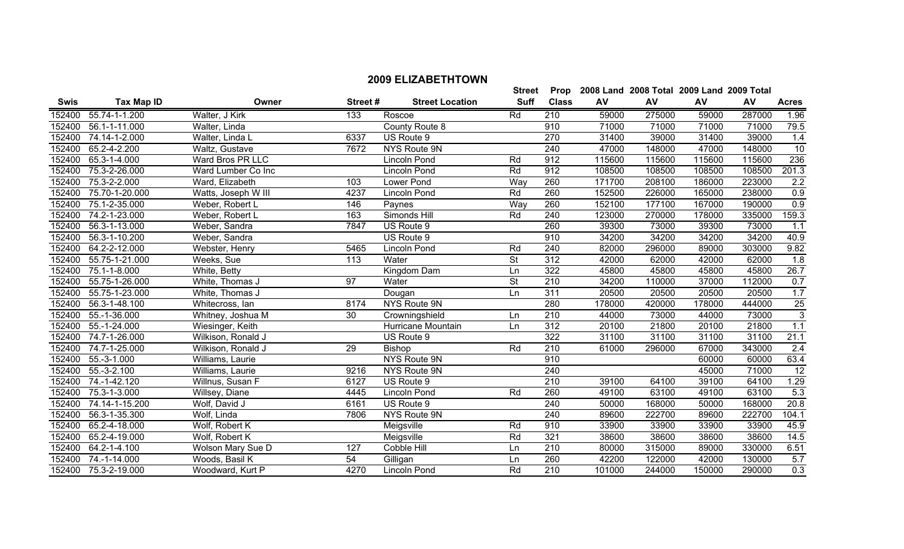# 2009 ELIZABETHTOWN

| Swis | Tax Map ID | Owner | Street # | Street Location | Street Suff | Prop Class | 2008 Land AV | 2008 Total AV | 2009 Land AV | 2009 Total AV | Acres |
|---|---|---|---|---|---|---|---|---|---|---|---|
| 152400 | 55.74-1-1.200 | Walter, J Kirk | 133 | Roscoe | Rd | 210 | 59000 | 275000 | 59000 | 287000 | 1.96 |
| 152400 | 56.1-1-11.000 | Walter, Linda | | County Route 8 | | 910 | 71000 | 71000 | 71000 | 71000 | 79.5 |
| 152400 | 74.14-1-2.000 | Walter, Linda L | 6337 | US Route 9 | | 270 | 31400 | 39000 | 31400 | 39000 | 1.4 |
| 152400 | 65.2-4-2.200 | Waltz, Gustave | 7672 | NYS Route 9N | | 240 | 47000 | 148000 | 47000 | 148000 | 10 |
| 152400 | 65.3-1-4.000 | Ward Bros PR LLC | | Lincoln Pond | Rd | 912 | 115600 | 115600 | 115600 | 115600 | 236 |
| 152400 | 75.3-2-26.000 | Ward Lumber Co Inc | | Lincoln Pond | Rd | 912 | 108500 | 108500 | 108500 | 108500 | 201.3 |
| 152400 | 75.3-2-2.000 | Ward, Elizabeth | 103 | Lower Pond | Way | 260 | 171700 | 208100 | 186000 | 223000 | 2.2 |
| 152400 | 75.70-1-20.000 | Watts, Joseph W III | 4237 | Lincoln Pond | Rd | 260 | 152500 | 226000 | 165000 | 238000 | 0.9 |
| 152400 | 75.1-2-35.000 | Weber, Robert L | 146 | Paynes | Way | 260 | 152100 | 177100 | 167000 | 190000 | 0.9 |
| 152400 | 74.2-1-23.000 | Weber, Robert L | 163 | Simonds Hill | Rd | 240 | 123000 | 270000 | 178000 | 335000 | 159.3 |
| 152400 | 56.3-1-13.000 | Weber, Sandra | 7847 | US Route 9 | | 260 | 39300 | 73000 | 39300 | 73000 | 1.1 |
| 152400 | 56.3-1-10.200 | Weber, Sandra | | US Route 9 | | 910 | 34200 | 34200 | 34200 | 34200 | 40.9 |
| 152400 | 64.2-2-12.000 | Webster, Henry | 5465 | Lincoln Pond | Rd | 240 | 82000 | 296000 | 89000 | 303000 | 9.82 |
| 152400 | 55.75-1-21.000 | Weeks, Sue | 113 | Water | St | 312 | 42000 | 62000 | 42000 | 62000 | 1.8 |
| 152400 | 75.1-1-8.000 | White, Betty | | Kingdom Dam | Ln | 322 | 45800 | 45800 | 45800 | 45800 | 26.7 |
| 152400 | 55.75-1-26.000 | White, Thomas J | 97 | Water | St | 210 | 34200 | 110000 | 37000 | 112000 | 0.7 |
| 152400 | 55.75-1-23.000 | White, Thomas J | | Dougan | Ln | 311 | 20500 | 20500 | 20500 | 20500 | 1.7 |
| 152400 | 56.3-1-48.100 | Whitecross, Ian | 8174 | NYS Route 9N | | 280 | 178000 | 420000 | 178000 | 444000 | 25 |
| 152400 | 55.-1-36.000 | Whitney, Joshua M | 30 | Crowningshield | Ln | 210 | 44000 | 73000 | 44000 | 73000 | 3 |
| 152400 | 55.-1-24.000 | Wiesinger, Keith | | Hurricane Mountain | Ln | 312 | 20100 | 21800 | 20100 | 21800 | 1.1 |
| 152400 | 74.7-1-26.000 | Wilkison, Ronald J | | US Route 9 | | 322 | 31100 | 31100 | 31100 | 31100 | 21.1 |
| 152400 | 74.7-1-25.000 | Wilkison, Ronald J | 29 | Bishop | Rd | 210 | 61000 | 296000 | 67000 | 343000 | 2.4 |
| 152400 | 55.-3-1.000 | Williams, Laurie | | NYS Route 9N | | 910 | | | 60000 | 60000 | 63.4 |
| 152400 | 55.-3-2.100 | Williams, Laurie | 9216 | NYS Route 9N | | 240 | | | 45000 | 71000 | 12 |
| 152400 | 74.-1-42.120 | Willnus, Susan F | 6127 | US Route 9 | | 210 | 39100 | 64100 | 39100 | 64100 | 1.29 |
| 152400 | 75.3-1-3.000 | Willsey, Diane | 4445 | Lincoln Pond | Rd | 260 | 49100 | 63100 | 49100 | 63100 | 5.3 |
| 152400 | 74.14-1-15.200 | Wolf, David J | 6161 | US Route 9 | | 240 | 50000 | 168000 | 50000 | 168000 | 20.8 |
| 152400 | 56.3-1-35.300 | Wolf, Linda | 7806 | NYS Route 9N | | 240 | 89600 | 222700 | 89600 | 222700 | 104.1 |
| 152400 | 65.2-4-18.000 | Wolf, Robert K | | Meigsville | Rd | 910 | 33900 | 33900 | 33900 | 33900 | 45.9 |
| 152400 | 65.2-4-19.000 | Wolf, Robert K | | Meigsville | Rd | 321 | 38600 | 38600 | 38600 | 38600 | 14.5 |
| 152400 | 64.2-1-4.100 | Wolson Mary Sue D | 127 | Cobble Hill | Ln | 210 | 80000 | 315000 | 89000 | 330000 | 6.51 |
| 152400 | 74.-1-14.000 | Woods, Basil K | 54 | Gilligan | Ln | 260 | 42200 | 122000 | 42000 | 130000 | 5.7 |
| 152400 | 75.3-2-19.000 | Woodward, Kurt P | 4270 | Lincoln Pond | Rd | 210 | 101000 | 244000 | 150000 | 290000 | 0.3 |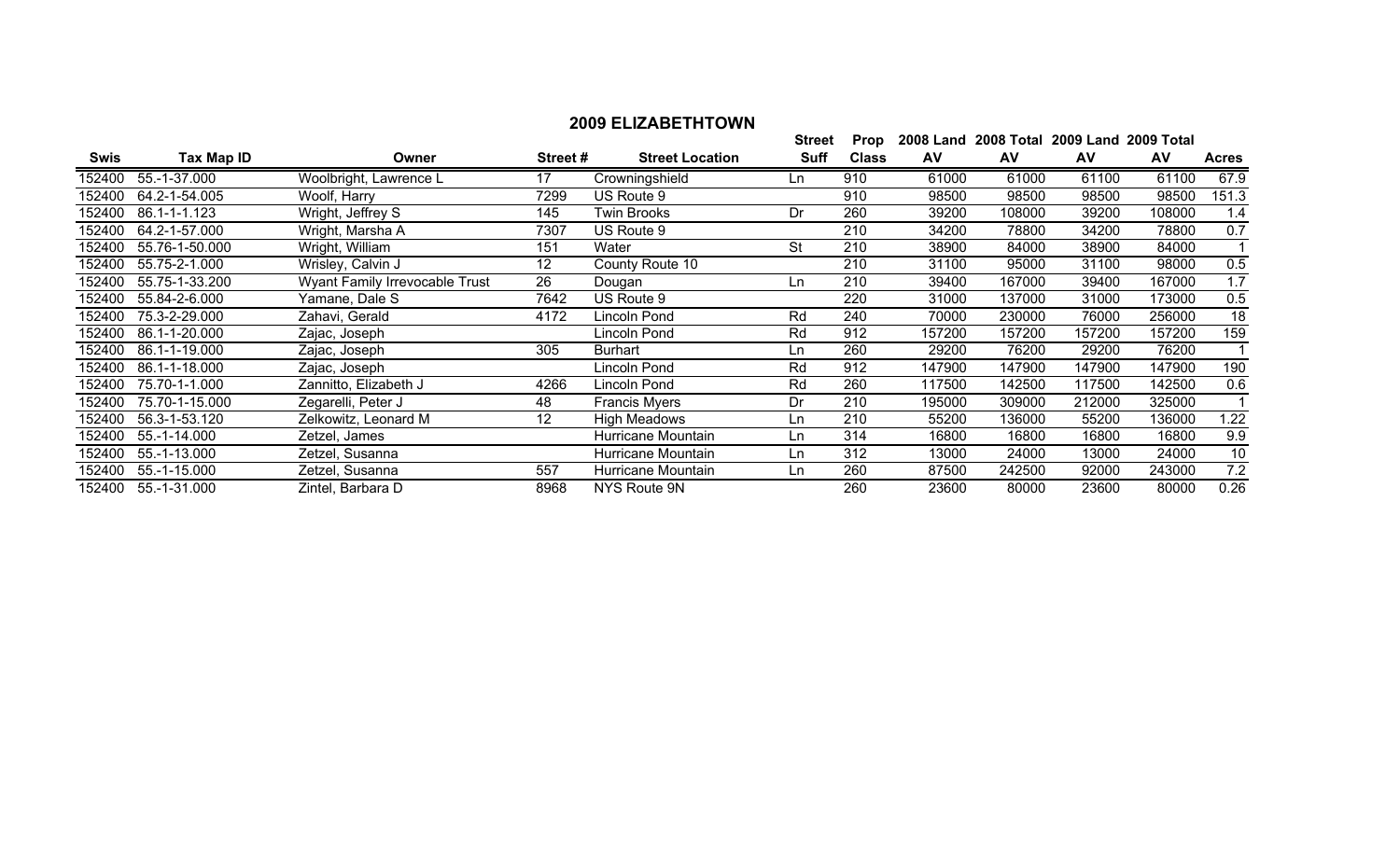## 2009 ELIZABETHTOWN

| Swis | Tax Map ID | Owner | Street # | Street Location | Street Suff | Prop Class | 2008 Land AV | 2008 Total AV | 2009 Land AV | 2009 Total AV | Acres |
|---|---|---|---|---|---|---|---|---|---|---|---|
| 152400 | 55.-1-37.000 | Woolbright, Lawrence L | 17 | Crowningshield | Ln | 910 | 61000 | 61000 | 61100 | 61100 | 67.9 |
| 152400 | 64.2-1-54.005 | Woolf, Harry | 7299 | US Route 9 | | 910 | 98500 | 98500 | 98500 | 98500 | 151.3 |
| 152400 | 86.1-1-1.123 | Wright, Jeffrey S | 145 | Twin Brooks | Dr | 260 | 39200 | 108000 | 39200 | 108000 | 1.4 |
| 152400 | 64.2-1-57.000 | Wright, Marsha A | 7307 | US Route 9 | | 210 | 34200 | 78800 | 34200 | 78800 | 0.7 |
| 152400 | 55.76-1-50.000 | Wright, William | 151 | Water | St | 210 | 38900 | 84000 | 38900 | 84000 | 1 |
| 152400 | 55.75-2-1.000 | Wrisley, Calvin J | 12 | County Route 10 | | 210 | 31100 | 95000 | 31100 | 98000 | 0.5 |
| 152400 | 55.75-1-33.200 | Wyant Family Irrevocable Trust | 26 | Dougan | Ln | 210 | 39400 | 167000 | 39400 | 167000 | 1.7 |
| 152400 | 55.84-2-6.000 | Yamane, Dale S | 7642 | US Route 9 | | 220 | 31000 | 137000 | 31000 | 173000 | 0.5 |
| 152400 | 75.3-2-29.000 | Zahavi, Gerald | 4172 | Lincoln Pond | Rd | 240 | 70000 | 230000 | 76000 | 256000 | 18 |
| 152400 | 86.1-1-20.000 | Zajac, Joseph | | Lincoln Pond | Rd | 912 | 157200 | 157200 | 157200 | 157200 | 159 |
| 152400 | 86.1-1-19.000 | Zajac, Joseph | 305 | Burhart | Ln | 260 | 29200 | 76200 | 29200 | 76200 | 1 |
| 152400 | 86.1-1-18.000 | Zajac, Joseph | | Lincoln Pond | Rd | 912 | 147900 | 147900 | 147900 | 147900 | 190 |
| 152400 | 75.70-1-1.000 | Zannitto, Elizabeth J | 4266 | Lincoln Pond | Rd | 260 | 117500 | 142500 | 117500 | 142500 | 0.6 |
| 152400 | 75.70-1-15.000 | Zegarelli, Peter J | 48 | Francis Myers | Dr | 210 | 195000 | 309000 | 212000 | 325000 | 1 |
| 152400 | 56.3-1-53.120 | Zelkowitz, Leonard M | 12 | High Meadows | Ln | 210 | 55200 | 136000 | 55200 | 136000 | 1.22 |
| 152400 | 55.-1-14.000 | Zetzel, James | | Hurricane Mountain | Ln | 314 | 16800 | 16800 | 16800 | 16800 | 9.9 |
| 152400 | 55.-1-13.000 | Zetzel, Susanna | | Hurricane Mountain | Ln | 312 | 13000 | 24000 | 13000 | 24000 | 10 |
| 152400 | 55.-1-15.000 | Zetzel, Susanna | 557 | Hurricane Mountain | Ln | 260 | 87500 | 242500 | 92000 | 243000 | 7.2 |
| 152400 | 55.-1-31.000 | Zintel, Barbara D | 8968 | NYS Route 9N | | 260 | 23600 | 80000 | 23600 | 80000 | 0.26 |